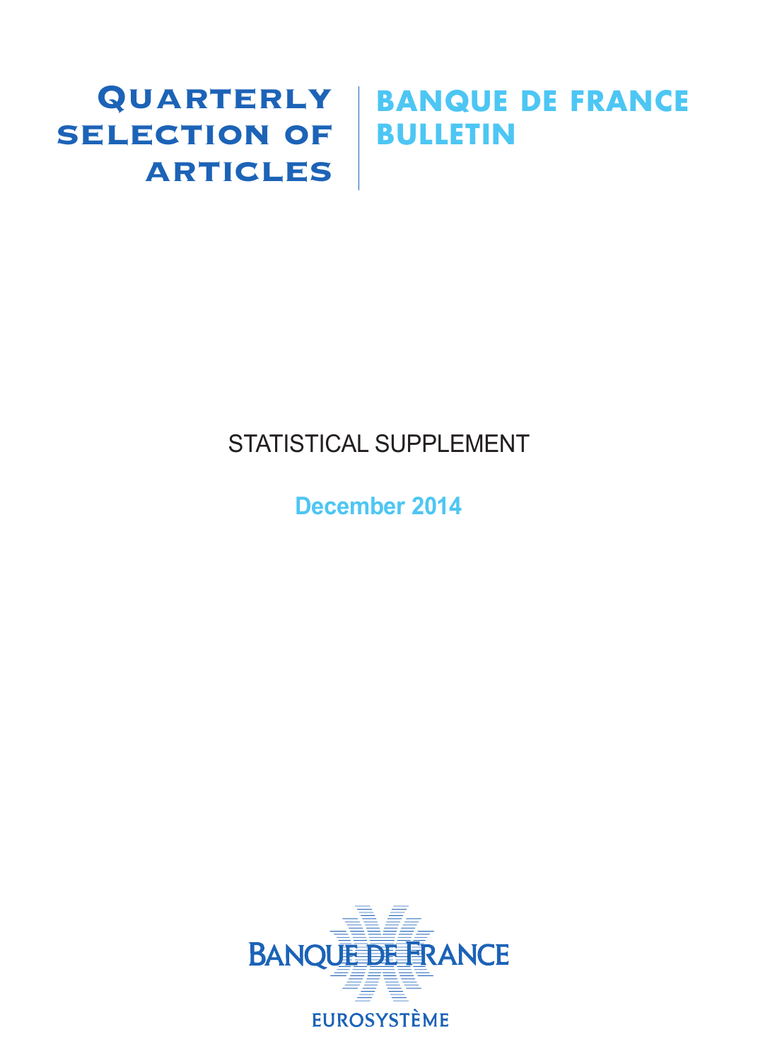# Quarterly selection of articles

# Banque de France Bulletin

## STATISTICAL SUPPLEMENT

**December 2014**

BANQUE DE FRANCE

EUROSYSTÈME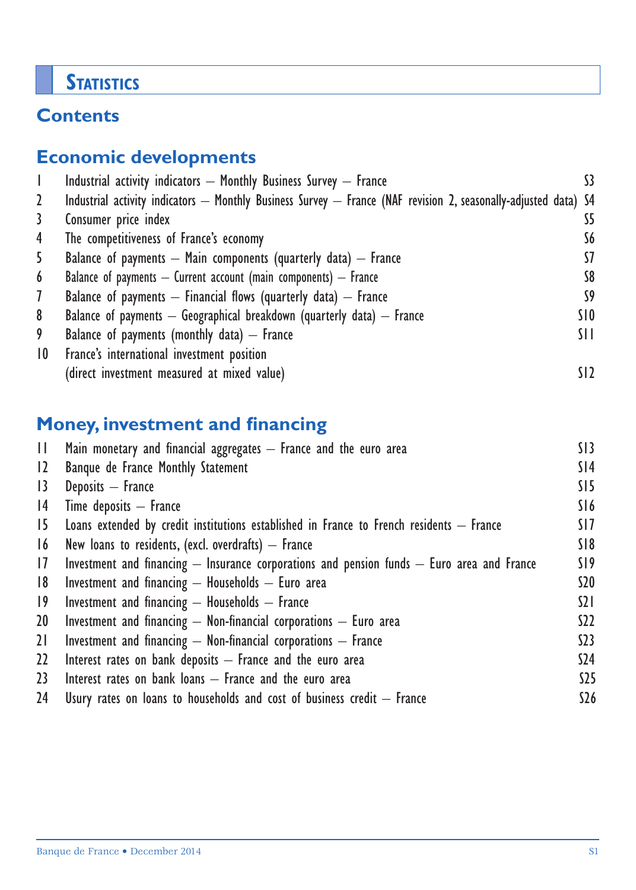# Statistics

## Contents

### Economic developments

| | | |
|---|---|---|
| 1 | Industrial activity indicators – Monthly Business Survey – France | S3 |
| 2 | Industrial activity indicators – Monthly Business Survey – France (NAF revision 2, seasonally-adjusted data) | S4 |
| 3 | Consumer price index | S5 |
| 4 | The competitiveness of France's economy | S6 |
| 5 | Balance of payments – Main components (quarterly data) – France | S7 |
| 6 | Balance of payments – Current account (main components) – France | S8 |
| 7 | Balance of payments – Financial flows (quarterly data) – France | S9 |
| 8 | Balance of payments – Geographical breakdown (quarterly data) – France | S10 |
| 9 | Balance of payments (monthly data) – France | S11 |
| 10 | France's international investment position (direct investment measured at mixed value) | S12 |

### Money, investment and financing

| | | |
|---|---|---|
| 11 | Main monetary and financial aggregates – France and the euro area | S13 |
| 12 | Banque de France Monthly Statement | S14 |
| 13 | Deposits – France | S15 |
| 14 | Time deposits – France | S16 |
| 15 | Loans extended by credit institutions established in France to French residents – France | S17 |
| 16 | New loans to residents, (excl. overdrafts) – France | S18 |
| 17 | Investment and financing – Insurance corporations and pension funds – Euro area and France | S19 |
| 18 | Investment and financing – Households – Euro area | S20 |
| 19 | Investment and financing – Households – France | S21 |
| 20 | Investment and financing – Non-financial corporations – Euro area | S22 |
| 21 | Investment and financing – Non-financial corporations – France | S23 |
| 22 | Interest rates on bank deposits – France and the euro area | S24 |
| 23 | Interest rates on bank loans – France and the euro area | S25 |
| 24 | Usury rates on loans to households and cost of business credit – France | S26 |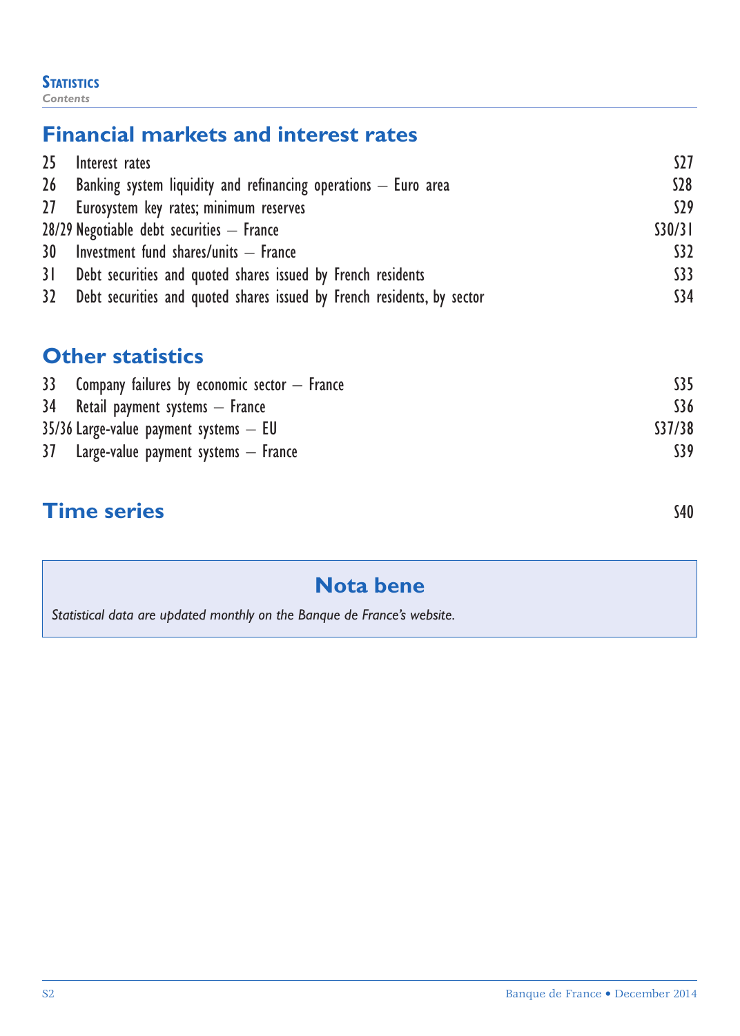## Financial markets and interest rates

| | | |
|---|---|---|
| 25 | Interest rates | S27 |
| 26 | Banking system liquidity and refinancing operations – Euro area | S28 |
| 27 | Eurosystem key rates; minimum reserves | S29 |
| 28/29 | Negotiable debt securities – France | S30/31 |
| 30 | Investment fund shares/units – France | S32 |
| 31 | Debt securities and quoted shares issued by French residents | S33 |
| 32 | Debt securities and quoted shares issued by French residents, by sector | S34 |

## Other statistics

| | | |
|---|---|---|
| 33 | Company failures by economic sector – France | S35 |
| 34 | Retail payment systems – France | S36 |
| 35/36 | Large-value payment systems – EU | S37/38 |
| 37 | Large-value payment systems – France | S39 |

## Time series S40

### Nota bene

*Statistical data are updated monthly on the Banque de France's website.*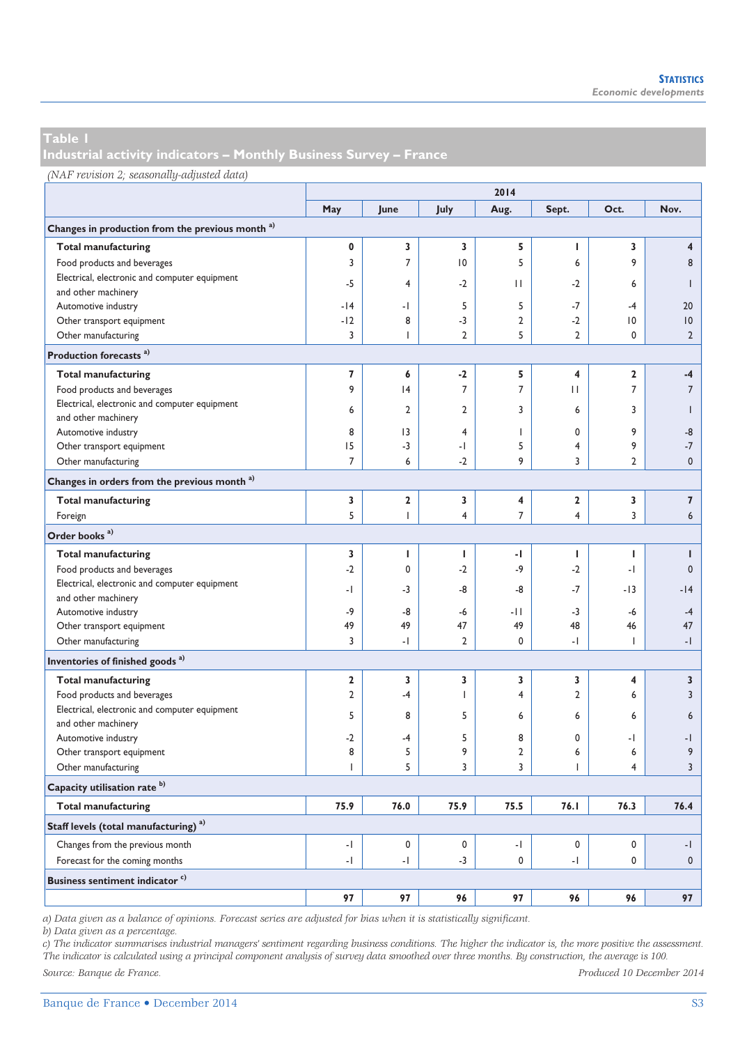## Table 1
## Industrial activity indicators – Monthly Business Survey – France

*(NAF revision 2; seasonally-adjusted data)*

| | 2014 | | | | | | |
|---|---|---|---|---|---|---|---|
| | May | June | July | Aug. | Sept. | Oct. | Nov. |
| **Changes in production from the previous month** [a] | | | | | | | |
| **Total manufacturing** | **0** | **3** | **3** | **5** | **1** | **3** | **4** |
| Food products and beverages | 3 | 7 | 10 | 5 | 6 | 9 | 8 |
| Electrical, electronic and computer equipment and other machinery | -5 | 4 | -2 | 11 | -2 | 6 | 1 |
| Automotive industry | -14 | -1 | 5 | 5 | -7 | -4 | 20 |
| Other transport equipment | -12 | 8 | -3 | 2 | -2 | 10 | 10 |
| Other manufacturing | 3 | 1 | 2 | 5 | 2 | 0 | 2 |
| **Production forecasts** [a] | | | | | | | |
| **Total manufacturing** | **7** | **6** | **-2** | **5** | **4** | **2** | **-4** |
| Food products and beverages | 9 | 14 | 7 | 7 | 11 | 7 | 7 |
| Electrical, electronic and computer equipment and other machinery | 6 | 2 | 2 | 3 | 6 | 3 | 1 |
| Automotive industry | 8 | 13 | 4 | 1 | 0 | 9 | -8 |
| Other transport equipment | 15 | -3 | -1 | 5 | 4 | 9 | -7 |
| Other manufacturing | 7 | 6 | -2 | 9 | 3 | 2 | 0 |
| **Changes in orders from the previous month** [a] | | | | | | | |
| **Total manufacturing** | **3** | **2** | **3** | **4** | **2** | **3** | **7** |
| Foreign | 5 | 1 | 4 | 7 | 4 | 3 | 6 |
| **Order books** [a] | | | | | | | |
| **Total manufacturing** | **3** | **1** | **1** | **-1** | **1** | **1** | **1** |
| Food products and beverages | -2 | 0 | -2 | -9 | -2 | -1 | 0 |
| Electrical, electronic and computer equipment and other machinery | -1 | -3 | -8 | -8 | -7 | -13 | -14 |
| Automotive industry | -9 | -8 | -6 | -11 | -3 | -6 | -4 |
| Other transport equipment | 49 | 49 | 47 | 49 | 48 | 46 | 47 |
| Other manufacturing | 3 | -1 | 2 | 0 | -1 | 1 | -1 |
| **Inventories of finished goods** [a] | | | | | | | |
| **Total manufacturing** | **2** | **3** | **3** | **3** | **3** | **4** | **3** |
| Food products and beverages | 2 | -4 | 1 | 4 | 2 | 6 | 3 |
| Electrical, electronic and computer equipment and other machinery | 5 | 8 | 5 | 6 | 6 | 6 | 6 |
| Automotive industry | -2 | -4 | 5 | 8 | 0 | -1 | -1 |
| Other transport equipment | 8 | 5 | 9 | 2 | 6 | 6 | 9 |
| Other manufacturing | 1 | 5 | 3 | 3 | 1 | 4 | 3 |
| **Capacity utilisation rate** [b] | | | | | | | |
| **Total manufacturing** | **75.9** | **76.0** | **75.9** | **75.5** | **76.1** | **76.3** | **76.4** |
| **Staff levels (total manufacturing)** [a] | | | | | | | |
| Changes from the previous month | -1 | 0 | 0 | -1 | 0 | 0 | -1 |
| Forecast for the coming months | -1 | -1 | -3 | 0 | -1 | 0 | 0 |
| **Business sentiment indicator** [c] | | | | | | | |
| | **97** | **97** | **96** | **97** | **96** | **96** | **97** |

*a) Data given as a balance of opinions. Forecast series are adjusted for bias when it is statistically significant.*
*b) Data given as a percentage.*
*c) The indicator summarises industrial managers' sentiment regarding business conditions. The higher the indicator is, the more positive the assessment. The indicator is calculated using a principal component analysis of survey data smoothed over three months. By construction, the average is 100.*

*Source: Banque de France.* *Produced 10 December 2014*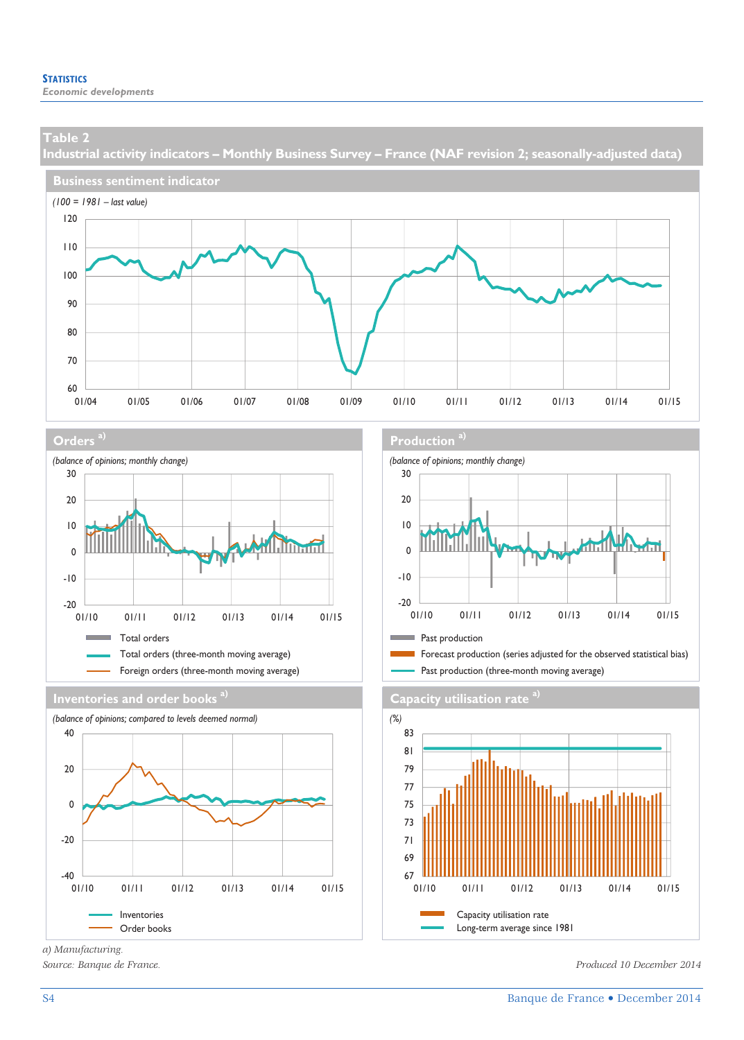## Table 2

## Industrial activity indicators – Monthly Business Survey – France (NAF revision 2; seasonally-adjusted data)

### Business sentiment indicator

*(100 = 1981 – last value)*

### Orders [a)]

*(balance of opinions; monthly change)*

Total orders
Total orders (three-month moving average)
Foreign orders (three-month moving average)

### Production [a)]

*(balance of opinions; monthly change)*

Past production
Forecast production (series adjusted for the observed statistical bias)
Past production (three-month moving average)

### Inventories and order books [a)]

*(balance of opinions; compared to levels deemed normal)*

Inventories
Order books

### Capacity utilisation rate [a)]

*(%)*

Capacity utilisation rate
Long-term average since 1981

*a) Manufacturing.*

*Source: Banque de France.*

*Produced 10 December 2014*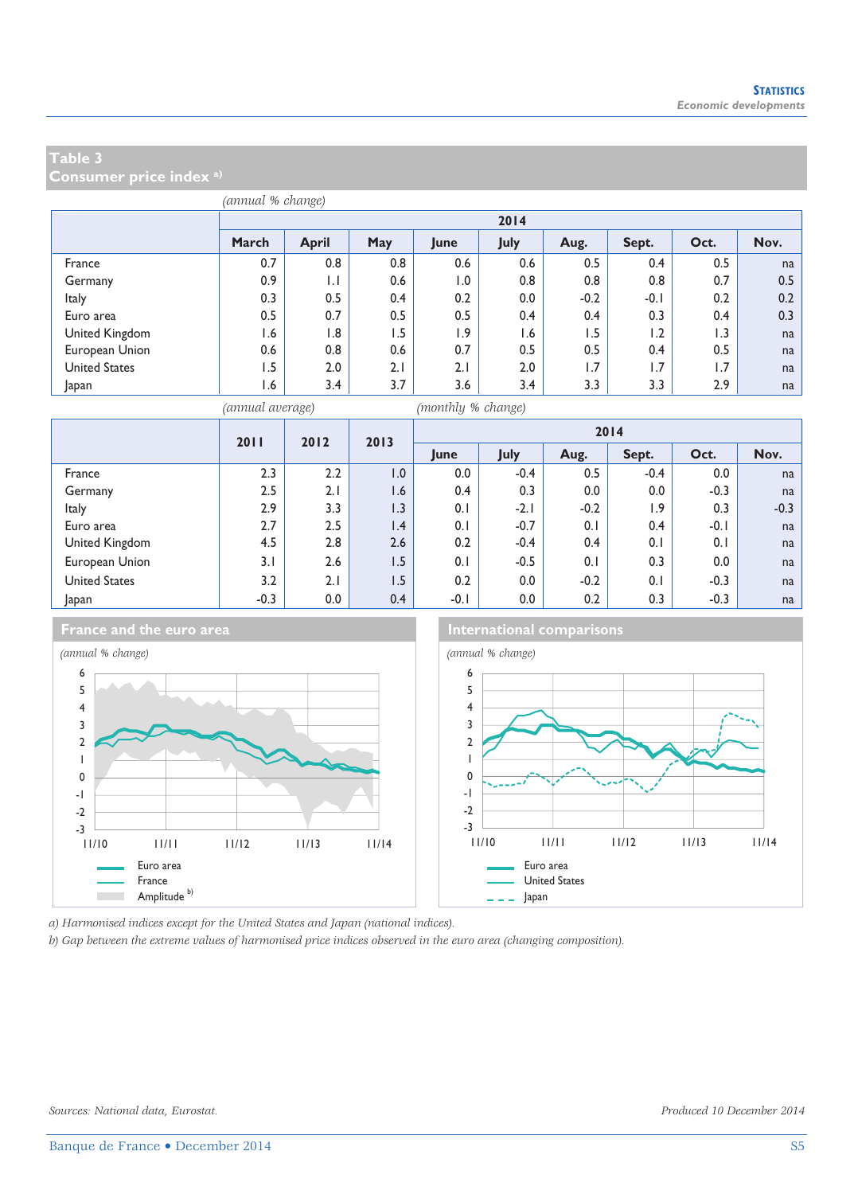## Table 3
## Consumer price index [a)]

*(annual % change)*

| | 2014 | | | | | | | | |
|---|---|---|---|---|---|---|---|---|---|
| | **March** | **April** | **May** | **June** | **July** | **Aug.** | **Sept.** | **Oct.** | **Nov.** |
| France | 0.7 | 0.8 | 0.8 | 0.6 | 0.6 | 0.5 | 0.4 | 0.5 | na |
| Germany | 0.9 | 1.1 | 0.6 | 1.0 | 0.8 | 0.8 | 0.8 | 0.7 | 0.5 |
| Italy | 0.3 | 0.5 | 0.4 | 0.2 | 0.0 | -0.2 | -0.1 | 0.2 | 0.2 |
| Euro area | 0.5 | 0.7 | 0.5 | 0.5 | 0.4 | 0.4 | 0.3 | 0.4 | 0.3 |
| United Kingdom | 1.6 | 1.8 | 1.5 | 1.9 | 1.6 | 1.5 | 1.2 | 1.3 | na |
| European Union | 0.6 | 0.8 | 0.6 | 0.7 | 0.5 | 0.5 | 0.4 | 0.5 | na |
| United States | 1.5 | 2.0 | 2.1 | 2.1 | 2.0 | 1.7 | 1.7 | 1.7 | na |
| Japan | 1.6 | 3.4 | 3.7 | 3.6 | 3.4 | 3.3 | 3.3 | 2.9 | na |

*(annual average)* *(monthly % change)*

| | **2011** | **2012** | **2013** | 2014 | | | | | |
|---|---|---|---|---|---|---|---|---|---|
| | | | | **June** | **July** | **Aug.** | **Sept.** | **Oct.** | **Nov.** |
| France | 2.3 | 2.2 | 1.0 | 0.0 | -0.4 | 0.5 | -0.4 | 0.0 | na |
| Germany | 2.5 | 2.1 | 1.6 | 0.4 | 0.3 | 0.0 | 0.0 | -0.3 | na |
| Italy | 2.9 | 3.3 | 1.3 | 0.1 | -2.1 | -0.2 | 1.9 | 0.3 | -0.3 |
| Euro area | 2.7 | 2.5 | 1.4 | 0.1 | -0.7 | 0.1 | 0.4 | -0.1 | na |
| United Kingdom | 4.5 | 2.8 | 2.6 | 0.2 | -0.4 | 0.4 | 0.1 | 0.1 | na |
| European Union | 3.1 | 2.6 | 1.5 | 0.1 | -0.5 | 0.1 | 0.3 | 0.0 | na |
| United States | 3.2 | 2.1 | 1.5 | 0.2 | 0.0 | -0.2 | 0.1 | -0.3 | na |
| Japan | -0.3 | 0.0 | 0.4 | -0.1 | 0.0 | 0.2 | 0.3 | -0.3 | na |

### France and the euro area

*(annual % change)*

Legend: Euro area; France; Amplitude [b)]

### International comparisons

*(annual % change)*

Legend: Euro area; United States; Japan

*a) Harmonised indices except for the United States and Japan (national indices).*
*b) Gap between the extreme values of harmonised price indices observed in the euro area (changing composition).*

*Sources: National data, Eurostat.* *Produced 10 December 2014*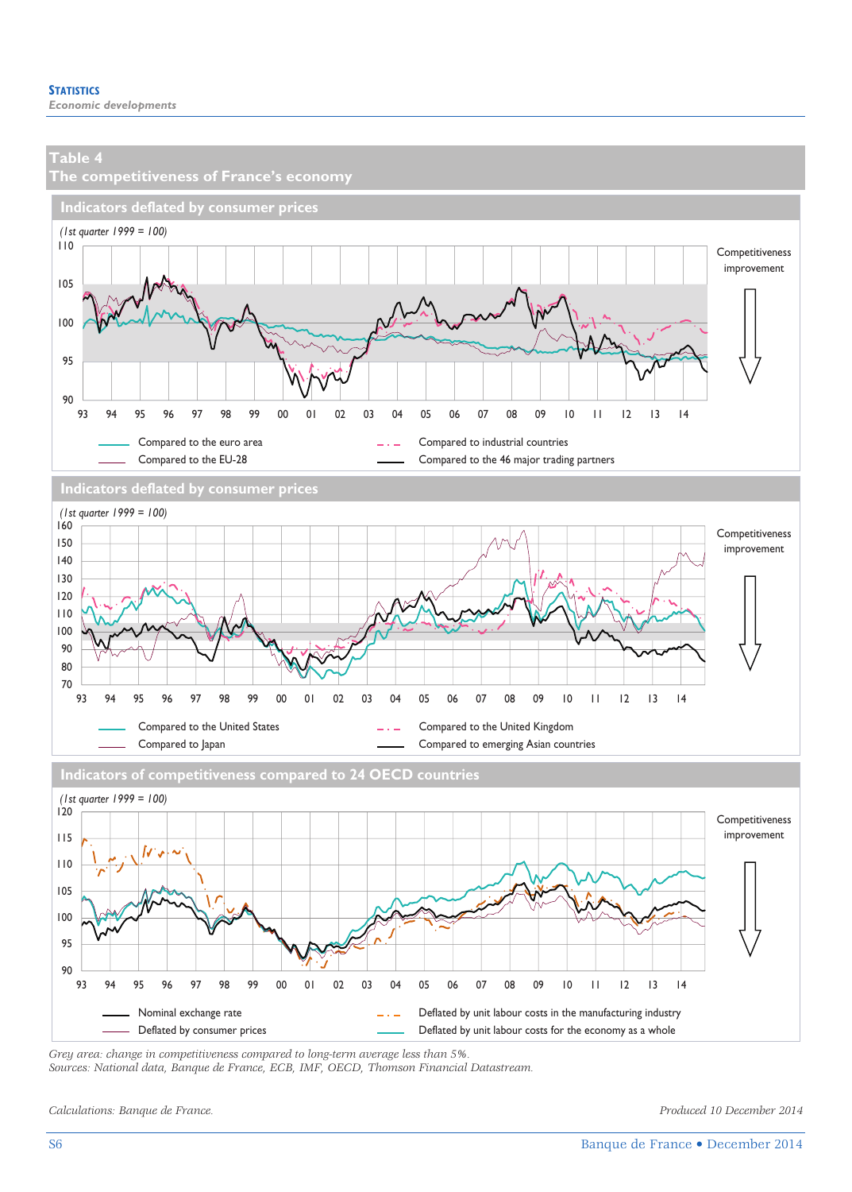## Table 4
## The competitiveness of France's economy

### Indicators deflated by consumer prices

*(1st quarter 1999 = 100)*

Competitiveness improvement

- Compared to the euro area
- Compared to the EU-28
- Compared to industrial countries
- Compared to the 46 major trading partners

### Indicators deflated by consumer prices

*(1st quarter 1999 = 100)*

Competitiveness improvement

- Compared to the United States
- Compared to Japan
- Compared to the United Kingdom
- Compared to emerging Asian countries

### Indicators of competitiveness compared to 24 OECD countries

*(1st quarter 1999 = 100)*

Competitiveness improvement

- Nominal exchange rate
- Deflated by consumer prices
- Deflated by unit labour costs in the manufacturing industry
- Deflated by unit labour costs for the economy as a whole

*Grey area: change in competitiveness compared to long-term average less than 5%.*
*Sources: National data, Banque de France, ECB, IMF, OECD, Thomson Financial Datastream.*

*Calculations: Banque de France.*

*Produced 10 December 2014*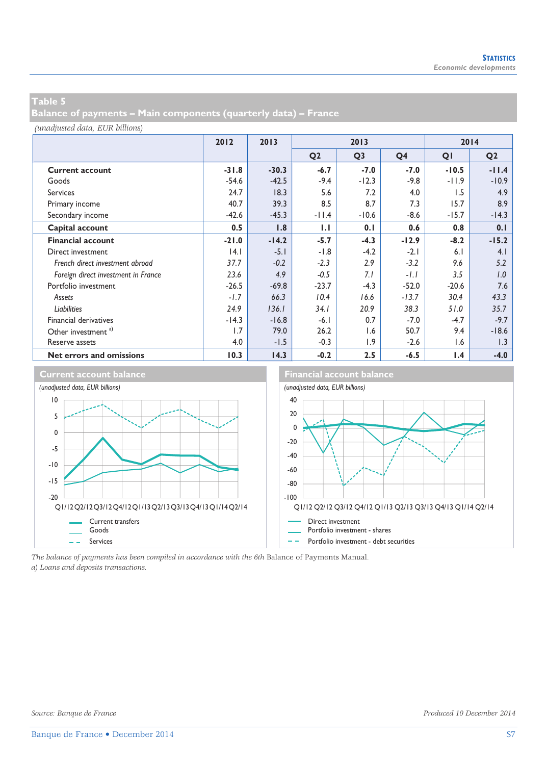## Table 5

## Balance of payments – Main components (quarterly data) – France

*(unadjusted data, EUR billions)*

| | 2012 | 2013 | 2013 | | | 2014 | |
|---|---|---|---|---|---|---|---|
| | | | Q2 | Q3 | Q4 | Q1 | Q2 |
| **Current account** | **-31.8** | **-30.3** | **-6.7** | **-7.0** | **-7.0** | **-10.5** | **-11.4** |
| Goods | -54.6 | -42.5 | -9.4 | -12.3 | -9.8 | -11.9 | -10.9 |
| Services | 24.7 | 18.3 | 5.6 | 7.2 | 4.0 | 1.5 | 4.9 |
| Primary income | 40.7 | 39.3 | 8.5 | 8.7 | 7.3 | 15.7 | 8.9 |
| Secondary income | -42.6 | -45.3 | -11.4 | -10.6 | -8.6 | -15.7 | -14.3 |
| **Capital account** | **0.5** | **1.8** | **1.1** | **0.1** | **0.6** | **0.8** | **0.1** |
| **Financial account** | **-21.0** | **-14.2** | **-5.7** | **-4.3** | **-12.9** | **-8.2** | **-15.2** |
| Direct investment | 14.1 | -5.1 | -1.8 | -4.2 | -2.1 | 6.1 | 4.1 |
| *French direct investment abroad* | *37.7* | *-0.2* | *-2.3* | *2.9* | *-3.2* | *9.6* | *5.2* |
| *Foreign direct investment in France* | *23.6* | *4.9* | *-0.5* | *7.1* | *-1.1* | *3.5* | *1.0* |
| Portfolio investment | -26.5 | -69.8 | -23.7 | -4.3 | -52.0 | -20.6 | 7.6 |
| *Assets* | *-1.7* | *66.3* | *10.4* | *16.6* | *-13.7* | *30.4* | *43.3* |
| *Liabilities* | *24.9* | *136.1* | *34.1* | *20.9* | *38.3* | *51.0* | *35.7* |
| Financial derivatives | -14.3 | -16.8 | -6.1 | 0.7 | -7.0 | -4.7 | -9.7 |
| Other investment [a)] | 1.7 | 79.0 | 26.2 | 1.6 | 50.7 | 9.4 | -18.6 |
| Reserve assets | 4.0 | -1.5 | -0.3 | 1.9 | -2.6 | 1.6 | 1.3 |
| **Net errors and omissions** | **10.3** | **14.3** | **-0.2** | **2.5** | **-6.5** | **1.4** | **-4.0** |

### Current account balance

*(unadjusted data, EUR billions)*

Legend: Current transfers; Goods; Services

### Financial account balance

*(unadjusted data, EUR billions)*

Legend: Direct investment; Portfolio investment - shares; Portfolio investment - debt securities

*The balance of payments has been compiled in accordance with the 6th* Balance of Payments Manual.
*a) Loans and deposits transactions.*

*Source: Banque de France*

*Produced 10 December 2014*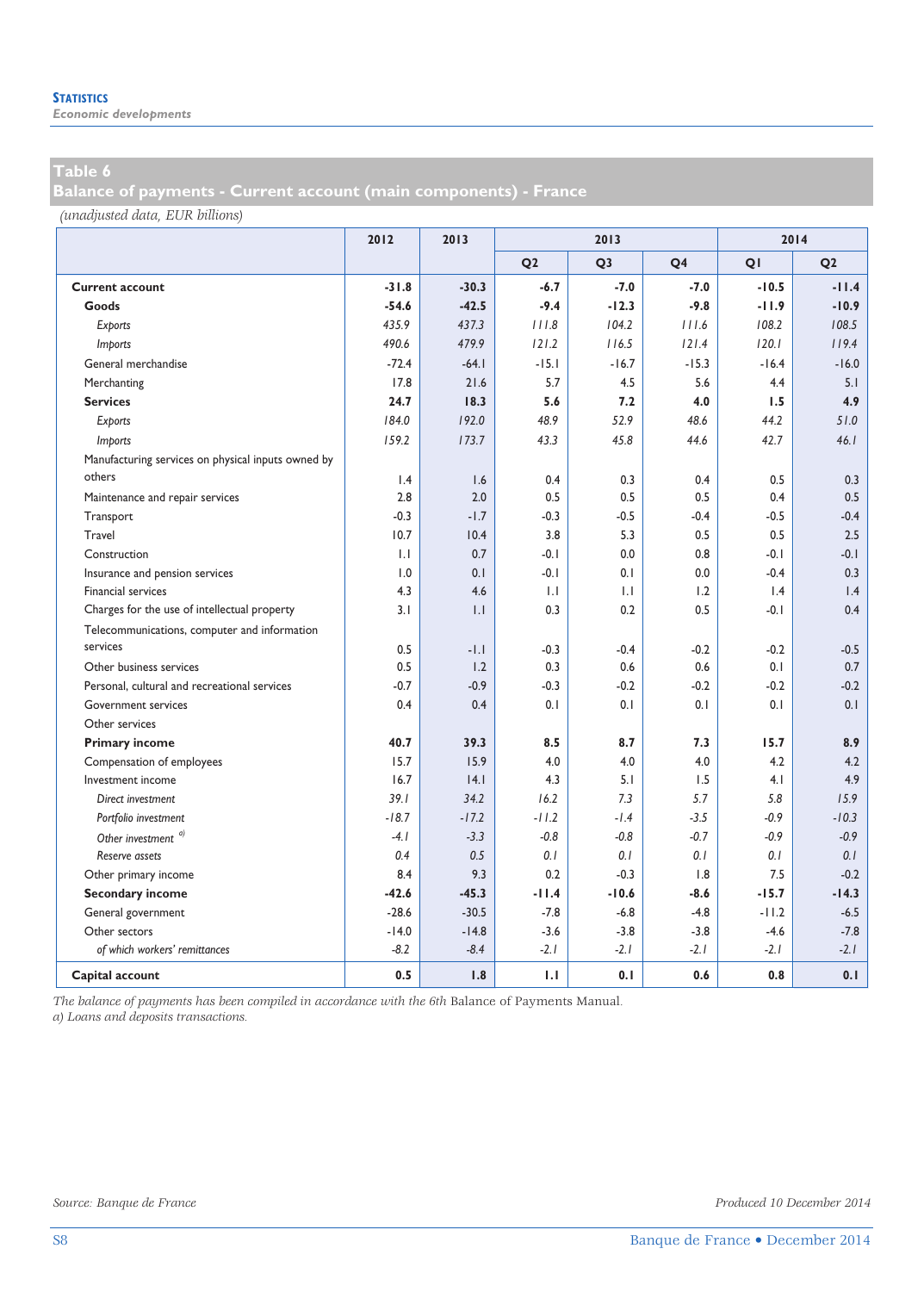## Table 6
## Balance of payments - Current account (main components) - France

*(unadjusted data, EUR billions)*

| | 2012 | 2013 | 2013 | | | 2014 | |
|---|---|---|---|---|---|---|---|
| | | | Q2 | Q3 | Q4 | Q1 | Q2 |
| **Current account** | **-31.8** | **-30.3** | **-6.7** | **-7.0** | **-7.0** | **-10.5** | **-11.4** |
| **Goods** | **-54.6** | **-42.5** | **-9.4** | **-12.3** | **-9.8** | **-11.9** | **-10.9** |
| *Exports* | *435.9* | *437.3* | *111.8* | *104.2* | *111.6* | *108.2* | *108.5* |
| *Imports* | *490.6* | *479.9* | *121.2* | *116.5* | *121.4* | *120.1* | *119.4* |
| General merchandise | -72.4 | -64.1 | -15.1 | -16.7 | -15.3 | -16.4 | -16.0 |
| Merchanting | 17.8 | 21.6 | 5.7 | 4.5 | 5.6 | 4.4 | 5.1 |
| **Services** | **24.7** | **18.3** | **5.6** | **7.2** | **4.0** | **1.5** | **4.9** |
| *Exports* | *184.0* | *192.0* | *48.9* | *52.9* | *48.6* | *44.2* | *51.0* |
| *Imports* | *159.2* | *173.7* | *43.3* | *45.8* | *44.6* | *42.7* | *46.1* |
| Manufacturing services on physical inputs owned by others | 1.4 | 1.6 | 0.4 | 0.3 | 0.4 | 0.5 | 0.3 |
| Maintenance and repair services | 2.8 | 2.0 | 0.5 | 0.5 | 0.5 | 0.4 | 0.5 |
| Transport | -0.3 | -1.7 | -0.3 | -0.5 | -0.4 | -0.5 | -0.4 |
| Travel | 10.7 | 10.4 | 3.8 | 5.3 | 0.5 | 0.5 | 2.5 |
| Construction | 1.1 | 0.7 | -0.1 | 0.0 | 0.8 | -0.1 | -0.1 |
| Insurance and pension services | 1.0 | 0.1 | -0.1 | 0.1 | 0.0 | -0.4 | 0.3 |
| Financial services | 4.3 | 4.6 | 1.1 | 1.1 | 1.2 | 1.4 | 1.4 |
| Charges for the use of intellectual property | 3.1 | 1.1 | 0.3 | 0.2 | 0.5 | -0.1 | 0.4 |
| Telecommunications, computer and information services | 0.5 | -1.1 | -0.3 | -0.4 | -0.2 | -0.2 | -0.5 |
| Other business services | 0.5 | 1.2 | 0.3 | 0.6 | 0.6 | 0.1 | 0.7 |
| Personal, cultural and recreational services | -0.7 | -0.9 | -0.3 | -0.2 | -0.2 | -0.2 | -0.2 |
| Government services | 0.4 | 0.4 | 0.1 | 0.1 | 0.1 | 0.1 | 0.1 |
| Other services | | | | | | | |
| **Primary income** | **40.7** | **39.3** | **8.5** | **8.7** | **7.3** | **15.7** | **8.9** |
| Compensation of employees | 15.7 | 15.9 | 4.0 | 4.0 | 4.0 | 4.2 | 4.2 |
| Investment income | 16.7 | 14.1 | 4.3 | 5.1 | 1.5 | 4.1 | 4.9 |
| *Direct investment* | *39.1* | *34.2* | *16.2* | *7.3* | *5.7* | *5.8* | *15.9* |
| *Portfolio investment* | *-18.7* | *-17.2* | *-11.2* | *-1.4* | *-3.5* | *-0.9* | *-10.3* |
| *Other investment* [a] | *-4.1* | *-3.3* | *-0.8* | *-0.8* | *-0.7* | *-0.9* | *-0.9* |
| *Reserve assets* | *0.4* | *0.5* | *0.1* | *0.1* | *0.1* | *0.1* | *0.1* |
| Other primary income | 8.4 | 9.3 | 0.2 | -0.3 | 1.8 | 7.5 | -0.2 |
| **Secondary income** | **-42.6** | **-45.3** | **-11.4** | **-10.6** | **-8.6** | **-15.7** | **-14.3** |
| General government | -28.6 | -30.5 | -7.8 | -6.8 | -4.8 | -11.2 | -6.5 |
| Other sectors | -14.0 | -14.8 | -3.6 | -3.8 | -3.8 | -4.6 | -7.8 |
| *of which workers' remittances* | *-8.2* | *-8.4* | *-2.1* | *-2.1* | *-2.1* | *-2.1* | *-2.1* |
| **Capital account** | **0.5** | **1.8** | **1.1** | **0.1** | **0.6** | **0.8** | **0.1** |

*The balance of payments has been compiled in accordance with the 6th* Balance of Payments Manual*.*
*a) Loans and deposits transactions.*

*Source: Banque de France*

*Produced 10 December 2014*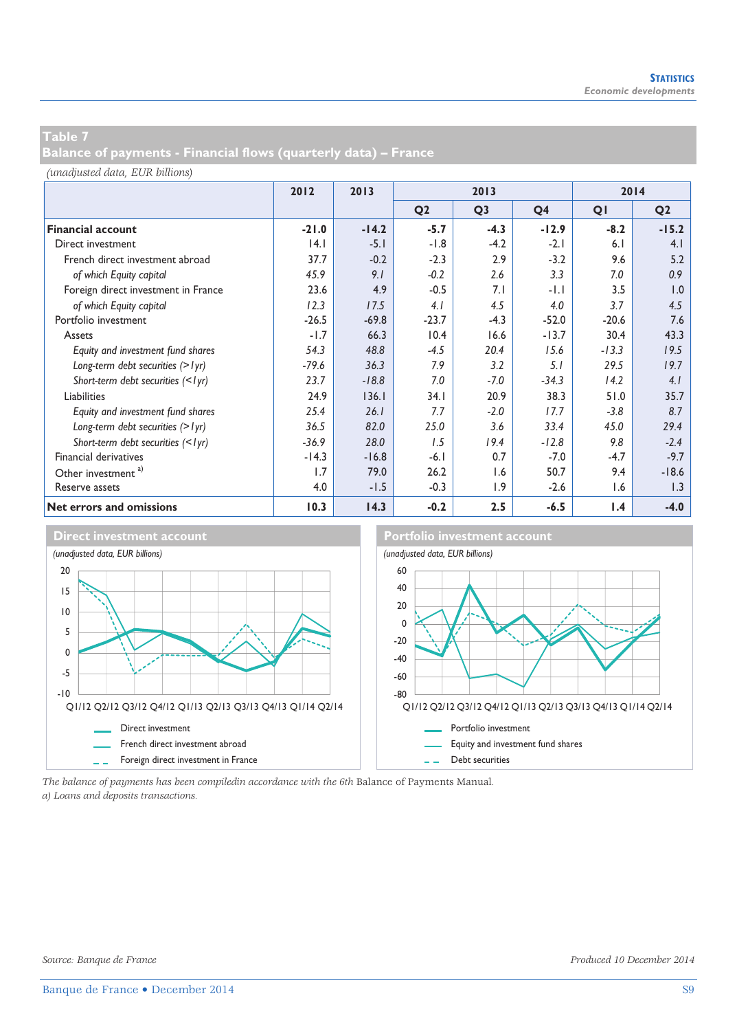## Table 7
## Balance of payments - Financial flows (quarterly data) – France

*(unadjusted data, EUR billions)*

| | 2012 | 2013 | 2013 | | | 2014 | |
|---|---|---|---|---|---|---|---|
| | | | Q2 | Q3 | Q4 | Q1 | Q2 |
| **Financial account** | **-21.0** | **-14.2** | **-5.7** | **-4.3** | **-12.9** | **-8.2** | **-15.2** |
| Direct investment | 14.1 | -5.1 | -1.8 | -4.2 | -2.1 | 6.1 | 4.1 |
| French direct investment abroad | 37.7 | -0.2 | -2.3 | 2.9 | -3.2 | 9.6 | 5.2 |
| *of which Equity capital* | *45.9* | *9.1* | *-0.2* | *2.6* | *3.3* | *7.0* | *0.9* |
| Foreign direct investment in France | 23.6 | 4.9 | -0.5 | 7.1 | -1.1 | 3.5 | 1.0 |
| *of which Equity capital* | *12.3* | *17.5* | *4.1* | *4.5* | *4.0* | *3.7* | *4.5* |
| Portfolio investment | -26.5 | -69.8 | -23.7 | -4.3 | -52.0 | -20.6 | 7.6 |
| Assets | -1.7 | 66.3 | 10.4 | 16.6 | -13.7 | 30.4 | 43.3 |
| *Equity and investment fund shares* | *54.3* | *48.8* | *-4.5* | *20.4* | *15.6* | *-13.3* | *19.5* |
| *Long-term debt securities (>1yr)* | *-79.6* | *36.3* | *7.9* | *3.2* | *5.1* | *29.5* | *19.7* |
| *Short-term debt securities (<1yr)* | *23.7* | *-18.8* | *7.0* | *-7.0* | *-34.3* | *14.2* | *4.1* |
| Liabilities | 24.9 | 136.1 | 34.1 | 20.9 | 38.3 | 51.0 | 35.7 |
| *Equity and investment fund shares* | *25.4* | *26.1* | *7.7* | *-2.0* | *17.7* | *-3.8* | *8.7* |
| *Long-term debt securities (>1yr)* | *36.5* | *82.0* | *25.0* | *3.6* | *33.4* | *45.0* | *29.4* |
| *Short-term debt securities (<1yr)* | *-36.9* | *28.0* | *1.5* | *19.4* | *-12.8* | *9.8* | *-2.4* |
| Financial derivatives | -14.3 | -16.8 | -6.1 | 0.7 | -7.0 | -4.7 | -9.7 |
| Other investment [a)] | 1.7 | 79.0 | 26.2 | 1.6 | 50.7 | 9.4 | -18.6 |
| Reserve assets | 4.0 | -1.5 | -0.3 | 1.9 | -2.6 | 1.6 | 1.3 |
| **Net errors and omissions** | **10.3** | **14.3** | **-0.2** | **2.5** | **-6.5** | **1.4** | **-4.0** |

### Direct investment account

*(unadjusted data, EUR billions)*

Direct investment — French direct investment abroad — Foreign direct investment in France

### Portfolio investment account

*(unadjusted data, EUR billions)*

Portfolio investment — Equity and investment fund shares — Debt securities

*The balance of payments has been compiledin accordance with the 6th* Balance of Payments Manual*.*
*a) Loans and deposits transactions.*

*Source: Banque de France*

*Produced 10 December 2014*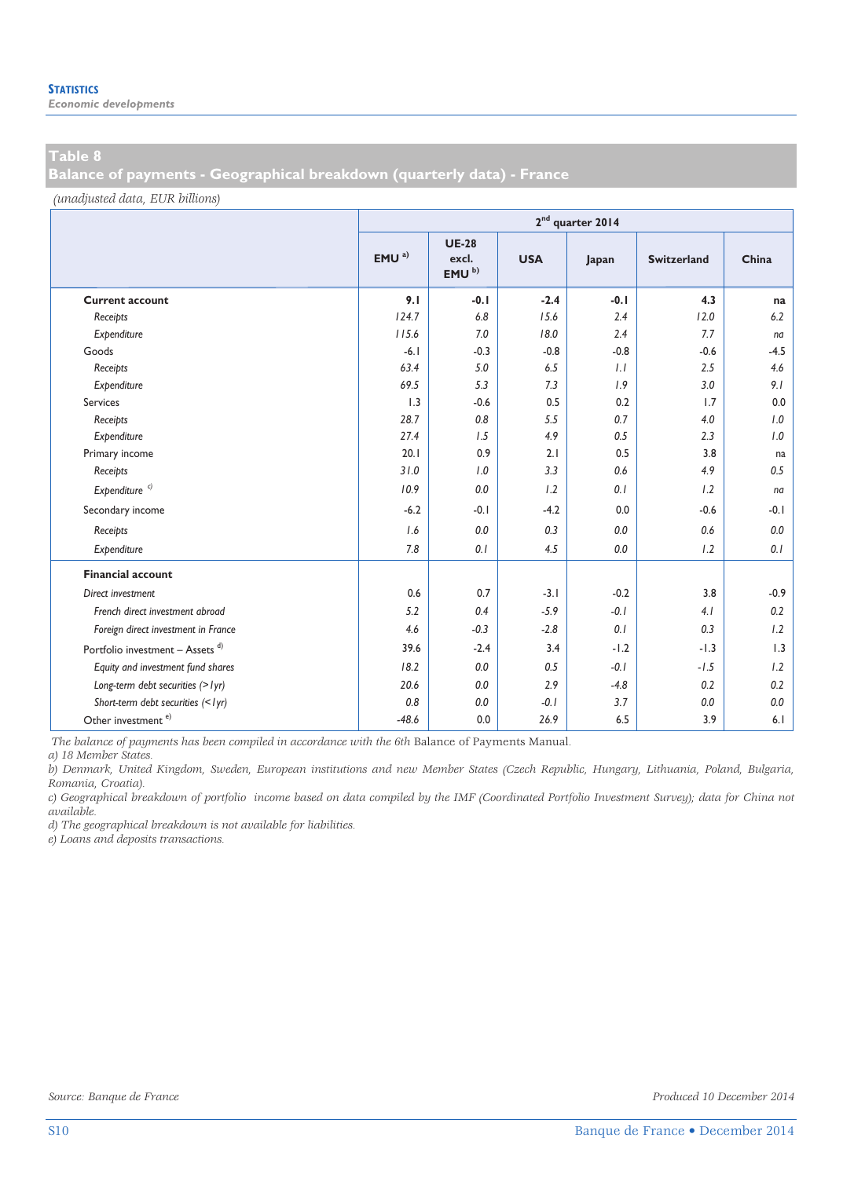## Table 8
## Balance of payments - Geographical breakdown (quarterly data) - France

*(unadjusted data, EUR billions)*

| | 2nd quarter 2014 | | | | | |
|---|---|---|---|---|---|---|
| | EMU [a] | UE-28 excl. EMU [b] | USA | Japan | Switzerland | China |
| **Current account** | **9.1** | **-0.1** | **-2.4** | **-0.1** | **4.3** | **na** |
| *Receipts* | *124.7* | *6.8* | *15.6* | *2.4* | *12.0* | *6.2* |
| *Expenditure* | *115.6* | *7.0* | *18.0* | *2.4* | *7.7* | *na* |
| Goods | -6.1 | -0.3 | -0.8 | -0.8 | -0.6 | -4.5 |
| *Receipts* | *63.4* | *5.0* | *6.5* | *1.1* | *2.5* | *4.6* |
| *Expenditure* | *69.5* | *5.3* | *7.3* | *1.9* | *3.0* | *9.1* |
| Services | 1.3 | -0.6 | 0.5 | 0.2 | 1.7 | 0.0 |
| *Receipts* | *28.7* | *0.8* | *5.5* | *0.7* | *4.0* | *1.0* |
| *Expenditure* | *27.4* | *1.5* | *4.9* | *0.5* | *2.3* | *1.0* |
| Primary income | 20.1 | 0.9 | 2.1 | 0.5 | 3.8 | na |
| *Receipts* | *31.0* | *1.0* | *3.3* | *0.6* | *4.9* | *0.5* |
| *Expenditure* [c] | *10.9* | *0.0* | *1.2* | *0.1* | *1.2* | *na* |
| Secondary income | -6.2 | -0.1 | -4.2 | 0.0 | -0.6 | -0.1 |
| *Receipts* | *1.6* | *0.0* | *0.3* | *0.0* | *0.6* | *0.0* |
| *Expenditure* | *7.8* | *0.1* | *4.5* | *0.0* | *1.2* | *0.1* |
| **Financial account** | | | | | | |
| *Direct investment* | 0.6 | 0.7 | -3.1 | -0.2 | 3.8 | -0.9 |
| *French direct investment abroad* | *5.2* | *0.4* | *-5.9* | *-0.1* | *4.1* | *0.2* |
| *Foreign direct investment in France* | *4.6* | *-0.3* | *-2.8* | *0.1* | *0.3* | *1.2* |
| Portfolio investment – Assets [d] | 39.6 | -2.4 | 3.4 | -1.2 | -1.3 | 1.3 |
| *Equity and investment fund shares* | *18.2* | *0.0* | *0.5* | *-0.1* | *-1.5* | *1.2* |
| *Long-term debt securities (>1yr)* | *20.6* | *0.0* | *2.9* | *-4.8* | *0.2* | *0.2* |
| *Short-term debt securities (<1yr)* | *0.8* | *0.0* | *-0.1* | *3.7* | *0.0* | *0.0* |
| Other investment [e] | -48.6 | 0.0 | 26.9 | 6.5 | 3.9 | 6.1 |

*The balance of payments has been compiled in accordance with the 6th* Balance of Payments Manual.

*a) 18 Member States.*

*b) Denmark, United Kingdom, Sweden, European institutions and new Member States (Czech Republic, Hungary, Lithuania, Poland, Bulgaria, Romania, Croatia).*

*c) Geographical breakdown of portfolio income based on data compiled by the IMF (Coordinated Portfolio Investment Survey); data for China not available.*

*d) The geographical breakdown is not available for liabilities.*

*e) Loans and deposits transactions.*

*Source: Banque de France* — *Produced 10 December 2014*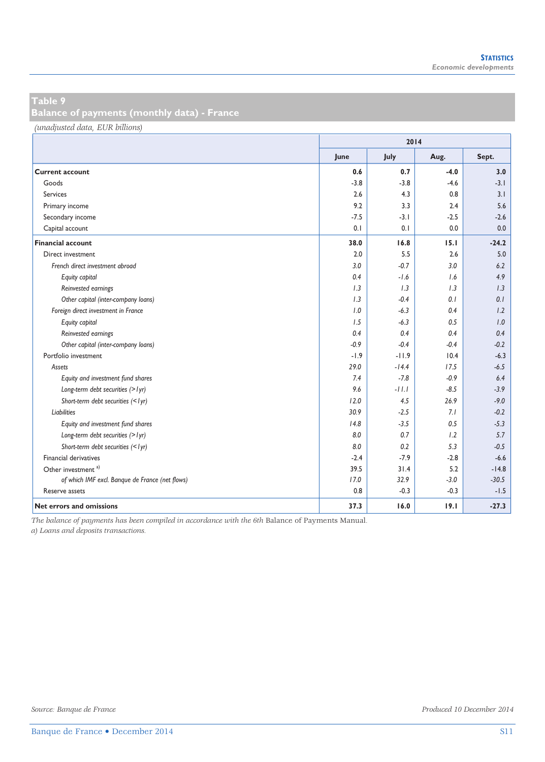## Table 9
## Balance of payments (monthly data) - France

*(unadjusted data, EUR billions)*

| | 2014 | | | |
|---|---|---|---|---|
| | June | July | Aug. | Sept. |
| **Current account** | **0.6** | **0.7** | **-4.0** | **3.0** |
| Goods | -3.8 | -3.8 | -4.6 | -3.1 |
| Services | 2.6 | 4.3 | 0.8 | 3.1 |
| Primary income | 9.2 | 3.3 | 2.4 | 5.6 |
| Secondary income | -7.5 | -3.1 | -2.5 | -2.6 |
| Capital account | 0.1 | 0.1 | 0.0 | 0.0 |
| **Financial account** | **38.0** | **16.8** | **15.1** | **-24.2** |
| Direct investment | 2.0 | 5.5 | 2.6 | 5.0 |
| *French direct investment abroad* | *3.0* | *-0.7* | *3.0* | *6.2* |
| *Equity capital* | *0.4* | *-1.6* | *1.6* | *4.9* |
| *Reinvested earnings* | *1.3* | *1.3* | *1.3* | *1.3* |
| *Other capital (inter-company loans)* | *1.3* | *-0.4* | *0.1* | *0.1* |
| *Foreign direct investment in France* | *1.0* | *-6.3* | *0.4* | *1.2* |
| *Equity capital* | *1.5* | *-6.3* | *0.5* | *1.0* |
| *Reinvested earnings* | *0.4* | *0.4* | *0.4* | *0.4* |
| *Other capital (inter-company loans)* | *-0.9* | *-0.4* | *-0.4* | *-0.2* |
| Portfolio investment | -1.9 | -11.9 | 10.4 | -6.3 |
| *Assets* | *29.0* | *-14.4* | *17.5* | *-6.5* |
| *Equity and investment fund shares* | *7.4* | *-7.8* | *-0.9* | *6.4* |
| *Long-term debt securities (>1yr)* | *9.6* | *-11.1* | *-8.5* | *-3.9* |
| *Short-term debt securities (<1yr)* | *12.0* | *4.5* | *26.9* | *-9.0* |
| *Liabilities* | *30.9* | *-2.5* | *7.1* | *-0.2* |
| *Equity and investment fund shares* | *14.8* | *-3.5* | *0.5* | *-5.3* |
| *Long-term debt securities (>1yr)* | *8.0* | *0.7* | *1.2* | *5.7* |
| *Short-term debt securities (<1yr)* | *8.0* | *0.2* | *5.3* | *-0.5* |
| Financial derivatives | -2.4 | -7.9 | -2.8 | -6.6 |
| Other investment [a] | 39.5 | 31.4 | 5.2 | -14.8 |
| *of which IMF excl. Banque de France (net flows)* | *17.0* | *32.9* | *-3.0* | *-30.5* |
| Reserve assets | 0.8 | -0.3 | -0.3 | -1.5 |
| **Net errors and omissions** | **37.3** | **16.0** | **19.1** | **-27.3** |

*The balance of payments has been compiled in accordance with the 6th* Balance of Payments Manual*.*

*a) Loans and deposits transactions.*

*Source: Banque de France*

*Produced 10 December 2014*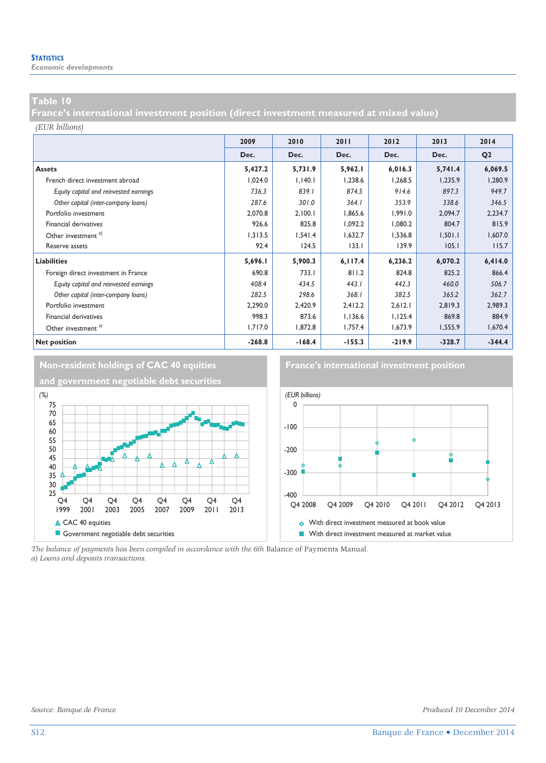## Table 10
## France's international investment position (direct investment measured at mixed value)

*(EUR billions)*

| | 2009 | 2010 | 2011 | 2012 | 2013 | 2014 |
|---|---|---|---|---|---|---|
| | Dec. | Dec. | Dec. | Dec. | Dec. | Q2 |
| **Assets** | **5,427.2** | **5,731.9** | **5,962.1** | **6,016.3** | **5,741.4** | **6,069.5** |
| French direct investment abroad | 1,024.0 | 1,140.1 | 1,238.6 | 1,268.5 | 1,235.9 | 1,280.9 |
| *Equity capital and reinvested earnings* | *736.3* | *839.1* | *874.5* | *914.6* | *897.3* | *949.7* |
| *Other capital (inter-company loans)* | *287.6* | *301.0* | *364.1* | *353.9* | *338.6* | *346.5* |
| Portfolio investment | 2,070.8 | 2,100.1 | 1,865.6 | 1,991.0 | 2,094.7 | 2,234.7 |
| Financial derivatives | 926.6 | 825.8 | 1,092.2 | 1,080.2 | 804.7 | 815.9 |
| Other investment [a] | 1,313.5 | 1,541.4 | 1,632.7 | 1,536.8 | 1,501.1 | 1,607.0 |
| Reserve assets | 92.4 | 124.5 | 133.1 | 139.9 | 105.1 | 115.7 |
| **Liabilities** | **5,696.1** | **5,900.3** | **6,117.4** | **6,236.2** | **6,070.2** | **6,414.0** |
| Foreign direct investment in France | 690.8 | 733.1 | 811.2 | 824.8 | 825.2 | 866.4 |
| *Equity capital and reinvested earnings* | *408.4* | *434.5* | *443.1* | *442.3* | *460.0* | *506.7* |
| *Other capital (inter-company loans)* | *282.5* | *298.6* | *368.1* | *382.5* | *365.2* | *362.7* |
| Portfolio investment | 2,290.0 | 2,420.9 | 2,412.2 | 2,612.1 | 2,819.3 | 2,989.3 |
| Financial derivatives | 998.3 | 873.6 | 1,136.6 | 1,125.4 | 869.8 | 884.9 |
| Other investment [a] | 1,717.0 | 1,872.8 | 1,757.4 | 1,673.9 | 1,555.9 | 1,670.4 |
| **Net position** | **-268.8** | **-168.4** | **-155.3** | **-219.9** | **-328.7** | **-344.4** |

### Non-resident holdings of CAC 40 equities and government negotiable debt securities

(%)

- CAC 40 equities
- Government negotiable debt securities

### France's international investment position

(EUR billions)

- With direct investment measured at book value
- With direct investment measured at market value

*The balance of payments has been compiled in accordance with the 6th* Balance of Payments Manual.
*a) Loans and deposits transactions.*

*Source: Banque de France*

*Produced 10 December 2014*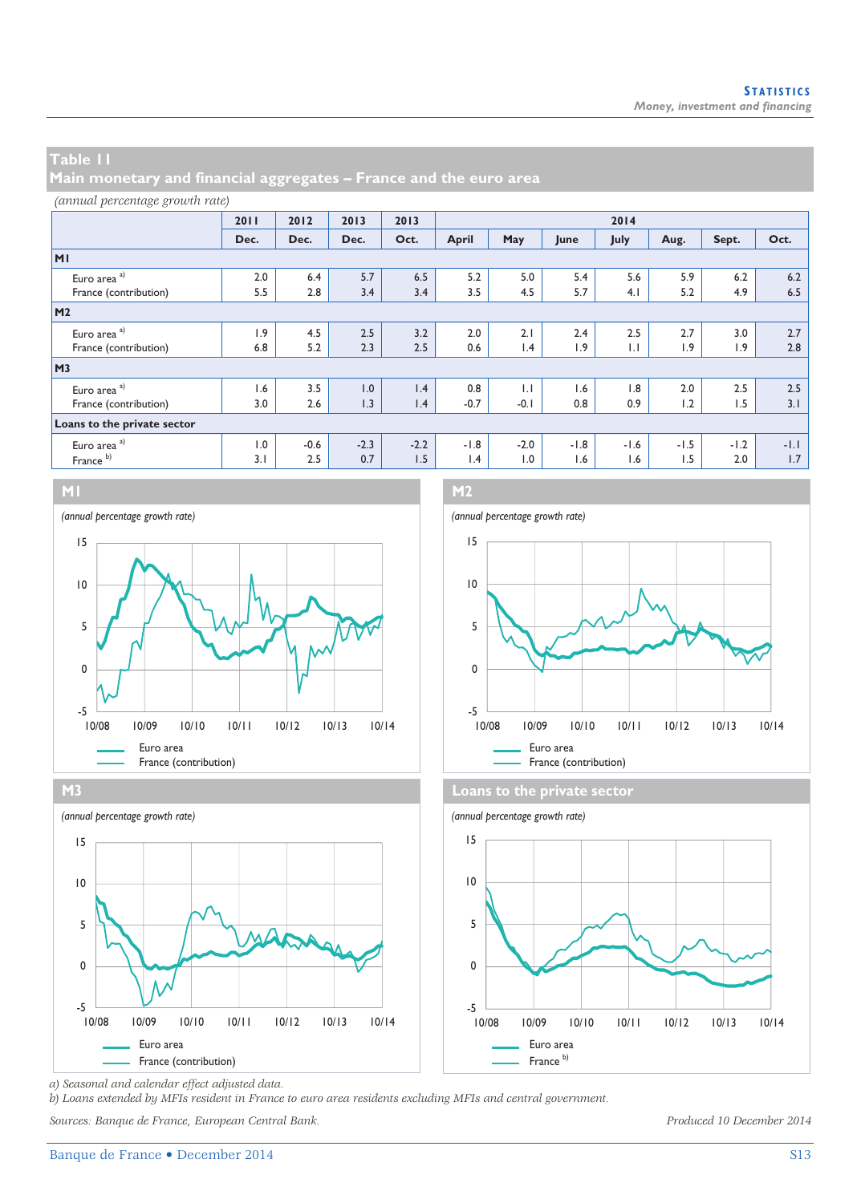## Table 11
## Main monetary and financial aggregates – France and the euro area

*(annual percentage growth rate)*

| | 2011 | 2012 | 2013 | 2013 | 2014 | | | | | | |
|---|---|---|---|---|---|---|---|---|---|---|---|
| | Dec. | Dec. | Dec. | Oct. | April | May | June | July | Aug. | Sept. | Oct. |
| **M1** | | | | | | | | | | | |
| Euro area [a] | 2.0 | 6.4 | 5.7 | 6.5 | 5.2 | 5.0 | 5.4 | 5.6 | 5.9 | 6.2 | 6.2 |
| France (contribution) | 5.5 | 2.8 | 3.4 | 3.4 | 3.5 | 4.5 | 5.7 | 4.1 | 5.2 | 4.9 | 6.5 |
| **M2** | | | | | | | | | | | |
| Euro area [a] | 1.9 | 4.5 | 2.5 | 3.2 | 2.0 | 2.1 | 2.4 | 2.5 | 2.7 | 3.0 | 2.7 |
| France (contribution) | 6.8 | 5.2 | 2.3 | 2.5 | 0.6 | 1.4 | 1.9 | 1.1 | 1.9 | 1.9 | 2.8 |
| **M3** | | | | | | | | | | | |
| Euro area [a] | 1.6 | 3.5 | 1.0 | 1.4 | 0.8 | 1.1 | 1.6 | 1.8 | 2.0 | 2.5 | 2.5 |
| France (contribution) | 3.0 | 2.6 | 1.3 | 1.4 | -0.7 | -0.1 | 0.8 | 0.9 | 1.2 | 1.5 | 3.1 |
| **Loans to the private sector** | | | | | | | | | | | |
| Euro area [a] | 1.0 | -0.6 | -2.3 | -2.2 | -1.8 | -2.0 | -1.8 | -1.6 | -1.5 | -1.2 | -1.1 |
| France [b] | 3.1 | 2.5 | 0.7 | 1.5 | 1.4 | 1.0 | 1.6 | 1.6 | 1.5 | 2.0 | 1.7 |

**M1**

*(annual percentage growth rate)*

Euro area — France (contribution)

**M2**

*(annual percentage growth rate)*

Euro area — France (contribution)

**M3**

*(annual percentage growth rate)*

Euro area — France (contribution)

**Loans to the private sector**

*(annual percentage growth rate)*

Euro area — France [b]

*a) Seasonal and calendar effect adjusted data.*
*b) Loans extended by MFIs resident in France to euro area residents excluding MFIs and central government.*

*Sources: Banque de France, European Central Bank.*

*Produced 10 December 2014*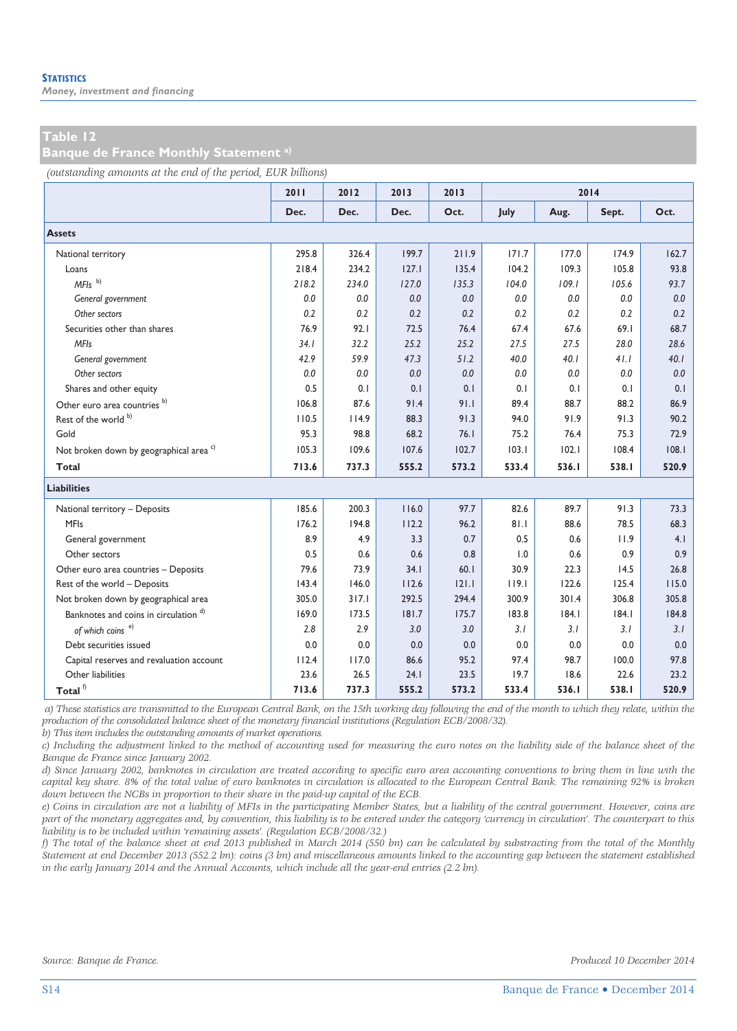**STATISTICS**
*Money, investment and financing*

## Table 12
## Banque de France Monthly Statement [a)]

*(outstanding amounts at the end of the period, EUR billions)*

| | 2011 | 2012 | 2013 | 2013 | 2014 | | | |
|---|---|---|---|---|---|---|---|---|
| | Dec. | Dec. | Dec. | Oct. | July | Aug. | Sept. | Oct. |
| **Assets** | | | | | | | | |
| National territory | 295.8 | 326.4 | 199.7 | 211.9 | 171.7 | 177.0 | 174.9 | 162.7 |
| Loans | 218.4 | 234.2 | 127.1 | 135.4 | 104.2 | 109.3 | 105.8 | 93.8 |
| *MFIs* [b)] | *218.2* | *234.0* | *127.0* | *135.3* | *104.0* | *109.1* | *105.6* | *93.7* |
| *General government* | *0.0* | *0.0* | *0.0* | *0.0* | *0.0* | *0.0* | *0.0* | *0.0* |
| *Other sectors* | *0.2* | *0.2* | *0.2* | *0.2* | *0.2* | *0.2* | *0.2* | *0.2* |
| Securities other than shares | 76.9 | 92.1 | 72.5 | 76.4 | 67.4 | 67.6 | 69.1 | 68.7 |
| *MFIs* | *34.1* | *32.2* | *25.2* | *25.2* | *27.5* | *27.5* | *28.0* | *28.6* |
| *General government* | *42.9* | *59.9* | *47.3* | *51.2* | *40.0* | *40.1* | *41.1* | *40.1* |
| *Other sectors* | *0.0* | *0.0* | *0.0* | *0.0* | *0.0* | *0.0* | *0.0* | *0.0* |
| Shares and other equity | 0.5 | 0.1 | 0.1 | 0.1 | 0.1 | 0.1 | 0.1 | 0.1 |
| Other euro area countries [b)] | 106.8 | 87.6 | 91.4 | 91.1 | 89.4 | 88.7 | 88.2 | 86.9 |
| Rest of the world [b)] | 110.5 | 114.9 | 88.3 | 91.3 | 94.0 | 91.9 | 91.3 | 90.2 |
| Gold | 95.3 | 98.8 | 68.2 | 76.1 | 75.2 | 76.4 | 75.3 | 72.9 |
| Not broken down by geographical area [c)] | 105.3 | 109.6 | 107.6 | 102.7 | 103.1 | 102.1 | 108.4 | 108.1 |
| **Total** | **713.6** | **737.3** | **555.2** | **573.2** | **533.4** | **536.1** | **538.1** | **520.9** |
| **Liabilities** | | | | | | | | |
| National territory – Deposits | 185.6 | 200.3 | 116.0 | 97.7 | 82.6 | 89.7 | 91.3 | 73.3 |
| MFIs | 176.2 | 194.8 | 112.2 | 96.2 | 81.1 | 88.6 | 78.5 | 68.3 |
| General government | 8.9 | 4.9 | 3.3 | 0.7 | 0.5 | 0.6 | 11.9 | 4.1 |
| Other sectors | 0.5 | 0.6 | 0.6 | 0.8 | 1.0 | 0.6 | 0.9 | 0.9 |
| Other euro area countries – Deposits | 79.6 | 73.9 | 34.1 | 60.1 | 30.9 | 22.3 | 14.5 | 26.8 |
| Rest of the world – Deposits | 143.4 | 146.0 | 112.6 | 121.1 | 119.1 | 122.6 | 125.4 | 115.0 |
| Not broken down by geographical area | 305.0 | 317.1 | 292.5 | 294.4 | 300.9 | 301.4 | 306.8 | 305.8 |
| Banknotes and coins in circulation [d)] | 169.0 | 173.5 | 181.7 | 175.7 | 183.8 | 184.1 | 184.1 | 184.8 |
| *of which coins* [e)] | *2.8* | *2.9* | *3.0* | *3.0* | *3.1* | *3.1* | *3.1* | *3.1* |
| Debt securities issued | 0.0 | 0.0 | 0.0 | 0.0 | 0.0 | 0.0 | 0.0 | 0.0 |
| Capital reserves and revaluation account | 112.4 | 117.0 | 86.6 | 95.2 | 97.4 | 98.7 | 100.0 | 97.8 |
| Other liabilities | 23.6 | 26.5 | 24.1 | 23.5 | 19.7 | 18.6 | 22.6 | 23.2 |
| **Total** [f)] | **713.6** | **737.3** | **555.2** | **573.2** | **533.4** | **536.1** | **538.1** | **520.9** |

*a) These statistics are transmitted to the European Central Bank, on the 15th working day following the end of the month to which they relate, within the production of the consolidated balance sheet of the monetary financial institutions (Regulation ECB/2008/32).*
*b) This item includes the outstanding amounts of market operations.*
*c) Including the adjustment linked to the method of accounting used for measuring the euro notes on the liability side of the balance sheet of the Banque de France since January 2002.*
*d) Since January 2002, banknotes in circulation are treated according to specific euro area accounting conventions to bring them in line with the capital key share. 8% of the total value of euro banknotes in circulation is allocated to the European Central Bank. The remaining 92% is broken down between the NCBs in proportion to their share in the paid-up capital of the ECB.*
*e) Coins in circulation are not a liability of MFIs in the participating Member States, but a liability of the central government. However, coins are part of the monetary aggregates and, by convention, this liability is to be entered under the category 'currency in circulation'. The counterpart to this liability is to be included within 'remaining assets'. (Regulation ECB/2008/32.)*
*f) The total of the balance sheet at end 2013 published in March 2014 (550 bn) can be calculated by substracting from the total of the Monthly Statement at end December 2013 (552.2 bn): coins (3 bn) and miscellaneous amounts linked to the accounting gap between the statement established in the early January 2014 and the Annual Accounts, which include all the year-end entries (2.2 bn).*

*Source: Banque de France.* *Produced 10 December 2014*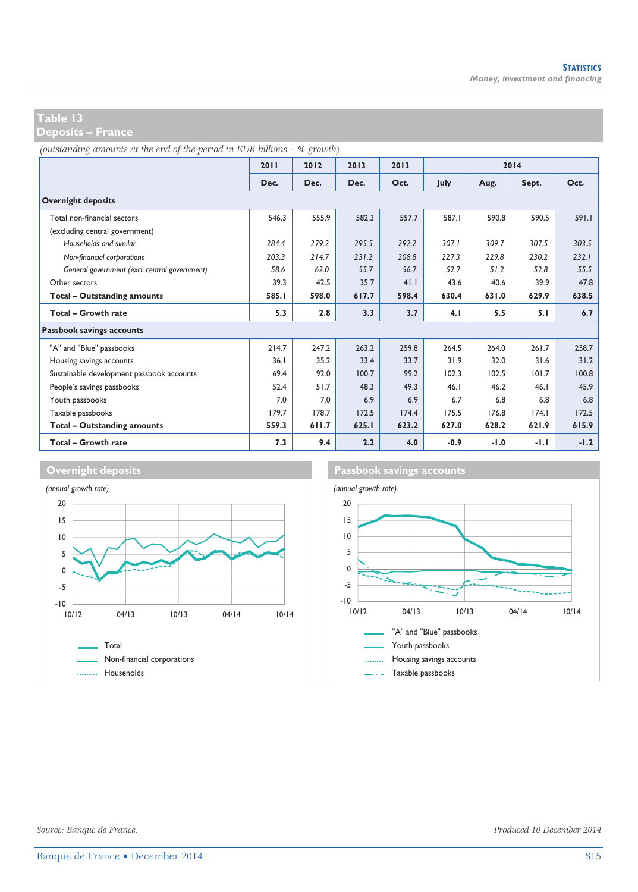## Table 13
## Deposits – France

*(outstanding amounts at the end of the period in EUR billions – % growth)*

| | 2011 | 2012 | 2013 | 2013 | 2014 | | | |
|---|---|---|---|---|---|---|---|---|
| | Dec. | Dec. | Dec. | Oct. | July | Aug. | Sept. | Oct. |
| **Overnight deposits** | | | | | | | | |
| Total non-financial sectors (excluding central government) | 546.3 | 555.9 | 582.3 | 557.7 | 587.1 | 590.8 | 590.5 | 591.1 |
| *Households and similar* | *284.4* | *279.2* | *295.5* | *292.2* | *307.1* | *309.7* | *307.5* | *303.5* |
| *Non-financial corporations* | *203.3* | *214.7* | *231.2* | *208.8* | *227.3* | *229.8* | *230.2* | *232.1* |
| *General government (excl. central government)* | *58.6* | *62.0* | *55.7* | *56.7* | *52.7* | *51.2* | *52.8* | *55.5* |
| Other sectors | 39.3 | 42.5 | 35.7 | 41.1 | 43.6 | 40.6 | 39.9 | 47.8 |
| **Total – Outstanding amounts** | **585.1** | **598.0** | **617.7** | **598.4** | **630.4** | **631.0** | **629.9** | **638.5** |
| **Total – Growth rate** | **5.3** | **2.8** | **3.3** | **3.7** | **4.1** | **5.5** | **5.1** | **6.7** |
| **Passbook savings accounts** | | | | | | | | |
| "A" and "Blue" passbooks | 214.7 | 247.2 | 263.2 | 259.8 | 264.5 | 264.0 | 261.7 | 258.7 |
| Housing savings accounts | 36.1 | 35.2 | 33.4 | 33.7 | 31.9 | 32.0 | 31.6 | 31.2 |
| Sustainable development passbook accounts | 69.4 | 92.0 | 100.7 | 99.2 | 102.3 | 102.5 | 101.7 | 100.8 |
| People's savings passbooks | 52.4 | 51.7 | 48.3 | 49.3 | 46.1 | 46.2 | 46.1 | 45.9 |
| Youth passbooks | 7.0 | 7.0 | 6.9 | 6.9 | 6.7 | 6.8 | 6.8 | 6.8 |
| Taxable passbooks | 179.7 | 178.7 | 172.5 | 174.4 | 175.5 | 176.8 | 174.1 | 172.5 |
| **Total – Outstanding amounts** | **559.3** | **611.7** | **625.1** | **623.2** | **627.0** | **628.2** | **621.9** | **615.9** |
| **Total – Growth rate** | **7.3** | **9.4** | **2.2** | **4.0** | **-0.9** | **-1.0** | **-1.1** | **-1.2** |

### Overnight deposits

*(annual growth rate)*

Legend: Total; Non-financial corporations; Households

### Passbook savings accounts

*(annual growth rate)*

Legend: "A" and "Blue" passbooks; Youth passbooks; Housing savings accounts; Taxable passbooks

*Source: Banque de France.*

*Produced 10 December 2014*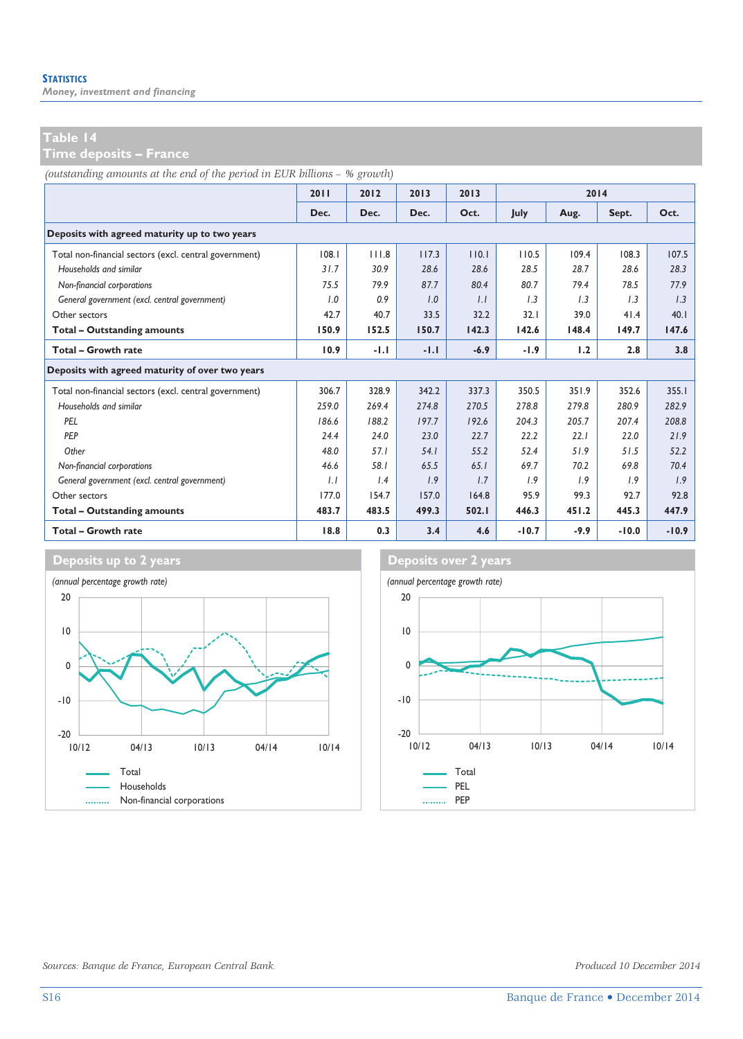## Table 14
## Time deposits – France

*(outstanding amounts at the end of the period in EUR billions – % growth)*

| | 2011 | 2012 | 2013 | 2013 | 2014 | | | |
|---|---|---|---|---|---|---|---|---|
| | Dec. | Dec. | Dec. | Oct. | July | Aug. | Sept. | Oct. |
| **Deposits with agreed maturity up to two years** | | | | | | | | |
| Total non-financial sectors (excl. central government) | 108.1 | 111.8 | 117.3 | 110.1 | 110.5 | 109.4 | 108.3 | 107.5 |
| *Households and similar* | *31.7* | *30.9* | *28.6* | *28.6* | *28.5* | *28.7* | *28.6* | *28.3* |
| *Non-financial corporations* | *75.5* | *79.9* | *87.7* | *80.4* | *80.7* | *79.4* | *78.5* | *77.9* |
| *General government (excl. central government)* | *1.0* | *0.9* | *1.0* | *1.1* | *1.3* | *1.3* | *1.3* | *1.3* |
| Other sectors | 42.7 | 40.7 | 33.5 | 32.2 | 32.1 | 39.0 | 41.4 | 40.1 |
| **Total – Outstanding amounts** | **150.9** | **152.5** | **150.7** | **142.3** | **142.6** | **148.4** | **149.7** | **147.6** |
| **Total – Growth rate** | **10.9** | **-1.1** | **-1.1** | **-6.9** | **-1.9** | **1.2** | **2.8** | **3.8** |
| **Deposits with agreed maturity of over two years** | | | | | | | | |
| Total non-financial sectors (excl. central government) | 306.7 | 328.9 | 342.2 | 337.3 | 350.5 | 351.9 | 352.6 | 355.1 |
| *Households and similar* | *259.0* | *269.4* | *274.8* | *270.5* | *278.8* | *279.8* | *280.9* | *282.9* |
| *PEL* | *186.6* | *188.2* | *197.7* | *192.6* | *204.3* | *205.7* | *207.4* | *208.8* |
| *PEP* | *24.4* | *24.0* | *23.0* | *22.7* | *22.2* | *22.1* | *22.0* | *21.9* |
| *Other* | *48.0* | *57.1* | *54.1* | *55.2* | *52.4* | *51.9* | *51.5* | *52.2* |
| *Non-financial corporations* | *46.6* | *58.1* | *65.5* | *65.1* | *69.7* | *70.2* | *69.8* | *70.4* |
| *General government (excl. central government)* | *1.1* | *1.4* | *1.9* | *1.7* | *1.9* | *1.9* | *1.9* | *1.9* |
| Other sectors | 177.0 | 154.7 | 157.0 | 164.8 | 95.9 | 99.3 | 92.7 | 92.8 |
| **Total – Outstanding amounts** | **483.7** | **483.5** | **499.3** | **502.1** | **446.3** | **451.2** | **445.3** | **447.9** |
| **Total – Growth rate** | **18.8** | **0.3** | **3.4** | **4.6** | **-10.7** | **-9.9** | **-10.0** | **-10.9** |

### Deposits up to 2 years

*(annual percentage growth rate)*

Total, Households, Non-financial corporations

### Deposits over 2 years

*(annual percentage growth rate)*

Total, PEL, PEP

*Sources: Banque de France, European Central Bank.*

*Produced 10 December 2014*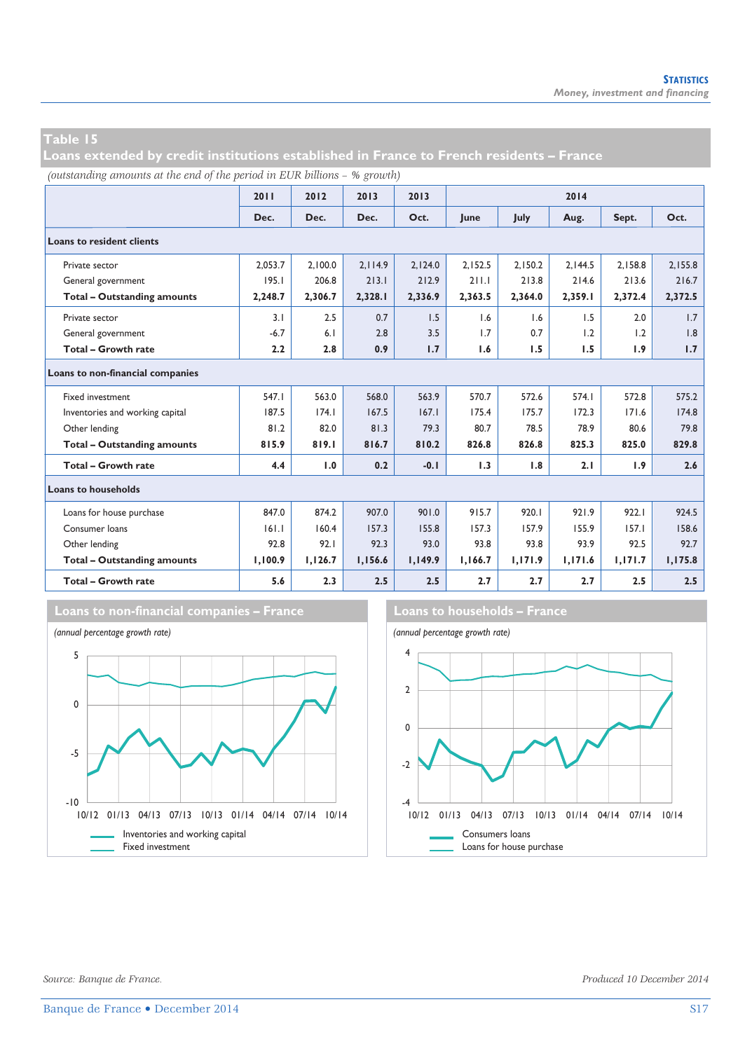## Table 15
## Loans extended by credit institutions established in France to French residents – France

*(outstanding amounts at the end of the period in EUR billions – % growth)*

| | 2011 | 2012 | 2013 | 2013 | 2014 | | | | |
|---|---|---|---|---|---|---|---|---|---|
| | Dec. | Dec. | Dec. | Oct. | June | July | Aug. | Sept. | Oct. |
| **Loans to resident clients** | | | | | | | | | |
| Private sector | 2,053.7 | 2,100.0 | 2,114.9 | 2,124.0 | 2,152.5 | 2,150.2 | 2,144.5 | 2,158.8 | 2,155.8 |
| General government | 195.1 | 206.8 | 213.1 | 212.9 | 211.1 | 213.8 | 214.6 | 213.6 | 216.7 |
| **Total – Outstanding amounts** | **2,248.7** | **2,306.7** | **2,328.1** | **2,336.9** | **2,363.5** | **2,364.0** | **2,359.1** | **2,372.4** | **2,372.5** |
| Private sector | 3.1 | 2.5 | 0.7 | 1.5 | 1.6 | 1.6 | 1.5 | 2.0 | 1.7 |
| General government | -6.7 | 6.1 | 2.8 | 3.5 | 1.7 | 0.7 | 1.2 | 1.2 | 1.8 |
| **Total – Growth rate** | **2.2** | **2.8** | **0.9** | **1.7** | **1.6** | **1.5** | **1.5** | **1.9** | **1.7** |
| **Loans to non-financial companies** | | | | | | | | | |
| Fixed investment | 547.1 | 563.0 | 568.0 | 563.9 | 570.7 | 572.6 | 574.1 | 572.8 | 575.2 |
| Inventories and working capital | 187.5 | 174.1 | 167.5 | 167.1 | 175.4 | 175.7 | 172.3 | 171.6 | 174.8 |
| Other lending | 81.2 | 82.0 | 81.3 | 79.3 | 80.7 | 78.5 | 78.9 | 80.6 | 79.8 |
| **Total – Outstanding amounts** | **815.9** | **819.1** | **816.7** | **810.2** | **826.8** | **826.8** | **825.3** | **825.0** | **829.8** |
| **Total – Growth rate** | **4.4** | **1.0** | **0.2** | **-0.1** | **1.3** | **1.8** | **2.1** | **1.9** | **2.6** |
| **Loans to households** | | | | | | | | | |
| Loans for house purchase | 847.0 | 874.2 | 907.0 | 901.0 | 915.7 | 920.1 | 921.9 | 922.1 | 924.5 |
| Consumer loans | 161.1 | 160.4 | 157.3 | 155.8 | 157.3 | 157.9 | 155.9 | 157.1 | 158.6 |
| Other lending | 92.8 | 92.1 | 92.3 | 93.0 | 93.8 | 93.8 | 93.9 | 92.5 | 92.7 |
| **Total – Outstanding amounts** | **1,100.9** | **1,126.7** | **1,156.6** | **1,149.9** | **1,166.7** | **1,171.9** | **1,171.6** | **1,171.7** | **1,175.8** |
| **Total – Growth rate** | **5.6** | **2.3** | **2.5** | **2.5** | **2.7** | **2.7** | **2.7** | **2.5** | **2.5** |

### Loans to non-financial companies – France

*(annual percentage growth rate)*

Inventories and working capital
Fixed investment

### Loans to households – France

*(annual percentage growth rate)*

Consumers loans
Loans for house purchase

*Source: Banque de France.*

*Produced 10 December 2014*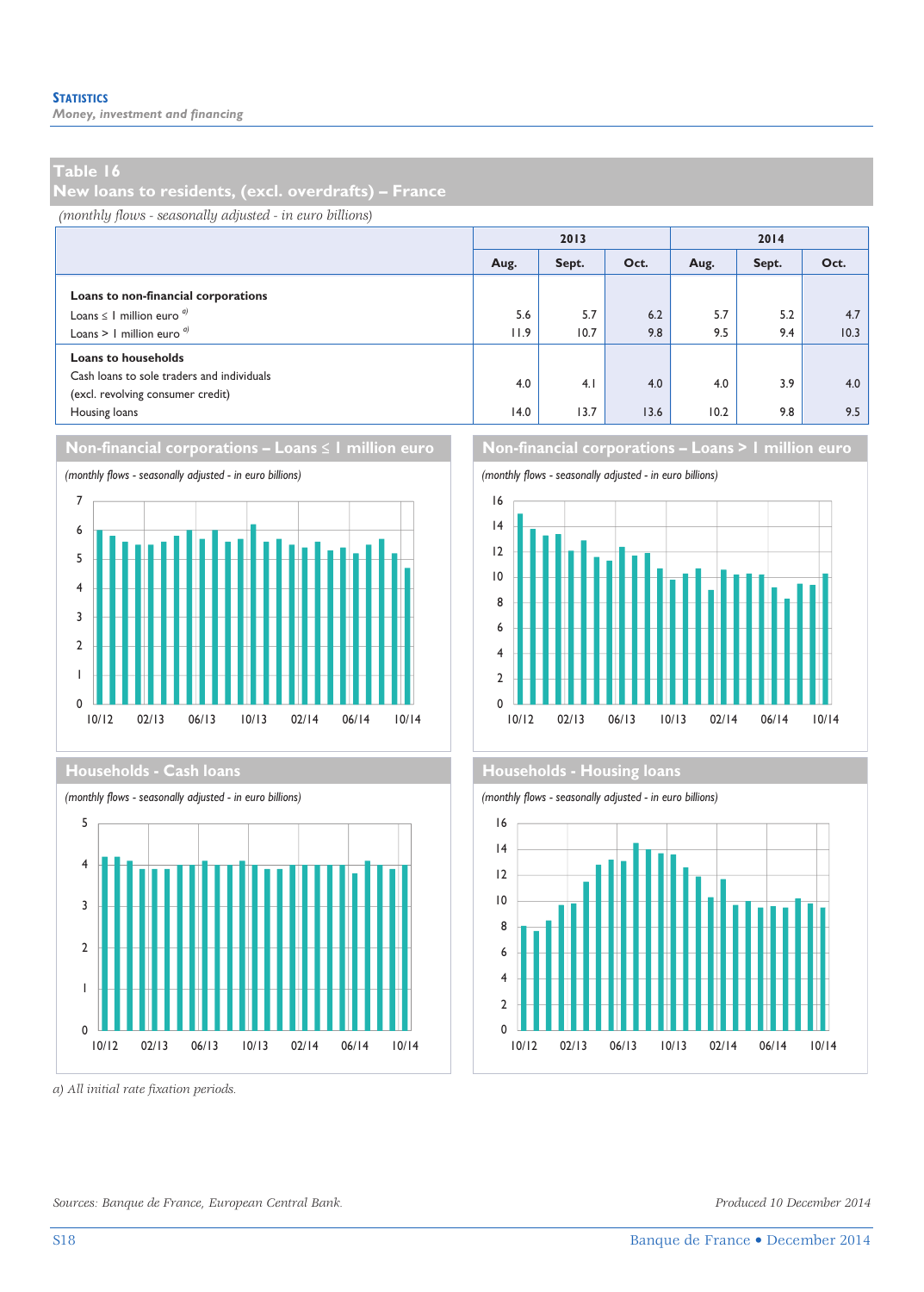## Table 16
## New loans to residents, (excl. overdrafts) – France

*(monthly flows - seasonally adjusted - in euro billions)*

| | 2013 | | | 2014 | | |
|---|---|---|---|---|---|---|
| | Aug. | Sept. | Oct. | Aug. | Sept. | Oct. |
| **Loans to non-financial corporations** | | | | | | |
| Loans ≤ 1 million euro [a] | 5.6 | 5.7 | 6.2 | 5.7 | 5.2 | 4.7 |
| Loans > 1 million euro [a] | 11.9 | 10.7 | 9.8 | 9.5 | 9.4 | 10.3 |
| **Loans to households** | | | | | | |
| Cash loans to sole traders and individuals (excl. revolving consumer credit) | 4.0 | 4.1 | 4.0 | 4.0 | 3.9 | 4.0 |
| Housing loans | 14.0 | 13.7 | 13.6 | 10.2 | 9.8 | 9.5 |

### Non-financial corporations – Loans ≤ 1 million euro

*(monthly flows - seasonally adjusted - in euro billions)*

### Non-financial corporations – Loans > 1 million euro

*(monthly flows - seasonally adjusted - in euro billions)*

### Households - Cash loans

*(monthly flows - seasonally adjusted - in euro billions)*

### Households - Housing loans

*(monthly flows - seasonally adjusted - in euro billions)*

*a) All initial rate fixation periods.*

*Sources: Banque de France, European Central Bank.*

*Produced 10 December 2014*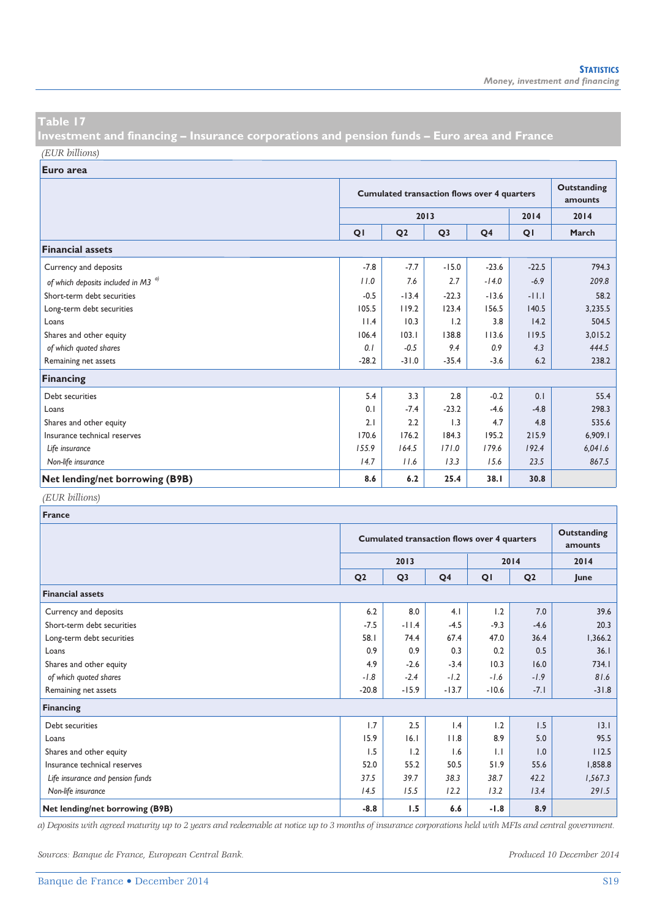## Table 17
## Investment and financing – Insurance corporations and pension funds – Euro area and France

*(EUR billions)*

| **Euro area** | Cumulated transaction flows over 4 quarters | | | | | Outstanding amounts |
|---|---|---|---|---|---|---|
| | 2013 | | | | 2014 | 2014 |
| | Q1 | Q2 | Q3 | Q4 | Q1 | March |
| **Financial assets** | | | | | | |
| Currency and deposits | -7.8 | -7.7 | -15.0 | -23.6 | -22.5 | 794.3 |
| *of which deposits included in M3* [a)] | *11.0* | *7.6* | *2.7* | *-14.0* | *-6.9* | *209.8* |
| Short-term debt securities | -0.5 | -13.4 | -22.3 | -13.6 | -11.1 | 58.2 |
| Long-term debt securities | 105.5 | 119.2 | 123.4 | 156.5 | 140.5 | 3,235.5 |
| Loans | 11.4 | 10.3 | 1.2 | 3.8 | 14.2 | 504.5 |
| Shares and other equity | 106.4 | 103.1 | 138.8 | 113.6 | 119.5 | 3,015.2 |
| *of which quoted shares* | *0.1* | *-0.5* | *9.4* | *0.9* | *4.3* | *444.5* |
| Remaining net assets | -28.2 | -31.0 | -35.4 | -3.6 | 6.2 | 238.2 |
| **Financing** | | | | | | |
| Debt securities | 5.4 | 3.3 | 2.8 | -0.2 | 0.1 | 55.4 |
| Loans | 0.1 | -7.4 | -23.2 | -4.6 | -4.8 | 298.3 |
| Shares and other equity | 2.1 | 2.2 | 1.3 | 4.7 | 4.8 | 535.6 |
| Insurance technical reserves | 170.6 | 176.2 | 184.3 | 195.2 | 215.9 | 6,909.1 |
| *Life insurance* | *155.9* | *164.5* | *171.0* | *179.6* | *192.4* | *6,041.6* |
| *Non-life insurance* | *14.7* | *11.6* | *13.3* | *15.6* | *23.5* | *867.5* |
| **Net lending/net borrowing (B9B)** | **8.6** | **6.2** | **25.4** | **38.1** | **30.8** | |

*(EUR billions)*

| **France** | Cumulated transaction flows over 4 quarters | | | | | Outstanding amounts |
|---|---|---|---|---|---|---|
| | 2013 | | | 2014 | | 2014 |
| | Q2 | Q3 | Q4 | Q1 | Q2 | June |
| **Financial assets** | | | | | | |
| Currency and deposits | 6.2 | 8.0 | 4.1 | 1.2 | 7.0 | 39.6 |
| Short-term debt securities | -7.5 | -11.4 | -4.5 | -9.3 | -4.6 | 20.3 |
| Long-term debt securities | 58.1 | 74.4 | 67.4 | 47.0 | 36.4 | 1,366.2 |
| Loans | 0.9 | 0.9 | 0.3 | 0.2 | 0.5 | 36.1 |
| Shares and other equity | 4.9 | -2.6 | -3.4 | 10.3 | 16.0 | 734.1 |
| *of which quoted shares* | *-1.8* | *-2.4* | *-1.2* | *-1.6* | *-1.9* | *81.6* |
| Remaining net assets | -20.8 | -15.9 | -13.7 | -10.6 | -7.1 | -31.8 |
| **Financing** | | | | | | |
| Debt securities | 1.7 | 2.5 | 1.4 | 1.2 | 1.5 | 13.1 |
| Loans | 15.9 | 16.1 | 11.8 | 8.9 | 5.0 | 95.5 |
| Shares and other equity | 1.5 | 1.2 | 1.6 | 1.1 | 1.0 | 112.5 |
| Insurance technical reserves | 52.0 | 55.2 | 50.5 | 51.9 | 55.6 | 1,858.8 |
| *Life insurance and pension funds* | *37.5* | *39.7* | *38.3* | *38.7* | *42.2* | *1,567.3* |
| *Non-life insurance* | *14.5* | *15.5* | *12.2* | *13.2* | *13.4* | *291.5* |
| **Net lending/net borrowing (B9B)** | **-8.8** | **1.5** | **6.6** | **-1.8** | **8.9** | |

*a) Deposits with agreed maturity up to 2 years and redeemable at notice up to 3 months of insurance corporations held with MFIs and central government.*

*Sources: Banque de France, European Central Bank.*

*Produced 10 December 2014*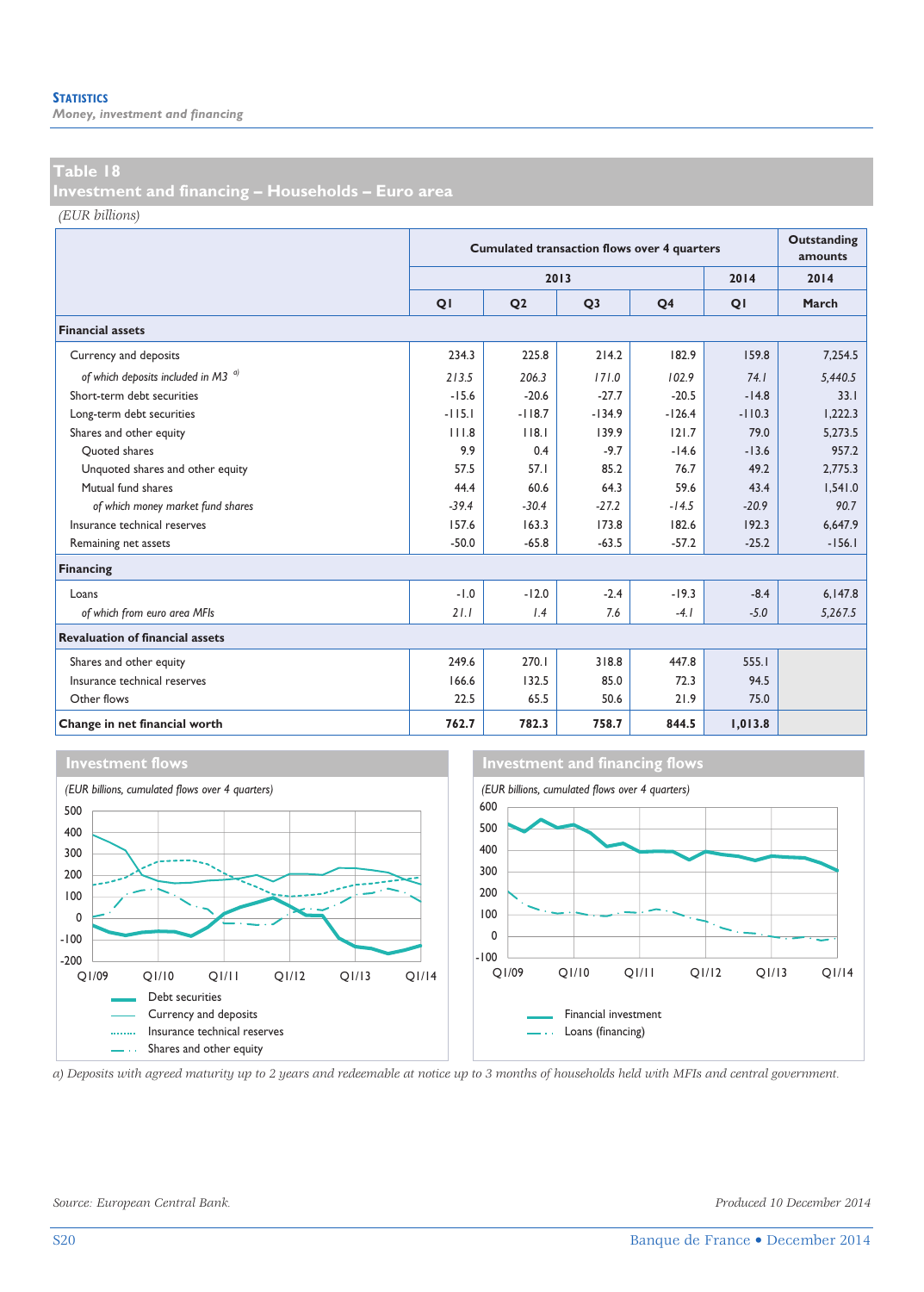## Table 18
## Investment and financing – Households – Euro area

*(EUR billions)*

| | Cumulated transaction flows over 4 quarters | | | | | Outstanding amounts |
|---|---|---|---|---|---|---|
| | 2013 | | | | 2014 | 2014 |
| | Q1 | Q2 | Q3 | Q4 | Q1 | March |
| **Financial assets** | | | | | | |
| Currency and deposits | 234.3 | 225.8 | 214.2 | 182.9 | 159.8 | 7,254.5 |
| *of which deposits included in M3* [a] | *213.5* | *206.3* | *171.0* | *102.9* | *74.1* | *5,440.5* |
| Short-term debt securities | -15.6 | -20.6 | -27.7 | -20.5 | -14.8 | 33.1 |
| Long-term debt securities | -115.1 | -118.7 | -134.9 | -126.4 | -110.3 | 1,222.3 |
| Shares and other equity | 111.8 | 118.1 | 139.9 | 121.7 | 79.0 | 5,273.5 |
| Quoted shares | 9.9 | 0.4 | -9.7 | -14.6 | -13.6 | 957.2 |
| Unquoted shares and other equity | 57.5 | 57.1 | 85.2 | 76.7 | 49.2 | 2,775.3 |
| Mutual fund shares | 44.4 | 60.6 | 64.3 | 59.6 | 43.4 | 1,541.0 |
| *of which money market fund shares* | *-39.4* | *-30.4* | *-27.2* | *-14.5* | *-20.9* | *90.7* |
| Insurance technical reserves | 157.6 | 163.3 | 173.8 | 182.6 | 192.3 | 6,647.9 |
| Remaining net assets | -50.0 | -65.8 | -63.5 | -57.2 | -25.2 | -156.1 |
| **Financing** | | | | | | |
| Loans | -1.0 | -12.0 | -2.4 | -19.3 | -8.4 | 6,147.8 |
| *of which from euro area MFIs* | *21.1* | *1.4* | *7.6* | *-4.1* | *-5.0* | *5,267.5* |
| **Revaluation of financial assets** | | | | | | |
| Shares and other equity | 249.6 | 270.1 | 318.8 | 447.8 | 555.1 | |
| Insurance technical reserves | 166.6 | 132.5 | 85.0 | 72.3 | 94.5 | |
| Other flows | 22.5 | 65.5 | 50.6 | 21.9 | 75.0 | |
| **Change in net financial worth** | **762.7** | **782.3** | **758.7** | **844.5** | **1,013.8** | |

### Investment flows

*(EUR billions, cumulated flows over 4 quarters)*

Legend: Debt securities; Currency and deposits; Insurance technical reserves; Shares and other equity

### Investment and financing flows

*(EUR billions, cumulated flows over 4 quarters)*

Legend: Financial investment; Loans (financing)

*a) Deposits with agreed maturity up to 2 years and redeemable at notice up to 3 months of households held with MFIs and central government.*

*Source: European Central Bank.*

*Produced 10 December 2014*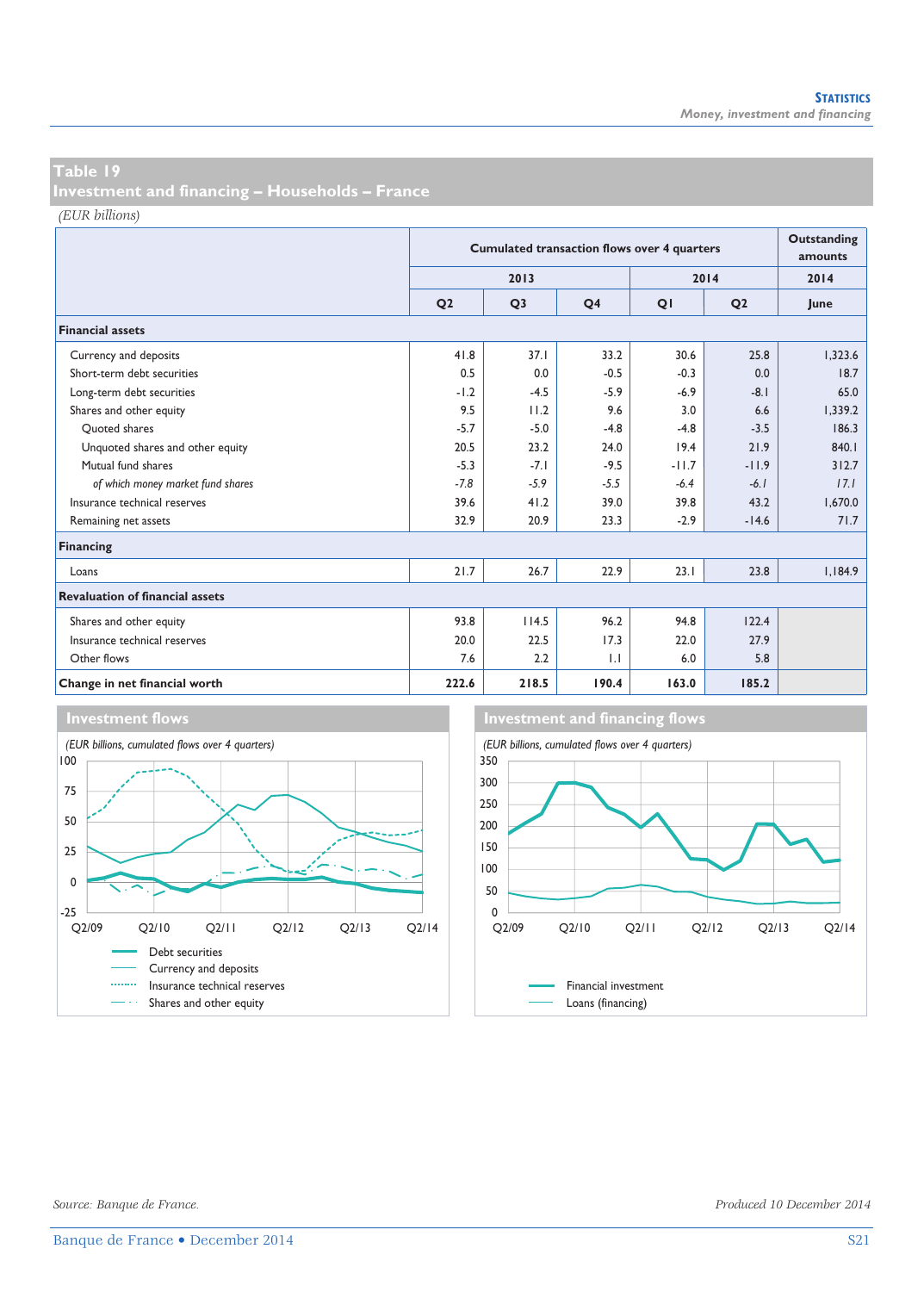## Table 19
## Investment and financing – Households – France

*(EUR billions)*

| | Cumulated transaction flows over 4 quarters | | | | | Outstanding amounts |
|---|---|---|---|---|---|---|
| | 2013 | | | 2014 | | 2014 |
| | Q2 | Q3 | Q4 | Q1 | Q2 | June |
| **Financial assets** | | | | | | |
| Currency and deposits | 41.8 | 37.1 | 33.2 | 30.6 | 25.8 | 1,323.6 |
| Short-term debt securities | 0.5 | 0.0 | -0.5 | -0.3 | 0.0 | 18.7 |
| Long-term debt securities | -1.2 | -4.5 | -5.9 | -6.9 | -8.1 | 65.0 |
| Shares and other equity | 9.5 | 11.2 | 9.6 | 3.0 | 6.6 | 1,339.2 |
| Quoted shares | -5.7 | -5.0 | -4.8 | -4.8 | -3.5 | 186.3 |
| Unquoted shares and other equity | 20.5 | 23.2 | 24.0 | 19.4 | 21.9 | 840.1 |
| Mutual fund shares | -5.3 | -7.1 | -9.5 | -11.7 | -11.9 | 312.7 |
| *of which money market fund shares* | *-7.8* | *-5.9* | *-5.5* | *-6.4* | *-6.1* | *17.1* |
| Insurance technical reserves | 39.6 | 41.2 | 39.0 | 39.8 | 43.2 | 1,670.0 |
| Remaining net assets | 32.9 | 20.9 | 23.3 | -2.9 | -14.6 | 71.7 |
| **Financing** | | | | | | |
| Loans | 21.7 | 26.7 | 22.9 | 23.1 | 23.8 | 1,184.9 |
| **Revaluation of financial assets** | | | | | | |
| Shares and other equity | 93.8 | 114.5 | 96.2 | 94.8 | 122.4 | |
| Insurance technical reserves | 20.0 | 22.5 | 17.3 | 22.0 | 27.9 | |
| Other flows | 7.6 | 2.2 | 1.1 | 6.0 | 5.8 | |
| **Change in net financial worth** | **222.6** | **218.5** | **190.4** | **163.0** | **185.2** | |

### Investment flows

*(EUR billions, cumulated flows over 4 quarters)*

Legend: Debt securities; Currency and deposits; Insurance technical reserves; Shares and other equity

### Investment and financing flows

*(EUR billions, cumulated flows over 4 quarters)*

Legend: Financial investment; Loans (financing)

*Source: Banque de France.*

*Produced 10 December 2014*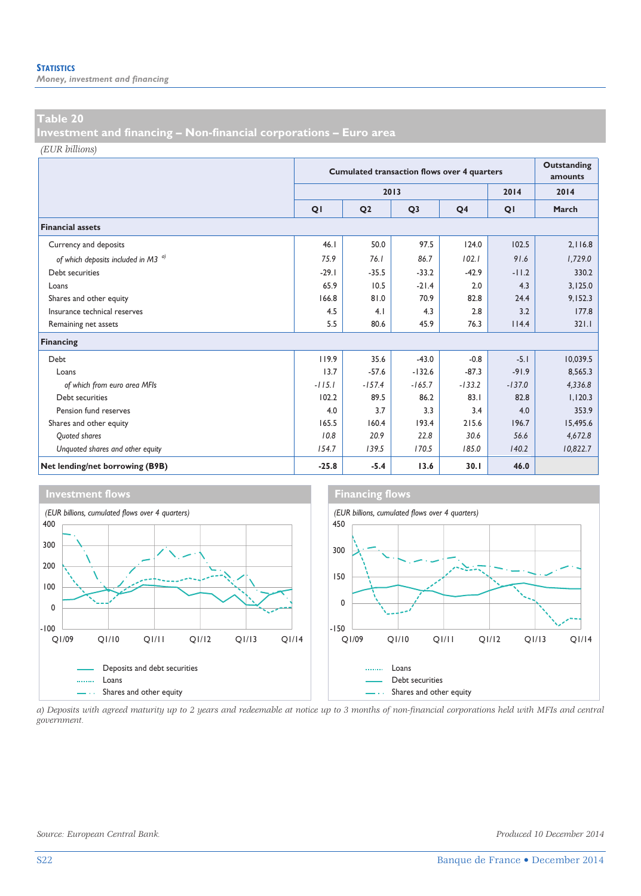## Table 20
## Investment and financing – Non-financial corporations – Euro area

*(EUR billions)*

| | Cumulated transaction flows over 4 quarters | | | | | Outstanding amounts |
|---|---|---|---|---|---|---|
| | 2013 | | | | 2014 | 2014 |
| | Q1 | Q2 | Q3 | Q4 | Q1 | March |
| **Financial assets** | | | | | | |
| Currency and deposits | 46.1 | 50.0 | 97.5 | 124.0 | 102.5 | 2,116.8 |
| *of which deposits included in M3* [a] | *75.9* | *76.1* | *86.7* | *102.1* | *91.6* | *1,729.0* |
| Debt securities | -29.1 | -35.5 | -33.2 | -42.9 | -11.2 | 330.2 |
| Loans | 65.9 | 10.5 | -21.4 | 2.0 | 4.3 | 3,125.0 |
| Shares and other equity | 166.8 | 81.0 | 70.9 | 82.8 | 24.4 | 9,152.3 |
| Insurance technical reserves | 4.5 | 4.1 | 4.3 | 2.8 | 3.2 | 177.8 |
| Remaining net assets | 5.5 | 80.6 | 45.9 | 76.3 | 114.4 | 321.1 |
| **Financing** | | | | | | |
| Debt | 119.9 | 35.6 | -43.0 | -0.8 | -5.1 | 10,039.5 |
| Loans | 13.7 | -57.6 | -132.6 | -87.3 | -91.9 | 8,565.3 |
| *of which from euro area MFIs* | *-115.1* | *-157.4* | *-165.7* | *-133.2* | *-137.0* | *4,336.8* |
| Debt securities | 102.2 | 89.5 | 86.2 | 83.1 | 82.8 | 1,120.3 |
| Pension fund reserves | 4.0 | 3.7 | 3.3 | 3.4 | 4.0 | 353.9 |
| Shares and other equity | 165.5 | 160.4 | 193.4 | 215.6 | 196.7 | 15,495.6 |
| *Quoted shares* | *10.8* | *20.9* | *22.8* | *30.6* | *56.6* | *4,672.8* |
| *Unquoted shares and other equity* | *154.7* | *139.5* | *170.5* | *185.0* | *140.2* | *10,822.7* |
| **Net lending/net borrowing (B9B)** | **-25.8** | **-5.4** | **13.6** | **30.1** | **46.0** | |

### Investment flows

*(EUR billions, cumulated flows over 4 quarters)*

Deposits and debt securities
Loans
Shares and other equity

### Financing flows

*(EUR billions, cumulated flows over 4 quarters)*

Loans
Debt securities
Shares and other equity

*a) Deposits with agreed maturity up to 2 years and redeemable at notice up to 3 months of non-financial corporations held with MFIs and central government.*

*Source: European Central Bank.*

*Produced 10 December 2014*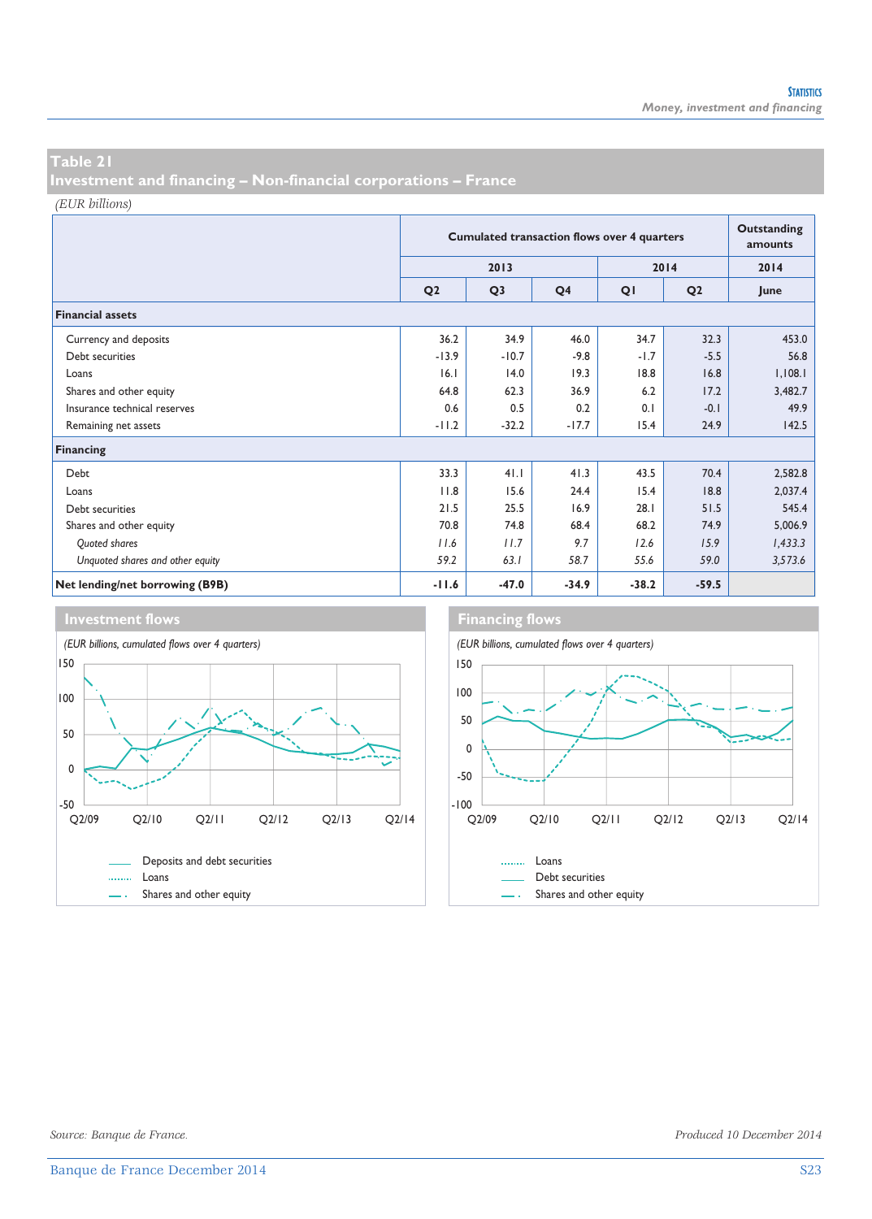## Table 21
## Investment and financing – Non-financial corporations – France

*(EUR billions)*

| | Cumulated transaction flows over 4 quarters | | | | | Outstanding amounts |
|---|---|---|---|---|---|---|
| | 2013 | | | 2014 | | 2014 |
| | Q2 | Q3 | Q4 | Q1 | Q2 | June |
| **Financial assets** | | | | | | |
| Currency and deposits | 36.2 | 34.9 | 46.0 | 34.7 | 32.3 | 453.0 |
| Debt securities | -13.9 | -10.7 | -9.8 | -1.7 | -5.5 | 56.8 |
| Loans | 16.1 | 14.0 | 19.3 | 18.8 | 16.8 | 1,108.1 |
| Shares and other equity | 64.8 | 62.3 | 36.9 | 6.2 | 17.2 | 3,482.7 |
| Insurance technical reserves | 0.6 | 0.5 | 0.2 | 0.1 | -0.1 | 49.9 |
| Remaining net assets | -11.2 | -32.2 | -17.7 | 15.4 | 24.9 | 142.5 |
| **Financing** | | | | | | |
| Debt | 33.3 | 41.1 | 41.3 | 43.5 | 70.4 | 2,582.8 |
| Loans | 11.8 | 15.6 | 24.4 | 15.4 | 18.8 | 2,037.4 |
| Debt securities | 21.5 | 25.5 | 16.9 | 28.1 | 51.5 | 545.4 |
| Shares and other equity | 70.8 | 74.8 | 68.4 | 68.2 | 74.9 | 5,006.9 |
| *Quoted shares* | *11.6* | *11.7* | *9.7* | *12.6* | *15.9* | *1,433.3* |
| *Unquoted shares and other equity* | *59.2* | *63.1* | *58.7* | *55.6* | *59.0* | *3,573.6* |
| **Net lending/net borrowing (B9B)** | **-11.6** | **-47.0** | **-34.9** | **-38.2** | **-59.5** | |

### Investment flows

*(EUR billions, cumulated flows over 4 quarters)*

Legend: Deposits and debt securities; Loans; Shares and other equity

### Financing flows

*(EUR billions, cumulated flows over 4 quarters)*

Legend: Loans; Debt securities; Shares and other equity

*Source: Banque de France.*

*Produced 10 December 2014*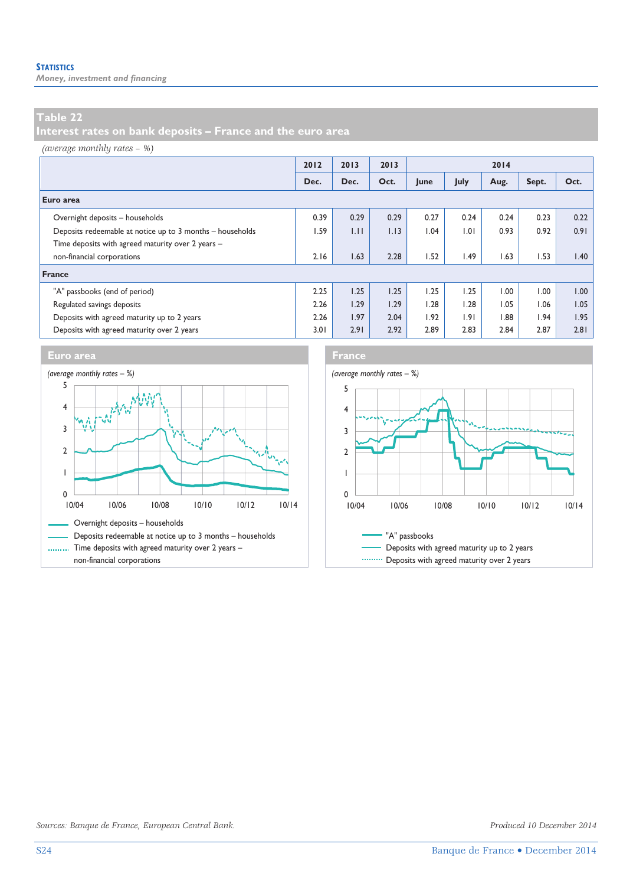## Table 22
## Interest rates on bank deposits – France and the euro area

*(average monthly rates – %)*

| | 2012 | 2013 | 2013 | 2014 | | | | |
|---|---|---|---|---|---|---|---|---|
| | Dec. | Dec. | Oct. | June | July | Aug. | Sept. | Oct. |
| **Euro area** | | | | | | | | |
| Overnight deposits – households | 0.39 | 0.29 | 0.29 | 0.27 | 0.24 | 0.24 | 0.23 | 0.22 |
| Deposits redeemable at notice up to 3 months – households | 1.59 | 1.11 | 1.13 | 1.04 | 1.01 | 0.93 | 0.92 | 0.91 |
| Time deposits with agreed maturity over 2 years – non-financial corporations | 2.16 | 1.63 | 2.28 | 1.52 | 1.49 | 1.63 | 1.53 | 1.40 |
| **France** | | | | | | | | |
| "A" passbooks (end of period) | 2.25 | 1.25 | 1.25 | 1.25 | 1.25 | 1.00 | 1.00 | 1.00 |
| Regulated savings deposits | 2.26 | 1.29 | 1.29 | 1.28 | 1.28 | 1.05 | 1.06 | 1.05 |
| Deposits with agreed maturity up to 2 years | 2.26 | 1.97 | 2.04 | 1.92 | 1.91 | 1.88 | 1.94 | 1.95 |
| Deposits with agreed maturity over 2 years | 3.01 | 2.91 | 2.92 | 2.89 | 2.83 | 2.84 | 2.87 | 2.81 |

**Euro area**

*(average monthly rates – %)*

- Overnight deposits – households
- Deposits redeemable at notice up to 3 months – households
- Time deposits with agreed maturity over 2 years – non-financial corporations

**France**

*(average monthly rates – %)*

- "A" passbooks
- Deposits with agreed maturity up to 2 years
- Deposits with agreed maturity over 2 years

*Sources: Banque de France, European Central Bank.*

*Produced 10 December 2014*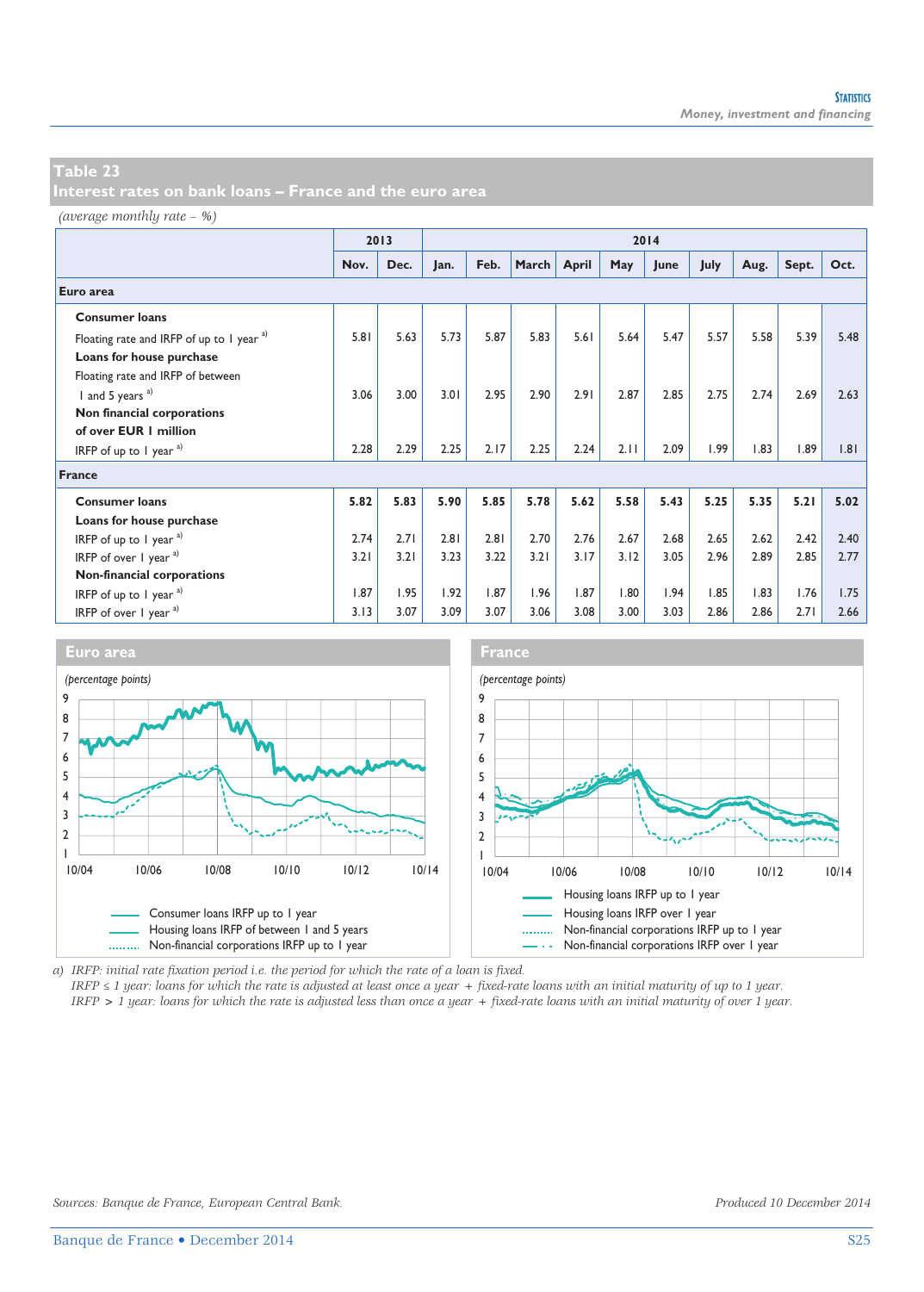## Table 23
## Interest rates on bank loans – France and the euro area

*(average monthly rate – %)*

| | 2013 | | 2014 | | | | | | | | | |
|---|---|---|---|---|---|---|---|---|---|---|---|---|
| | Nov. | Dec. | Jan. | Feb. | March | April | May | June | July | Aug. | Sept. | Oct. |
| **Euro area** | | | | | | | | | | | | |
| **Consumer loans** | | | | | | | | | | | | |
| Floating rate and IRFP of up to 1 year [a] | 5.81 | 5.63 | 5.73 | 5.87 | 5.83 | 5.61 | 5.64 | 5.47 | 5.57 | 5.58 | 5.39 | 5.48 |
| **Loans for house purchase** | | | | | | | | | | | | |
| Floating rate and IRFP of between 1 and 5 years [a] | 3.06 | 3.00 | 3.01 | 2.95 | 2.90 | 2.91 | 2.87 | 2.85 | 2.75 | 2.74 | 2.69 | 2.63 |
| **Non financial corporations of over EUR 1 million** | | | | | | | | | | | | |
| IRFP of up to 1 year [a] | 2.28 | 2.29 | 2.25 | 2.17 | 2.25 | 2.24 | 2.11 | 2.09 | 1.99 | 1.83 | 1.89 | 1.81 |
| **France** | | | | | | | | | | | | |
| **Consumer loans** | **5.82** | **5.83** | **5.90** | **5.85** | **5.78** | **5.62** | **5.58** | **5.43** | **5.25** | **5.35** | **5.21** | **5.02** |
| **Loans for house purchase** | | | | | | | | | | | | |
| IRFP of up to 1 year [a] | 2.74 | 2.71 | 2.81 | 2.81 | 2.70 | 2.76 | 2.67 | 2.68 | 2.65 | 2.62 | 2.42 | 2.40 |
| IRFP of over 1 year [a] | 3.21 | 3.21 | 3.23 | 3.22 | 3.21 | 3.17 | 3.12 | 3.05 | 2.96 | 2.89 | 2.85 | 2.77 |
| **Non-financial corporations** | | | | | | | | | | | | |
| IRFP of up to 1 year [a] | 1.87 | 1.95 | 1.92 | 1.87 | 1.96 | 1.87 | 1.80 | 1.94 | 1.85 | 1.83 | 1.76 | 1.75 |
| IRFP of over 1 year [a] | 3.13 | 3.07 | 3.09 | 3.07 | 3.06 | 3.08 | 3.00 | 3.03 | 2.86 | 2.86 | 2.71 | 2.66 |

**Euro area**

*(percentage points)*

Consumer loans IRFP up to 1 year
Housing loans IRFP of between 1 and 5 years
Non-financial corporations IRFP up to 1 year

**France**

*(percentage points)*

Housing loans IRFP up to 1 year
Housing loans IRFP over 1 year
Non-financial corporations IRFP up to 1 year
Non-financial corporations IRFP over 1 year

a) *IRFP: initial rate fixation period i.e. the period for which the rate of a loan is fixed.*
*IRFP ≤ 1 year: loans for which the rate is adjusted at least once a year + fixed-rate loans with an initial maturity of up to 1 year.*
*IRFP > 1 year: loans for which the rate is adjusted less than once a year + fixed-rate loans with an initial maturity of over 1 year.*

*Sources: Banque de France, European Central Bank.*

*Produced 10 December 2014*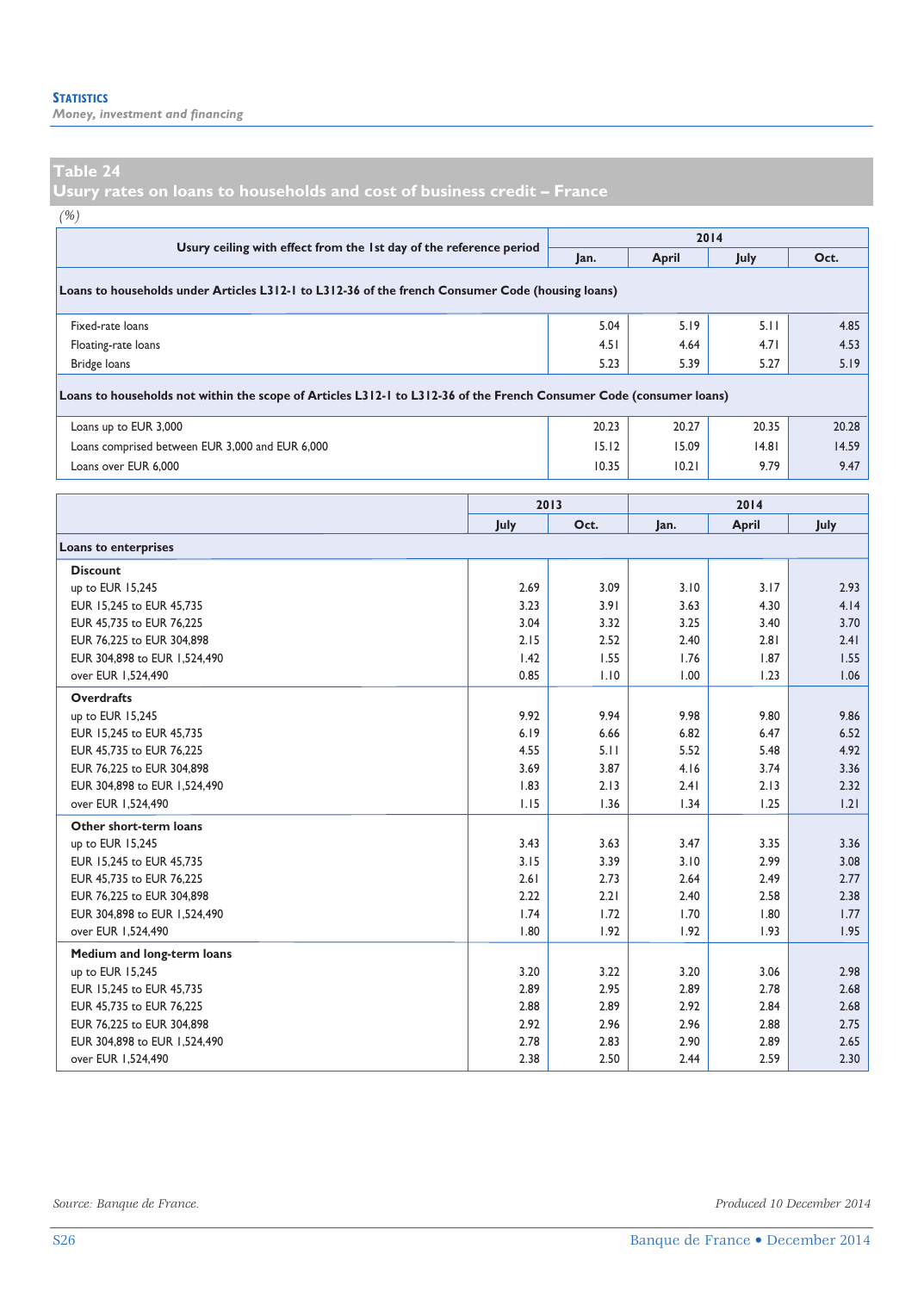## Table 24
## Usury rates on loans to households and cost of business credit – France

*(%)*

| Usury ceiling with effect from the 1st day of the reference period | 2014 | | | |
|---|---|---|---|---|
| | Jan. | April | July | Oct. |
| **Loans to households under Articles L312-1 to L312-36 of the french Consumer Code (housing loans)** | | | | |
| Fixed-rate loans | 5.04 | 5.19 | 5.11 | 4.85 |
| Floating-rate loans | 4.51 | 4.64 | 4.71 | 4.53 |
| Bridge loans | 5.23 | 5.39 | 5.27 | 5.19 |
| **Loans to households not within the scope of Articles L312-1 to L312-36 of the French Consumer Code (consumer loans)** | | | | |
| Loans up to EUR 3,000 | 20.23 | 20.27 | 20.35 | 20.28 |
| Loans comprised between EUR 3,000 and EUR 6,000 | 15.12 | 15.09 | 14.81 | 14.59 |
| Loans over EUR 6,000 | 10.35 | 10.21 | 9.79 | 9.47 |

| | 2013 | | 2014 | | |
|---|---|---|---|---|---|
| | July | Oct. | Jan. | April | July |
| **Loans to enterprises** | | | | | |
| **Discount** | | | | | |
| up to EUR 15,245 | 2.69 | 3.09 | 3.10 | 3.17 | 2.93 |
| EUR 15,245 to EUR 45,735 | 3.23 | 3.91 | 3.63 | 4.30 | 4.14 |
| EUR 45,735 to EUR 76,225 | 3.04 | 3.32 | 3.25 | 3.40 | 3.70 |
| EUR 76,225 to EUR 304,898 | 2.15 | 2.52 | 2.40 | 2.81 | 2.41 |
| EUR 304,898 to EUR 1,524,490 | 1.42 | 1.55 | 1.76 | 1.87 | 1.55 |
| over EUR 1,524,490 | 0.85 | 1.10 | 1.00 | 1.23 | 1.06 |
| **Overdrafts** | | | | | |
| up to EUR 15,245 | 9.92 | 9.94 | 9.98 | 9.80 | 9.86 |
| EUR 15,245 to EUR 45,735 | 6.19 | 6.66 | 6.82 | 6.47 | 6.52 |
| EUR 45,735 to EUR 76,225 | 4.55 | 5.11 | 5.52 | 5.48 | 4.92 |
| EUR 76,225 to EUR 304,898 | 3.69 | 3.87 | 4.16 | 3.74 | 3.36 |
| EUR 304,898 to EUR 1,524,490 | 1.83 | 2.13 | 2.41 | 2.13 | 2.32 |
| over EUR 1,524,490 | 1.15 | 1.36 | 1.34 | 1.25 | 1.21 |
| **Other short-term loans** | | | | | |
| up to EUR 15,245 | 3.43 | 3.63 | 3.47 | 3.35 | 3.36 |
| EUR 15,245 to EUR 45,735 | 3.15 | 3.39 | 3.10 | 2.99 | 3.08 |
| EUR 45,735 to EUR 76,225 | 2.61 | 2.73 | 2.64 | 2.49 | 2.77 |
| EUR 76,225 to EUR 304,898 | 2.22 | 2.21 | 2.40 | 2.58 | 2.38 |
| EUR 304,898 to EUR 1,524,490 | 1.74 | 1.72 | 1.70 | 1.80 | 1.77 |
| over EUR 1,524,490 | 1.80 | 1.92 | 1.92 | 1.93 | 1.95 |
| **Medium and long-term loans** | | | | | |
| up to EUR 15,245 | 3.20 | 3.22 | 3.20 | 3.06 | 2.98 |
| EUR 15,245 to EUR 45,735 | 2.89 | 2.95 | 2.89 | 2.78 | 2.68 |
| EUR 45,735 to EUR 76,225 | 2.88 | 2.89 | 2.92 | 2.84 | 2.68 |
| EUR 76,225 to EUR 304,898 | 2.92 | 2.96 | 2.96 | 2.88 | 2.75 |
| EUR 304,898 to EUR 1,524,490 | 2.78 | 2.83 | 2.90 | 2.89 | 2.65 |
| over EUR 1,524,490 | 2.38 | 2.50 | 2.44 | 2.59 | 2.30 |

*Source: Banque de France.*

*Produced 10 December 2014*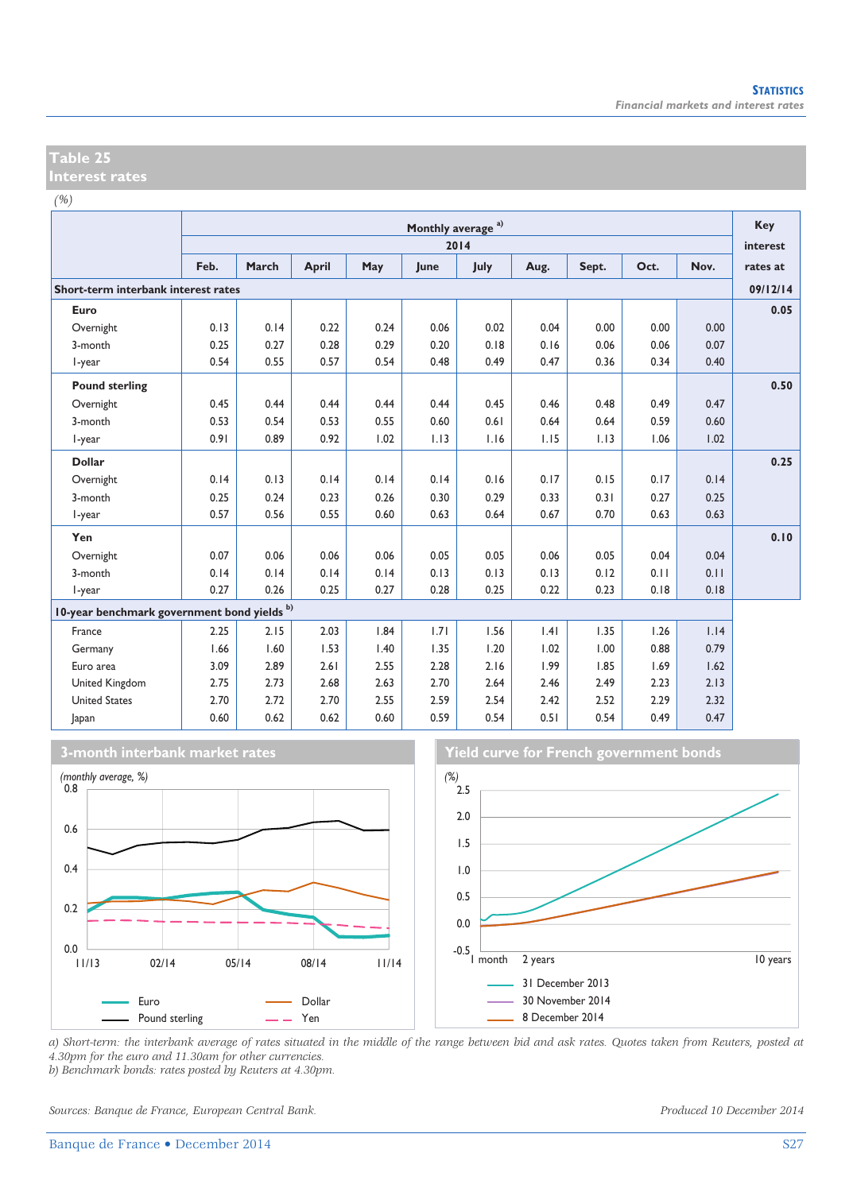## Table 25
## Interest rates

*(%)*

| | Monthly average a) | | | | | | | | | | Key interest rates at |
|---|---|---|---|---|---|---|---|---|---|---|---|
| | 2014 | | | | | | | | | | |
| | Feb. | March | April | May | June | July | Aug. | Sept. | Oct. | Nov. | |
| **Short-term interbank interest rates** | | | | | | | | | | | 09/12/14 |
| **Euro** | | | | | | | | | | | 0.05 |
| Overnight | 0.13 | 0.14 | 0.22 | 0.24 | 0.06 | 0.02 | 0.04 | 0.00 | 0.00 | 0.00 | |
| 3-month | 0.25 | 0.27 | 0.28 | 0.29 | 0.20 | 0.18 | 0.16 | 0.06 | 0.06 | 0.07 | |
| 1-year | 0.54 | 0.55 | 0.57 | 0.54 | 0.48 | 0.49 | 0.47 | 0.36 | 0.34 | 0.40 | |
| **Pound sterling** | | | | | | | | | | | 0.50 |
| Overnight | 0.45 | 0.44 | 0.44 | 0.44 | 0.44 | 0.45 | 0.46 | 0.48 | 0.49 | 0.47 | |
| 3-month | 0.53 | 0.54 | 0.53 | 0.55 | 0.60 | 0.61 | 0.64 | 0.64 | 0.59 | 0.60 | |
| 1-year | 0.91 | 0.89 | 0.92 | 1.02 | 1.13 | 1.16 | 1.15 | 1.13 | 1.06 | 1.02 | |
| **Dollar** | | | | | | | | | | | 0.25 |
| Overnight | 0.14 | 0.13 | 0.14 | 0.14 | 0.14 | 0.16 | 0.17 | 0.15 | 0.17 | 0.14 | |
| 3-month | 0.25 | 0.24 | 0.23 | 0.26 | 0.30 | 0.29 | 0.33 | 0.31 | 0.27 | 0.25 | |
| 1-year | 0.57 | 0.56 | 0.55 | 0.60 | 0.63 | 0.64 | 0.67 | 0.70 | 0.63 | 0.63 | |
| **Yen** | | | | | | | | | | | 0.10 |
| Overnight | 0.07 | 0.06 | 0.06 | 0.06 | 0.05 | 0.05 | 0.06 | 0.05 | 0.04 | 0.04 | |
| 3-month | 0.14 | 0.14 | 0.14 | 0.14 | 0.13 | 0.13 | 0.13 | 0.12 | 0.11 | 0.11 | |
| 1-year | 0.27 | 0.26 | 0.25 | 0.27 | 0.28 | 0.25 | 0.22 | 0.23 | 0.18 | 0.18 | |
| **10-year benchmark government bond yields b)** | | | | | | | | | | | |
| France | 2.25 | 2.15 | 2.03 | 1.84 | 1.71 | 1.56 | 1.41 | 1.35 | 1.26 | 1.14 | |
| Germany | 1.66 | 1.60 | 1.53 | 1.40 | 1.35 | 1.20 | 1.02 | 1.00 | 0.88 | 0.79 | |
| Euro area | 3.09 | 2.89 | 2.61 | 2.55 | 2.28 | 2.16 | 1.99 | 1.85 | 1.69 | 1.62 | |
| United Kingdom | 2.75 | 2.73 | 2.68 | 2.63 | 2.70 | 2.64 | 2.46 | 2.49 | 2.23 | 2.13 | |
| United States | 2.70 | 2.72 | 2.70 | 2.55 | 2.59 | 2.54 | 2.42 | 2.52 | 2.29 | 2.32 | |
| Japan | 0.60 | 0.62 | 0.62 | 0.60 | 0.59 | 0.54 | 0.51 | 0.54 | 0.49 | 0.47 | |

### 3-month interbank market rates

*(monthly average, %)*

Legend: Euro; Pound sterling; Dollar; Yen

### Yield curve for French government bonds

*(%)*

Legend: 31 December 2013; 30 November 2014; 8 December 2014

*a) Short-term: the interbank average of rates situated in the middle of the range between bid and ask rates. Quotes taken from Reuters, posted at 4.30pm for the euro and 11.30am for other currencies.*
*b) Benchmark bonds: rates posted by Reuters at 4.30pm.*

*Sources: Banque de France, European Central Bank.*

*Produced 10 December 2014*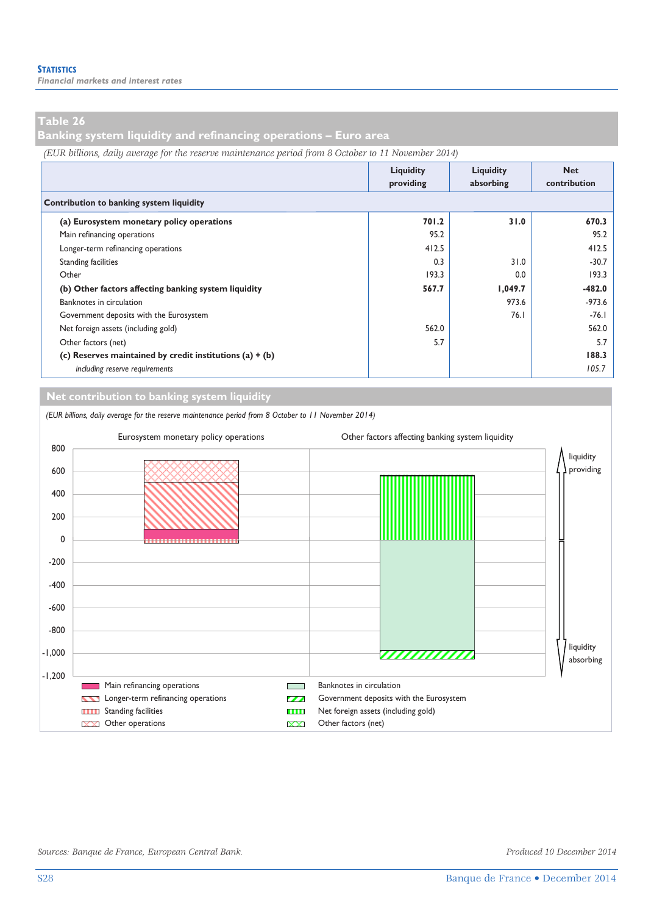## Table 26
## Banking system liquidity and refinancing operations – Euro area

*(EUR billions, daily average for the reserve maintenance period from 8 October to 11 November 2014)*

| | Liquidity providing | Liquidity absorbing | Net contribution |
|---|---|---|---|
| **Contribution to banking system liquidity** | | | |
| **(a) Eurosystem monetary policy operations** | **701.2** | **31.0** | **670.3** |
| Main refinancing operations | 95.2 | | 95.2 |
| Longer-term refinancing operations | 412.5 | | 412.5 |
| Standing facilities | 0.3 | 31.0 | -30.7 |
| Other | 193.3 | 0.0 | 193.3 |
| **(b) Other factors affecting banking system liquidity** | **567.7** | **1,049.7** | **-482.0** |
| Banknotes in circulation | | 973.6 | -973.6 |
| Government deposits with the Eurosystem | | 76.1 | -76.1 |
| Net foreign assets (including gold) | 562.0 | | 562.0 |
| Other factors (net) | 5.7 | | 5.7 |
| **(c) Reserves maintained by credit institutions (a) + (b)** | | | **188.3** |
| *including reserve requirements* | | | *105.7* |

## Net contribution to banking system liquidity

*(EUR billions, daily average for the reserve maintenance period from 8 October to 11 November 2014)*

Eurosystem monetary policy operations | Other factors affecting banking system liquidity

liquidity providing / liquidity absorbing

- Main refinancing operations
- Longer-term refinancing operations
- Standing facilities
- Other operations
- Banknotes in circulation
- Government deposits with the Eurosystem
- Net foreign assets (including gold)
- Other factors (net)

*Sources: Banque de France, European Central Bank.*

*Produced 10 December 2014*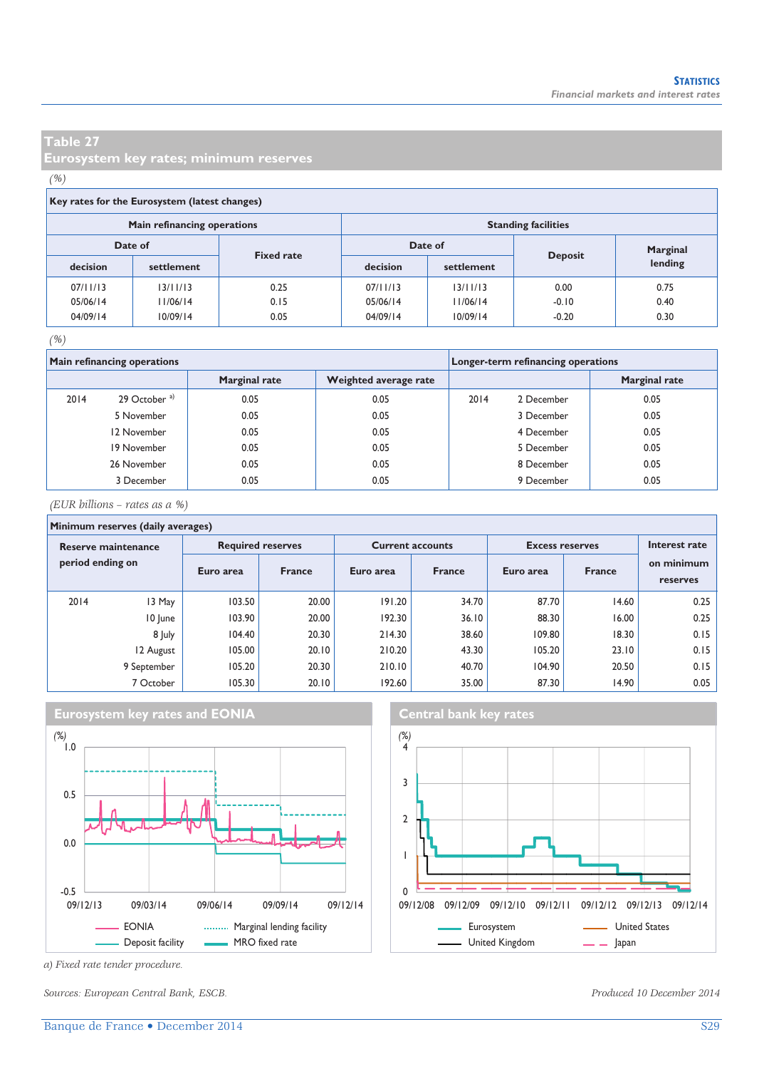## Table 27
## Eurosystem key rates; minimum reserves

*(%)*

**Key rates for the Eurosystem (latest changes)**

| Main refinancing operations | | | Standing facilities | | | |
|---|---|---|---|---|---|---|
| Date of | | Fixed rate | Date of | | Deposit | Marginal lending |
| decision | settlement | | decision | settlement | | |
| 07/11/13 | 13/11/13 | 0.25 | 07/11/13 | 13/11/13 | 0.00 | 0.75 |
| 05/06/14 | 11/06/14 | 0.15 | 05/06/14 | 11/06/14 | -0.10 | 0.40 |
| 04/09/14 | 10/09/14 | 0.05 | 04/09/14 | 10/09/14 | -0.20 | 0.30 |

*(%)*

| Main refinancing operations | | | | Longer-term refinancing operations | | |
|---|---|---|---|---|---|---|
| | | Marginal rate | Weighted average rate | | | Marginal rate |
| 2014 | 29 October [a] | 0.05 | 0.05 | 2014 | 2 December | 0.05 |
| | 5 November | 0.05 | 0.05 | | 3 December | 0.05 |
| | 12 November | 0.05 | 0.05 | | 4 December | 0.05 |
| | 19 November | 0.05 | 0.05 | | 5 December | 0.05 |
| | 26 November | 0.05 | 0.05 | | 8 December | 0.05 |
| | 3 December | 0.05 | 0.05 | | 9 December | 0.05 |

*(EUR billions – rates as a %)*

**Minimum reserves (daily averages)**

| Reserve maintenance period ending on | | Required reserves | | Current accounts | | Excess reserves | | Interest rate on minimum reserves |
|---|---|---|---|---|---|---|---|---|
| | | Euro area | France | Euro area | France | Euro area | France | |
| 2014 | 13 May | 103.50 | 20.00 | 191.20 | 34.70 | 87.70 | 14.60 | 0.25 |
| | 10 June | 103.90 | 20.00 | 192.30 | 36.10 | 88.30 | 16.00 | 0.25 |
| | 8 July | 104.40 | 20.30 | 214.30 | 38.60 | 109.80 | 18.30 | 0.15 |
| | 12 August | 105.00 | 20.10 | 210.20 | 43.30 | 105.20 | 23.10 | 0.15 |
| | 9 September | 105.20 | 20.30 | 210.10 | 40.70 | 104.90 | 20.50 | 0.15 |
| | 7 October | 105.30 | 20.10 | 192.60 | 35.00 | 87.30 | 14.90 | 0.05 |

**Eurosystem key rates and EONIA**

(%)

Legend: EONIA; Marginal lending facility; Deposit facility; MRO fixed rate

**Central bank key rates**

(%)

Legend: Eurosystem; United States; United Kingdom; Japan

*a) Fixed rate tender procedure.*

*Sources: European Central Bank, ESCB.*

*Produced 10 December 2014*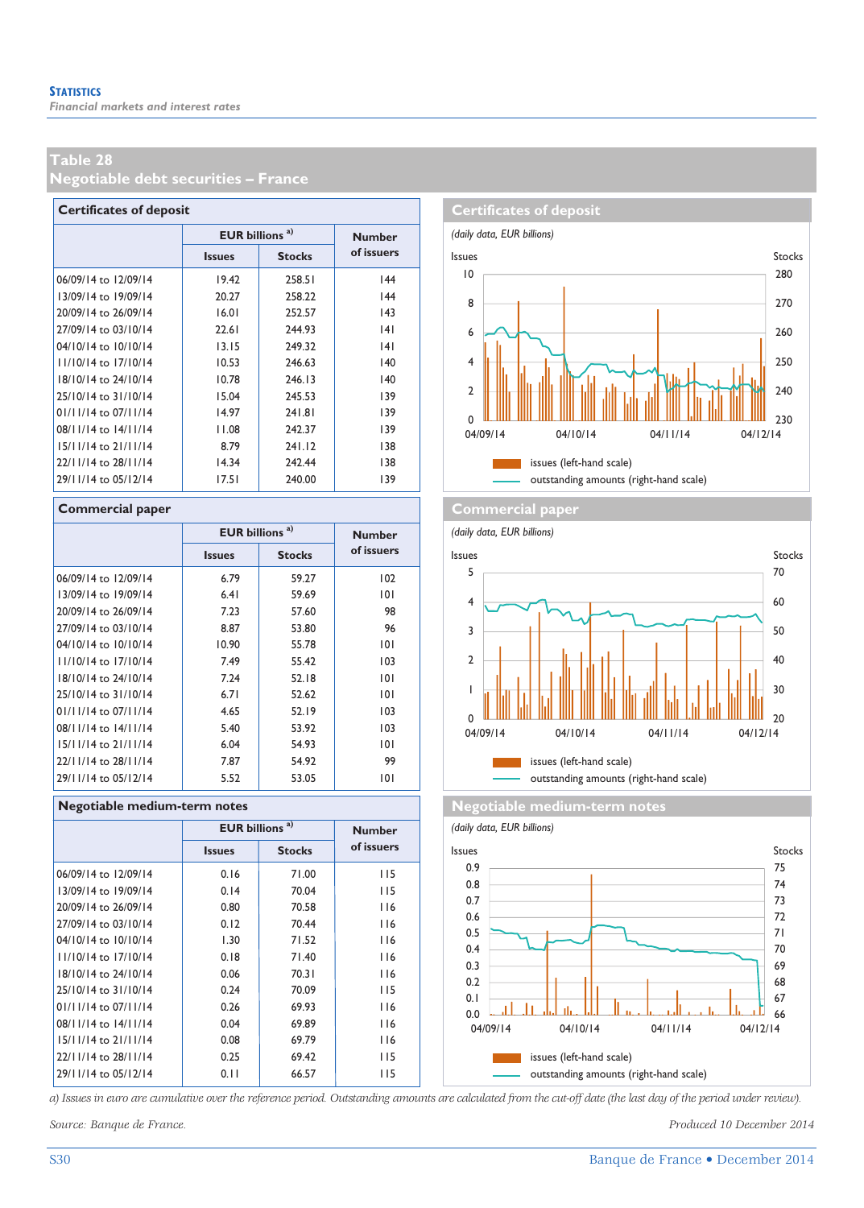## Table 28
## Negotiable debt securities – France

### Certificates of deposit

| | EUR billions [a)] | | Number of issuers |
|---|---|---|---|
| | Issues | Stocks | |
| 06/09/14 to 12/09/14 | 19.42 | 258.51 | 144 |
| 13/09/14 to 19/09/14 | 20.27 | 258.22 | 144 |
| 20/09/14 to 26/09/14 | 16.01 | 252.57 | 143 |
| 27/09/14 to 03/10/14 | 22.61 | 244.93 | 141 |
| 04/10/14 to 10/10/14 | 13.15 | 249.32 | 141 |
| 11/10/14 to 17/10/14 | 10.53 | 246.63 | 140 |
| 18/10/14 to 24/10/14 | 10.78 | 246.13 | 140 |
| 25/10/14 to 31/10/14 | 15.04 | 245.53 | 139 |
| 01/11/14 to 07/11/14 | 14.97 | 241.81 | 139 |
| 08/11/14 to 14/11/14 | 11.08 | 242.37 | 139 |
| 15/11/14 to 21/11/14 | 8.79 | 241.12 | 138 |
| 22/11/14 to 28/11/14 | 14.34 | 242.44 | 138 |
| 29/11/14 to 05/12/14 | 17.51 | 240.00 | 139 |

### Certificates of deposit

*(daily data, EUR billions)*

Issues (left-hand scale); outstanding amounts (right-hand scale)

### Commercial paper

| | EUR billions [a)] | | Number of issuers |
|---|---|---|---|
| | Issues | Stocks | |
| 06/09/14 to 12/09/14 | 6.79 | 59.27 | 102 |
| 13/09/14 to 19/09/14 | 6.41 | 59.69 | 101 |
| 20/09/14 to 26/09/14 | 7.23 | 57.60 | 98 |
| 27/09/14 to 03/10/14 | 8.87 | 53.80 | 96 |
| 04/10/14 to 10/10/14 | 10.90 | 55.78 | 101 |
| 11/10/14 to 17/10/14 | 7.49 | 55.42 | 103 |
| 18/10/14 to 24/10/14 | 7.24 | 52.18 | 101 |
| 25/10/14 to 31/10/14 | 6.71 | 52.62 | 101 |
| 01/11/14 to 07/11/14 | 4.65 | 52.19 | 103 |
| 08/11/14 to 14/11/14 | 5.40 | 53.92 | 103 |
| 15/11/14 to 21/11/14 | 6.04 | 54.93 | 101 |
| 22/11/14 to 28/11/14 | 7.87 | 54.92 | 99 |
| 29/11/14 to 05/12/14 | 5.52 | 53.05 | 101 |

### Commercial paper

*(daily data, EUR billions)*

Issues (left-hand scale); outstanding amounts (right-hand scale)

### Negotiable medium-term notes

| | EUR billions [a)] | | Number of issuers |
|---|---|---|---|
| | Issues | Stocks | |
| 06/09/14 to 12/09/14 | 0.16 | 71.00 | 115 |
| 13/09/14 to 19/09/14 | 0.14 | 70.04 | 115 |
| 20/09/14 to 26/09/14 | 0.80 | 70.58 | 116 |
| 27/09/14 to 03/10/14 | 0.12 | 70.44 | 116 |
| 04/10/14 to 10/10/14 | 1.30 | 71.52 | 116 |
| 11/10/14 to 17/10/14 | 0.18 | 71.40 | 116 |
| 18/10/14 to 24/10/14 | 0.06 | 70.31 | 116 |
| 25/10/14 to 31/10/14 | 0.24 | 70.09 | 115 |
| 01/11/14 to 07/11/14 | 0.26 | 69.93 | 116 |
| 08/11/14 to 14/11/14 | 0.04 | 69.89 | 116 |
| 15/11/14 to 21/11/14 | 0.08 | 69.79 | 116 |
| 22/11/14 to 28/11/14 | 0.25 | 69.42 | 115 |
| 29/11/14 to 05/12/14 | 0.11 | 66.57 | 115 |

### Negotiable medium-term notes

*(daily data, EUR billions)*

Issues (left-hand scale); outstanding amounts (right-hand scale)

*a) Issues in euro are cumulative over the reference period. Outstanding amounts are calculated from the cut-off date (the last day of the period under review).*

*Source: Banque de France.*

*Produced 10 December 2014*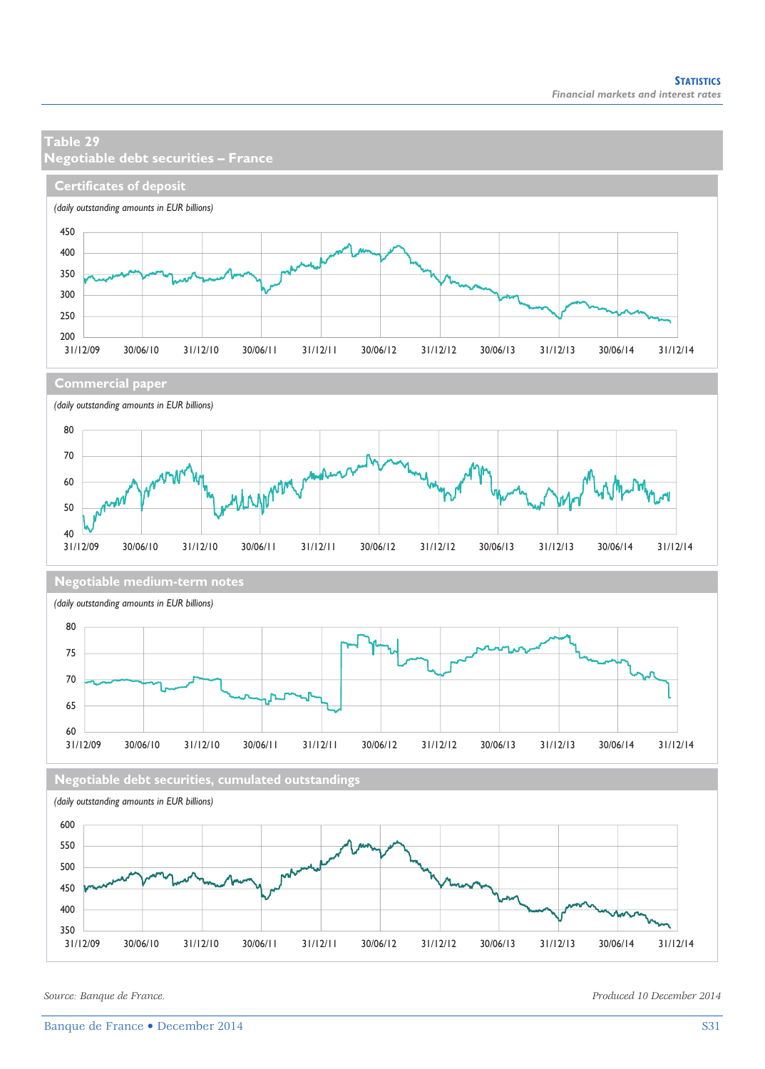## Table 29
## Negotiable debt securities – France

### Certificates of deposit

*(daily outstanding amounts in EUR billions)*

### Commercial paper

*(daily outstanding amounts in EUR billions)*

### Negotiable medium-term notes

*(daily outstanding amounts in EUR billions)*

### Negotiable debt securities, cumulated outstandings

*(daily outstanding amounts in EUR billions)*

*Source: Banque de France.*

*Produced 10 December 2014*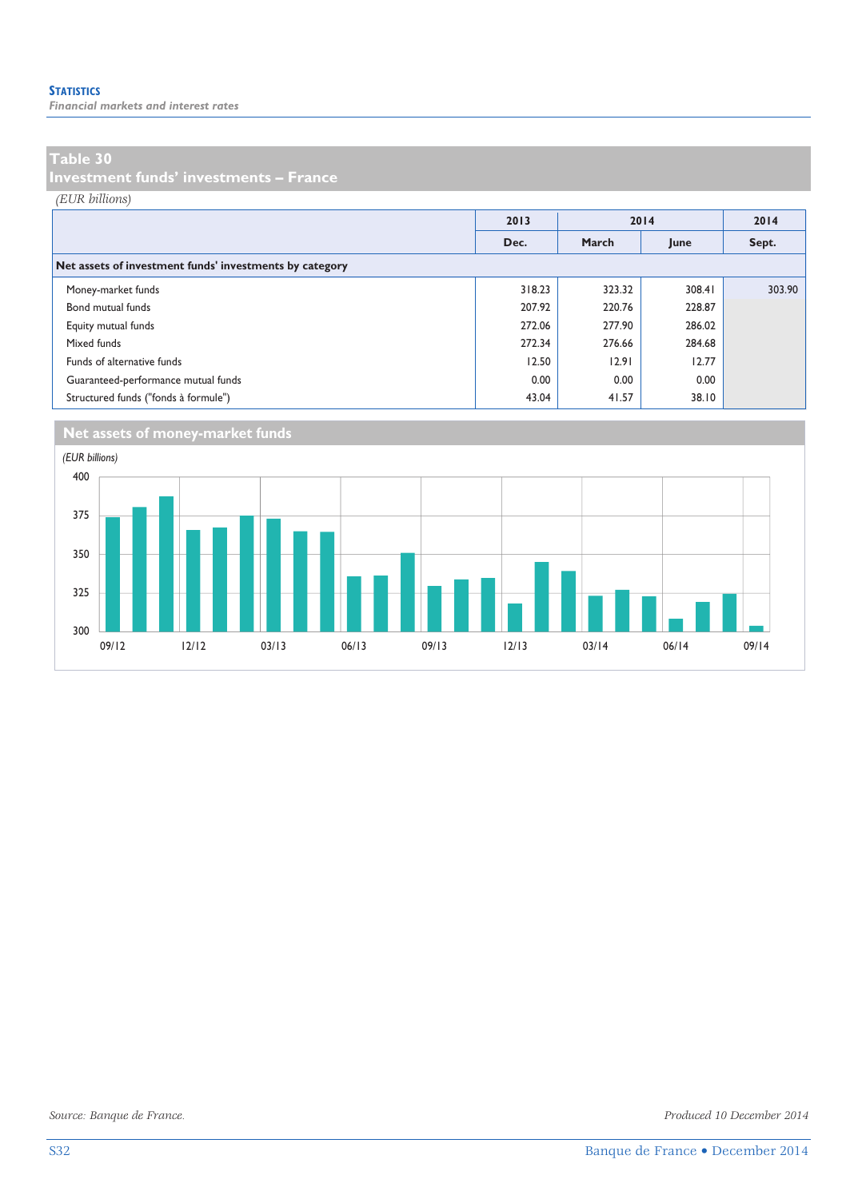## Table 30
## Investment funds' investments – France

*(EUR billions)*

| | 2013 | 2014 | | 2014 |
|---|---|---|---|---|
| | Dec. | March | June | Sept. |
| **Net assets of investment funds' investments by category** | | | | |
| Money-market funds | 318.23 | 323.32 | 308.41 | 303.90 |
| Bond mutual funds | 207.92 | 220.76 | 228.87 | |
| Equity mutual funds | 272.06 | 277.90 | 286.02 | |
| Mixed funds | 272.34 | 276.66 | 284.68 | |
| Funds of alternative funds | 12.50 | 12.91 | 12.77 | |
| Guaranteed-performance mutual funds | 0.00 | 0.00 | 0.00 | |
| Structured funds ("fonds à formule") | 43.04 | 41.57 | 38.10 | |

### Net assets of money-market funds

*(EUR billions)*

Source: Banque de France.

Produced 10 December 2014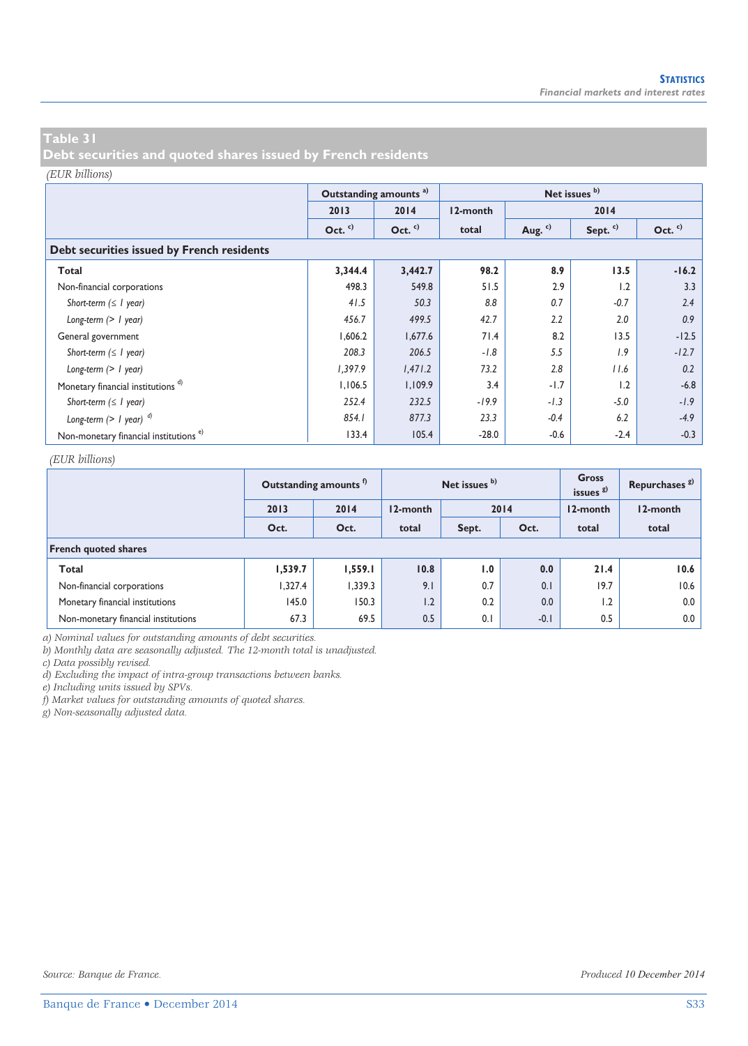## Table 31
## Debt securities and quoted shares issued by French residents

*(EUR billions)*

| | Outstanding amounts [a] | | Net issues [b] | | | |
|---|---|---|---|---|---|---|
| | 2013 | 2014 | 12-month | 2014 | | |
| | Oct. [c] | Oct. [c] | total | Aug. [c] | Sept. [c] | Oct. [c] |
| **Debt securities issued by French residents** | | | | | | |
| **Total** | **3,344.4** | **3,442.7** | **98.2** | **8.9** | **13.5** | **-16.2** |
| Non-financial corporations | 498.3 | 549.8 | 51.5 | 2.9 | 1.2 | 3.3 |
| *Short-term (≤ 1 year)* | *41.5* | *50.3* | *8.8* | *0.7* | *-0.7* | *2.4* |
| *Long-term (> 1 year)* | *456.7* | *499.5* | *42.7* | *2.2* | *2.0* | *0.9* |
| General government | 1,606.2 | 1,677.6 | 71.4 | 8.2 | 13.5 | -12.5 |
| *Short-term (≤ 1 year)* | *208.3* | *206.5* | *-1.8* | *5.5* | *1.9* | *-12.7* |
| *Long-term (> 1 year)* | *1,397.9* | *1,471.2* | *73.2* | *2.8* | *11.6* | *0.2* |
| Monetary financial institutions [d] | 1,106.5 | 1,109.9 | 3.4 | -1.7 | 1.2 | -6.8 |
| *Short-term (≤ 1 year)* | *252.4* | *232.5* | *-19.9* | *-1.3* | *-5.0* | *-1.9* |
| *Long-term (> 1 year)* [d] | *854.1* | *877.3* | *23.3* | *-0.4* | *6.2* | *-4.9* |
| Non-monetary financial institutions [e] | 133.4 | 105.4 | -28.0 | -0.6 | -2.4 | -0.3 |

*(EUR billions)*

| | Outstanding amounts [f] | | Net issues [b] | | | Gross issues [g] | Repurchases [g] |
|---|---|---|---|---|---|---|---|
| | 2013 | 2014 | 12-month | 2014 | | 12-month | 12-month |
| | Oct. | Oct. | total | Sept. | Oct. | total | total |
| **French quoted shares** | | | | | | | |
| **Total** | **1,539.7** | **1,559.1** | **10.8** | **1.0** | **0.0** | **21.4** | **10.6** |
| Non-financial corporations | 1,327.4 | 1,339.3 | 9.1 | 0.7 | 0.1 | 19.7 | 10.6 |
| Monetary financial institutions | 145.0 | 150.3 | 1.2 | 0.2 | 0.0 | 1.2 | 0.0 |
| Non-monetary financial institutions | 67.3 | 69.5 | 0.5 | 0.1 | -0.1 | 0.5 | 0.0 |

*a) Nominal values for outstanding amounts of debt securities.*
*b) Monthly data are seasonally adjusted. The 12-month total is unadjusted.*
*c) Data possibly revised.*
*d) Excluding the impact of intra-group transactions between banks.*
*e) Including units issued by SPVs.*
*f) Market values for outstanding amounts of quoted shares.*
*g) Non-seasonally adjusted data.*

*Source: Banque de France.*

*Produced 10 December 2014*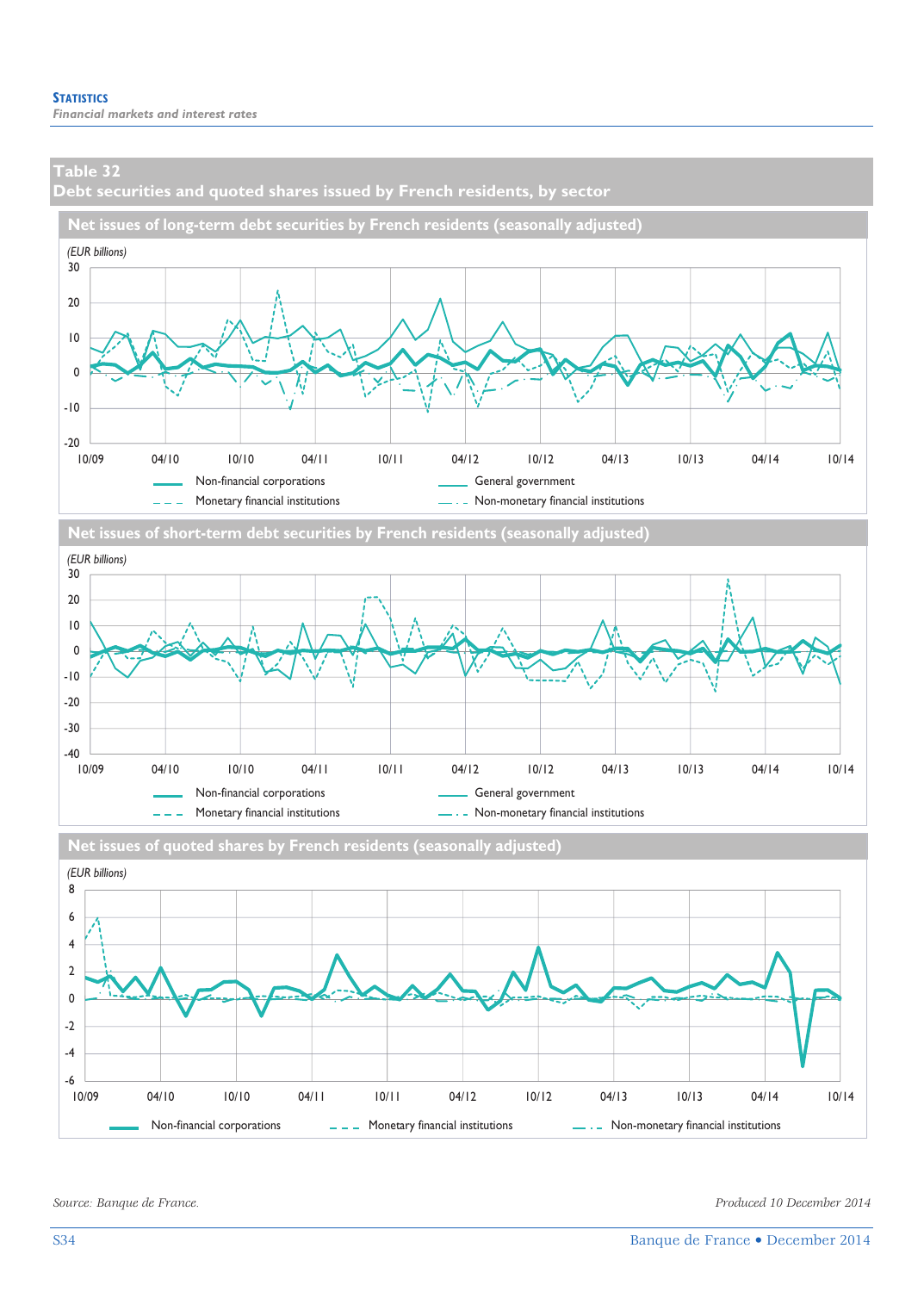## Table 32
## Debt securities and quoted shares issued by French residents, by sector

### Net issues of long-term debt securities by French residents (seasonally adjusted)

(EUR billions)

Non-financial corporations — General government — Monetary financial institutions — Non-monetary financial institutions

### Net issues of short-term debt securities by French residents (seasonally adjusted)

(EUR billions)

Non-financial corporations — General government — Monetary financial institutions — Non-monetary financial institutions

### Net issues of quoted shares by French residents (seasonally adjusted)

(EUR billions)

Non-financial corporations — Monetary financial institutions — Non-monetary financial institutions

*Source: Banque de France.*

*Produced 10 December 2014*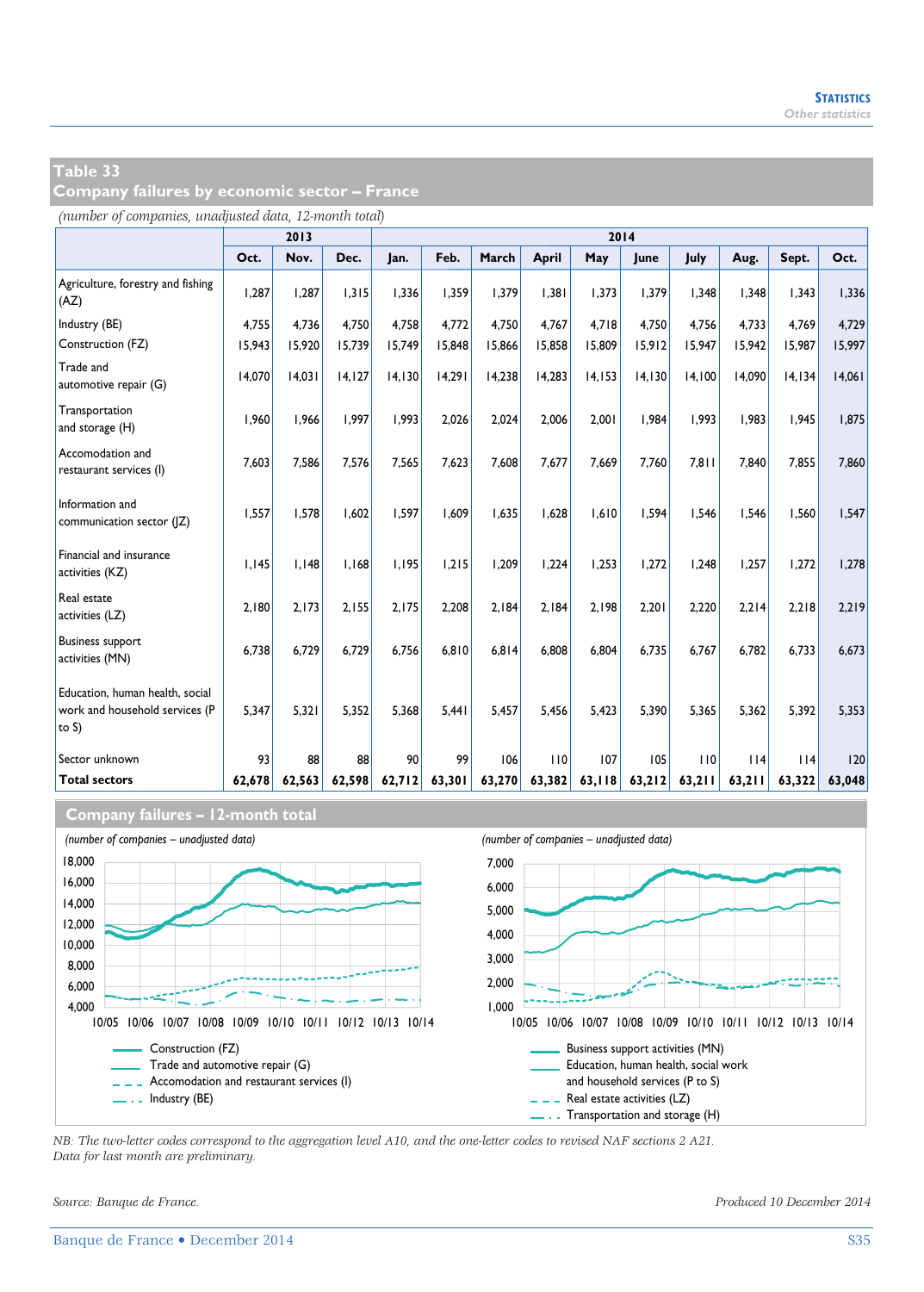## Table 33
## Company failures by economic sector – France

*(number of companies, unadjusted data, 12-month total)*

| | 2013 | | | 2014 | | | | | | | | | |
|---|---|---|---|---|---|---|---|---|---|---|---|---|---|
| | Oct. | Nov. | Dec. | Jan. | Feb. | March | April | May | June | July | Aug. | Sept. | Oct. |
| Agriculture, forestry and fishing (AZ) | 1,287 | 1,287 | 1,315 | 1,336 | 1,359 | 1,379 | 1,381 | 1,373 | 1,379 | 1,348 | 1,348 | 1,343 | 1,336 |
| Industry (BE) | 4,755 | 4,736 | 4,750 | 4,758 | 4,772 | 4,750 | 4,767 | 4,718 | 4,750 | 4,756 | 4,733 | 4,769 | 4,729 |
| Construction (FZ) | 15,943 | 15,920 | 15,739 | 15,749 | 15,848 | 15,866 | 15,858 | 15,809 | 15,912 | 15,947 | 15,942 | 15,987 | 15,997 |
| Trade and automotive repair (G) | 14,070 | 14,031 | 14,127 | 14,130 | 14,291 | 14,238 | 14,283 | 14,153 | 14,130 | 14,100 | 14,090 | 14,134 | 14,061 |
| Transportation and storage (H) | 1,960 | 1,966 | 1,997 | 1,993 | 2,026 | 2,024 | 2,006 | 2,001 | 1,984 | 1,993 | 1,983 | 1,945 | 1,875 |
| Accomodation and restaurant services (I) | 7,603 | 7,586 | 7,576 | 7,565 | 7,623 | 7,608 | 7,677 | 7,669 | 7,760 | 7,811 | 7,840 | 7,855 | 7,860 |
| Information and communication sector (JZ) | 1,557 | 1,578 | 1,602 | 1,597 | 1,609 | 1,635 | 1,628 | 1,610 | 1,594 | 1,546 | 1,546 | 1,560 | 1,547 |
| Financial and insurance activities (KZ) | 1,145 | 1,148 | 1,168 | 1,195 | 1,215 | 1,209 | 1,224 | 1,253 | 1,272 | 1,248 | 1,257 | 1,272 | 1,278 |
| Real estate activities (LZ) | 2,180 | 2,173 | 2,155 | 2,175 | 2,208 | 2,184 | 2,184 | 2,198 | 2,201 | 2,220 | 2,214 | 2,218 | 2,219 |
| Business support activities (MN) | 6,738 | 6,729 | 6,729 | 6,756 | 6,810 | 6,814 | 6,808 | 6,804 | 6,735 | 6,767 | 6,782 | 6,733 | 6,673 |
| Education, human health, social work and household services (P to S) | 5,347 | 5,321 | 5,352 | 5,368 | 5,441 | 5,457 | 5,456 | 5,423 | 5,390 | 5,365 | 5,362 | 5,392 | 5,353 |
| Sector unknown | 93 | 88 | 88 | 90 | 99 | 106 | 110 | 107 | 105 | 110 | 114 | 114 | 120 |
| **Total sectors** | **62,678** | **62,563** | **62,598** | **62,712** | **63,301** | **63,270** | **63,382** | **63,118** | **63,212** | **63,211** | **63,211** | **63,322** | **63,048** |

## Company failures – 12-month total

*(number of companies – unadjusted data)*

Construction (FZ)
Trade and automotive repair (G)
Accomodation and restaurant services (I)
Industry (BE)

*(number of companies – unadjusted data)*

Business support activities (MN)
Education, human health, social work and household services (P to S)
Real estate activities (LZ)
Transportation and storage (H)

*NB: The two-letter codes correspond to the aggregation level A10, and the one-letter codes to revised NAF sections 2 A21. Data for last month are preliminary.*

*Source: Banque de France.*

*Produced 10 December 2014*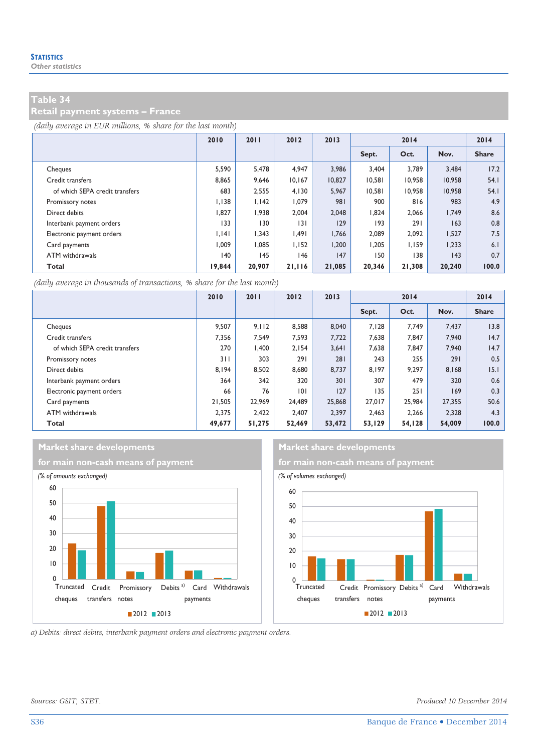**Statistics**
*Other statistics*

## Table 34
## Retail payment systems – France

*(daily average in EUR millions, % share for the last month)*

| | 2010 | 2011 | 2012 | 2013 | 2014 | | | 2014 |
|---|---|---|---|---|---|---|---|---|
| | | | | | Sept. | Oct. | Nov. | Share |
| Cheques | 5,590 | 5,478 | 4,947 | 3,986 | 3,404 | 3,789 | 3,484 | 17.2 |
| Credit transfers | 8,865 | 9,646 | 10,167 | 10,827 | 10,581 | 10,958 | 10,958 | 54.1 |
| of which SEPA credit transfers | 683 | 2,555 | 4,130 | 5,967 | 10,581 | 10,958 | 10,958 | 54.1 |
| Promissory notes | 1,138 | 1,142 | 1,079 | 981 | 900 | 816 | 983 | 4.9 |
| Direct debits | 1,827 | 1,938 | 2,004 | 2,048 | 1,824 | 2,066 | 1,749 | 8.6 |
| Interbank payment orders | 133 | 130 | 131 | 129 | 193 | 291 | 163 | 0.8 |
| Electronic payment orders | 1,141 | 1,343 | 1,491 | 1,766 | 2,089 | 2,092 | 1,527 | 7.5 |
| Card payments | 1,009 | 1,085 | 1,152 | 1,200 | 1,205 | 1,159 | 1,233 | 6.1 |
| ATM withdrawals | 140 | 145 | 146 | 147 | 150 | 138 | 143 | 0.7 |
| **Total** | **19,844** | **20,907** | **21,116** | **21,085** | **20,346** | **21,308** | **20,240** | **100.0** |

*(daily average in thousands of transactions, % share for the last month)*

| | 2010 | 2011 | 2012 | 2013 | 2014 | | | 2014 |
|---|---|---|---|---|---|---|---|---|
| | | | | | Sept. | Oct. | Nov. | Share |
| Cheques | 9,507 | 9,112 | 8,588 | 8,040 | 7,128 | 7,749 | 7,437 | 13.8 |
| Credit transfers | 7,356 | 7,549 | 7,593 | 7,722 | 7,638 | 7,847 | 7,940 | 14.7 |
| of which SEPA credit transfers | 270 | 1,400 | 2,154 | 3,641 | 7,638 | 7,847 | 7,940 | 14.7 |
| Promissory notes | 311 | 303 | 291 | 281 | 243 | 255 | 291 | 0.5 |
| Direct debits | 8,194 | 8,502 | 8,680 | 8,737 | 8,197 | 9,297 | 8,168 | 15.1 |
| Interbank payment orders | 364 | 342 | 320 | 301 | 307 | 479 | 320 | 0.6 |
| Electronic payment orders | 66 | 76 | 101 | 127 | 135 | 251 | 169 | 0.3 |
| Card payments | 21,505 | 22,969 | 24,489 | 25,868 | 27,017 | 25,984 | 27,355 | 50.6 |
| ATM withdrawals | 2,375 | 2,422 | 2,407 | 2,397 | 2,463 | 2,266 | 2,328 | 4.3 |
| **Total** | **49,677** | **51,275** | **52,469** | **53,472** | **53,129** | **54,128** | **54,009** | **100.0** |

### Market share developments for main non-cash means of payment

*(% of amounts exchanged)*

Categories: Truncated cheques, Credit transfers, Promissory notes, Debits[a], Card payments, Withdrawals — 2012, 2013

### Market share developments for main non-cash means of payment

*(% of volumes exchanged)*

Categories: Truncated cheques, Credit transfers, Promissory notes, Debits[a], Card payments, Withdrawals — 2012, 2013

*a) Debits: direct debits, interbank payment orders and electronic payment orders.*

*Sources: GSIT, STET.*

*Produced 10 December 2014*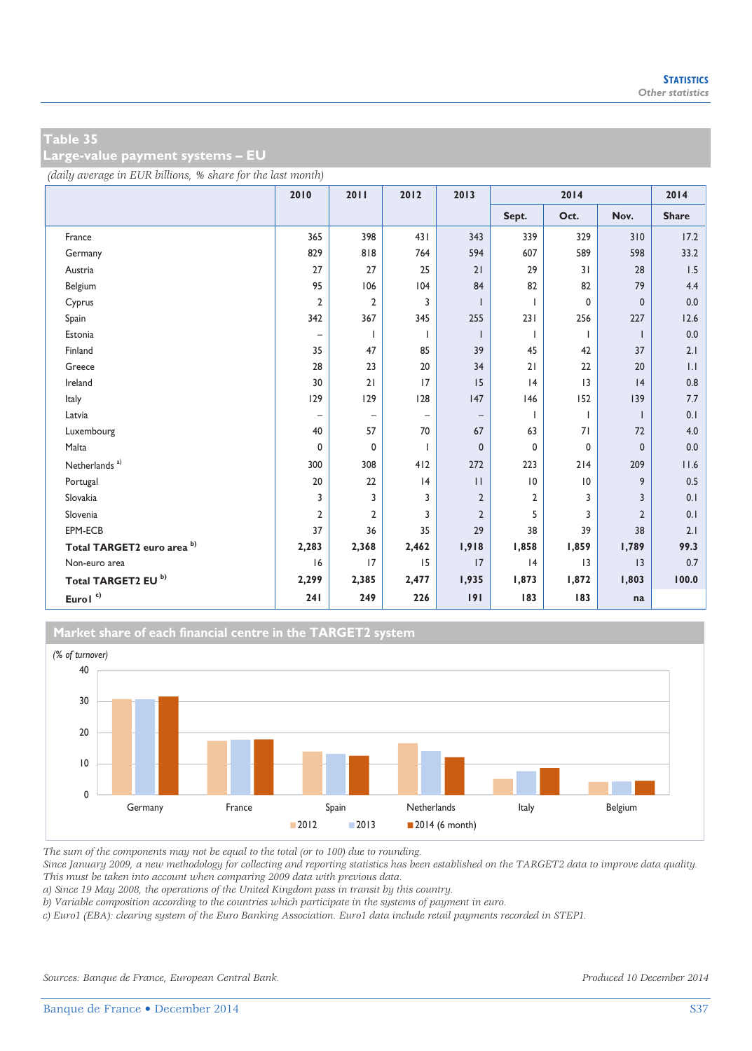## Table 35
## Large-value payment systems – EU

*(daily average in EUR billions, % share for the last month)*

| | 2010 | 2011 | 2012 | 2013 | 2014 | | | 2014 |
|---|---|---|---|---|---|---|---|---|
| | | | | | Sept. | Oct. | Nov. | Share |
| France | 365 | 398 | 431 | 343 | 339 | 329 | 310 | 17.2 |
| Germany | 829 | 818 | 764 | 594 | 607 | 589 | 598 | 33.2 |
| Austria | 27 | 27 | 25 | 21 | 29 | 31 | 28 | 1.5 |
| Belgium | 95 | 106 | 104 | 84 | 82 | 82 | 79 | 4.4 |
| Cyprus | 2 | 2 | 3 | 1 | 1 | 0 | 0 | 0.0 |
| Spain | 342 | 367 | 345 | 255 | 231 | 256 | 227 | 12.6 |
| Estonia | – | 1 | 1 | 1 | 1 | 1 | 1 | 0.0 |
| Finland | 35 | 47 | 85 | 39 | 45 | 42 | 37 | 2.1 |
| Greece | 28 | 23 | 20 | 34 | 21 | 22 | 20 | 1.1 |
| Ireland | 30 | 21 | 17 | 15 | 14 | 13 | 14 | 0.8 |
| Italy | 129 | 129 | 128 | 147 | 146 | 152 | 139 | 7.7 |
| Latvia | – | – | – | – | 1 | 1 | 1 | 0.1 |
| Luxembourg | 40 | 57 | 70 | 67 | 63 | 71 | 72 | 4.0 |
| Malta | 0 | 0 | 1 | 0 | 0 | 0 | 0 | 0.0 |
| Netherlands [a] | 300 | 308 | 412 | 272 | 223 | 214 | 209 | 11.6 |
| Portugal | 20 | 22 | 14 | 11 | 10 | 10 | 9 | 0.5 |
| Slovakia | 3 | 3 | 3 | 2 | 2 | 3 | 3 | 0.1 |
| Slovenia | 2 | 2 | 3 | 2 | 5 | 3 | 2 | 0.1 |
| EPM-ECB | 37 | 36 | 35 | 29 | 38 | 39 | 38 | 2.1 |
| **Total TARGET2 euro area [b]** | **2,283** | **2,368** | **2,462** | **1,918** | **1,858** | **1,859** | **1,789** | **99.3** |
| Non-euro area | 16 | 17 | 15 | 17 | 14 | 13 | 13 | 0.7 |
| **Total TARGET2 EU [b]** | **2,299** | **2,385** | **2,477** | **1,935** | **1,873** | **1,872** | **1,803** | **100.0** |
| **Euro1 [c]** | **241** | **249** | **226** | **191** | **183** | **183** | **na** | |

### Market share of each financial centre in the TARGET2 system

*(% of turnover)*

| | 2012 | 2013 | 2014 (6 month) |
|---|---|---|---|
| Germany | | | |
| France | | | |
| Spain | | | |
| Netherlands | | | |
| Italy | | | |
| Belgium | | | |

*The sum of the components may not be equal to the total (or to 100) due to rounding.*
*Since January 2009, a new methodology for collecting and reporting statistics has been established on the TARGET2 data to improve data quality. This must be taken into account when comparing 2009 data with previous data.*
*a) Since 19 May 2008, the operations of the United Kingdom pass in transit by this country.*
*b) Variable composition according to the countries which participate in the systems of payment in euro.*
*c) Euro1 (EBA): clearing system of the Euro Banking Association. Euro1 data include retail payments recorded in STEP1.*

*Sources: Banque de France, European Central Bank.* *Produced 10 December 2014*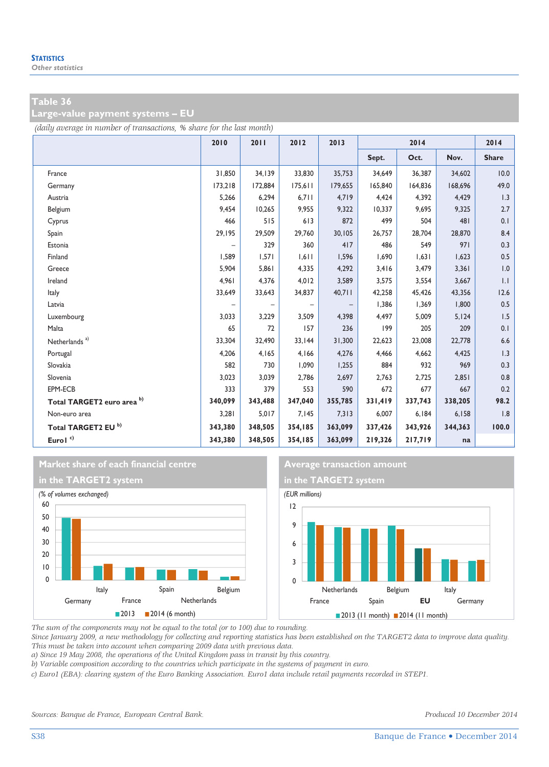## Table 36
## Large-value payment systems – EU

*(daily average in number of transactions, % share for the last month)*

| | 2010 | 2011 | 2012 | 2013 | 2014 | | | 2014 |
|---|---|---|---|---|---|---|---|---|
| | | | | | Sept. | Oct. | Nov. | Share |
| France | 31,850 | 34,139 | 33,830 | 35,753 | 34,649 | 36,387 | 34,602 | 10.0 |
| Germany | 173,218 | 172,884 | 175,611 | 179,655 | 165,840 | 164,836 | 168,696 | 49.0 |
| Austria | 5,266 | 6,294 | 6,711 | 4,719 | 4,424 | 4,392 | 4,429 | 1.3 |
| Belgium | 9,454 | 10,265 | 9,955 | 9,322 | 10,337 | 9,695 | 9,325 | 2.7 |
| Cyprus | 466 | 515 | 613 | 872 | 499 | 504 | 481 | 0.1 |
| Spain | 29,195 | 29,509 | 29,760 | 30,105 | 26,757 | 28,704 | 28,870 | 8.4 |
| Estonia | – | 329 | 360 | 417 | 486 | 549 | 971 | 0.3 |
| Finland | 1,589 | 1,571 | 1,611 | 1,596 | 1,690 | 1,631 | 1,623 | 0.5 |
| Greece | 5,904 | 5,861 | 4,335 | 4,292 | 3,416 | 3,479 | 3,361 | 1.0 |
| Ireland | 4,961 | 4,376 | 4,012 | 3,589 | 3,575 | 3,554 | 3,667 | 1.1 |
| Italy | 33,649 | 33,643 | 34,837 | 40,711 | 42,258 | 45,426 | 43,356 | 12.6 |
| Latvia | – | – | – | – | 1,386 | 1,369 | 1,800 | 0.5 |
| Luxembourg | 3,033 | 3,229 | 3,509 | 4,398 | 4,497 | 5,009 | 5,124 | 1.5 |
| Malta | 65 | 72 | 157 | 236 | 199 | 205 | 209 | 0.1 |
| Netherlands [a] | 33,304 | 32,490 | 33,144 | 31,300 | 22,623 | 23,008 | 22,778 | 6.6 |
| Portugal | 4,206 | 4,165 | 4,166 | 4,276 | 4,466 | 4,662 | 4,425 | 1.3 |
| Slovakia | 582 | 730 | 1,090 | 1,255 | 884 | 932 | 969 | 0.3 |
| Slovenia | 3,023 | 3,039 | 2,786 | 2,697 | 2,763 | 2,725 | 2,851 | 0.8 |
| EPM-ECB | 333 | 379 | 553 | 590 | 672 | 677 | 667 | 0.2 |
| **Total TARGET2 euro area [b]** | **340,099** | **343,488** | **347,040** | **355,785** | **331,419** | **337,743** | **338,205** | **98.2** |
| Non-euro area | 3,281 | 5,017 | 7,145 | 7,313 | 6,007 | 6,184 | 6,158 | 1.8 |
| **Total TARGET2 EU [b]** | **343,380** | **348,505** | **354,185** | **363,099** | **337,426** | **343,926** | **344,363** | **100.0** |
| **Euro1 [c]** | **343,380** | **348,505** | **354,185** | **363,099** | **219,326** | **217,719** | **na** | |

### Market share of each financial centre in the TARGET2 system

*(% of volumes exchanged)*

### Average transaction amount in the TARGET2 system

*(EUR millions)*

*The sum of the components may not be equal to the total (or to 100) due to rounding.*
*Since January 2009, a new methodology for collecting and reporting statistics has been established on the TARGET2 data to improve data quality. This must be taken into account when comparing 2009 data with previous data.*
*a) Since 19 May 2008, the operations of the United Kingdom pass in transit by this country.*
*b) Variable composition according to the countries which participate in the systems of payment in euro.*
*c) Euro1 (EBA): clearing system of the Euro Banking Association. Euro1 data include retail payments recorded in STEP1.*

*Sources: Banque de France, European Central Bank.*

*Produced 10 December 2014*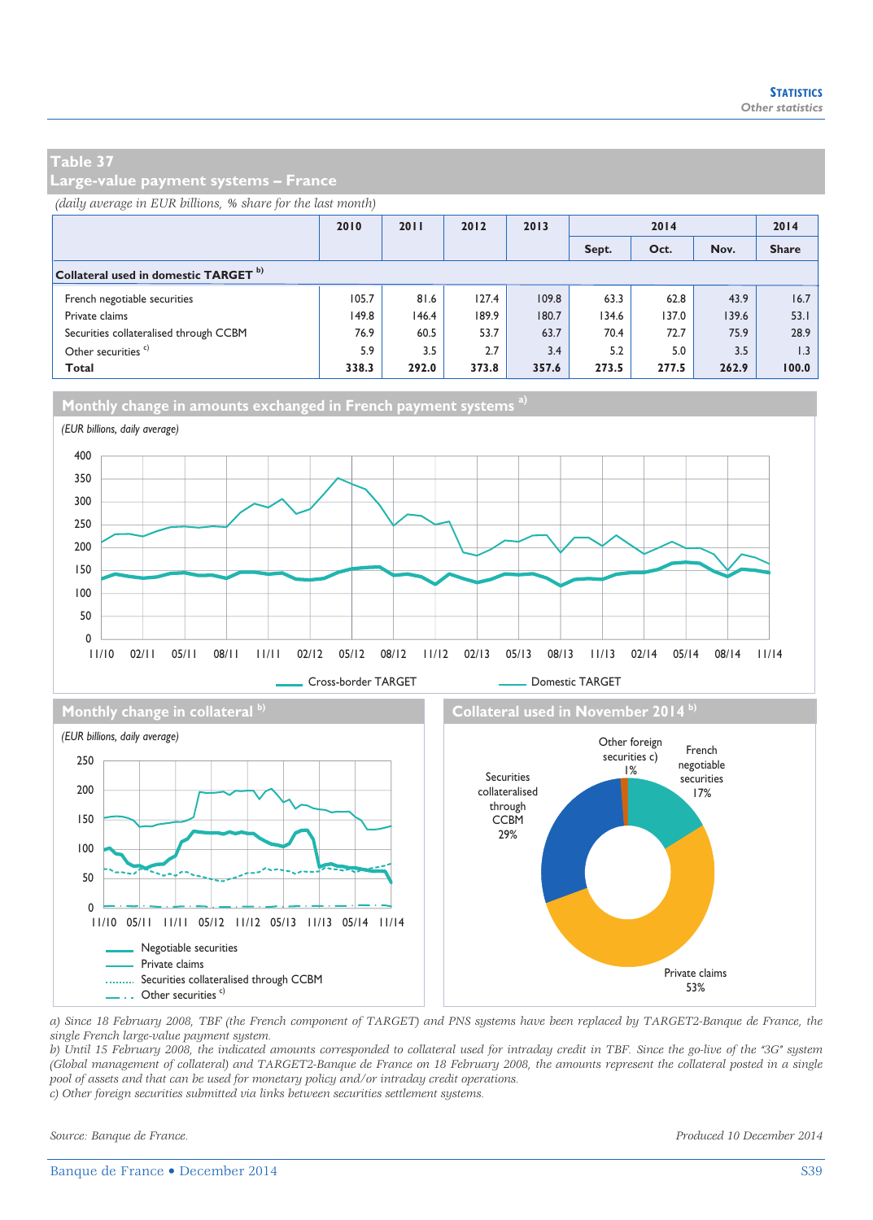## Table 37
## Large-value payment systems – France

*(daily average in EUR billions, % share for the last month)*

| | 2010 | 2011 | 2012 | 2013 | 2014 | | | 2014 |
|---|---|---|---|---|---|---|---|---|
| | | | | | Sept. | Oct. | Nov. | Share |
| **Collateral used in domestic TARGET** [b)] | | | | | | | | |
| French negotiable securities | 105.7 | 81.6 | 127.4 | 109.8 | 63.3 | 62.8 | 43.9 | 16.7 |
| Private claims | 149.8 | 146.4 | 189.9 | 180.7 | 134.6 | 137.0 | 139.6 | 53.1 |
| Securities collateralised through CCBM | 76.9 | 60.5 | 53.7 | 63.7 | 70.4 | 72.7 | 75.9 | 28.9 |
| Other securities [c)] | 5.9 | 3.5 | 2.7 | 3.4 | 5.2 | 5.0 | 3.5 | 1.3 |
| **Total** | **338.3** | **292.0** | **373.8** | **357.6** | **273.5** | **277.5** | **262.9** | **100.0** |

### Monthly change in amounts exchanged in French payment systems [a)]

*(EUR billions, daily average)*

Cross-border TARGET — Domestic TARGET

### Monthly change in collateral [b)]

*(EUR billions, daily average)*

Negotiable securities — Private claims — Securities collateralised through CCBM — Other securities [c)]

### Collateral used in November 2014 [b)]

Other foreign securities c) 1%; French negotiable securities 17%; Securities collateralised through CCBM 29%; Private claims 53%

a) Since 18 February 2008, TBF (the French component of TARGET) and PNS systems have been replaced by TARGET2-Banque de France, the single French large-value payment system.

b) Until 15 February 2008, the indicated amounts corresponded to collateral used for intraday credit in TBF. Since the go-live of the "3G" system (Global management of collateral) and TARGET2-Banque de France on 18 February 2008, the amounts represent the collateral posted in a single pool of assets and that can be used for monetary policy and/or intraday credit operations.

c) Other foreign securities submitted via links between securities settlement systems.

*Source: Banque de France.*

*Produced 10 December 2014*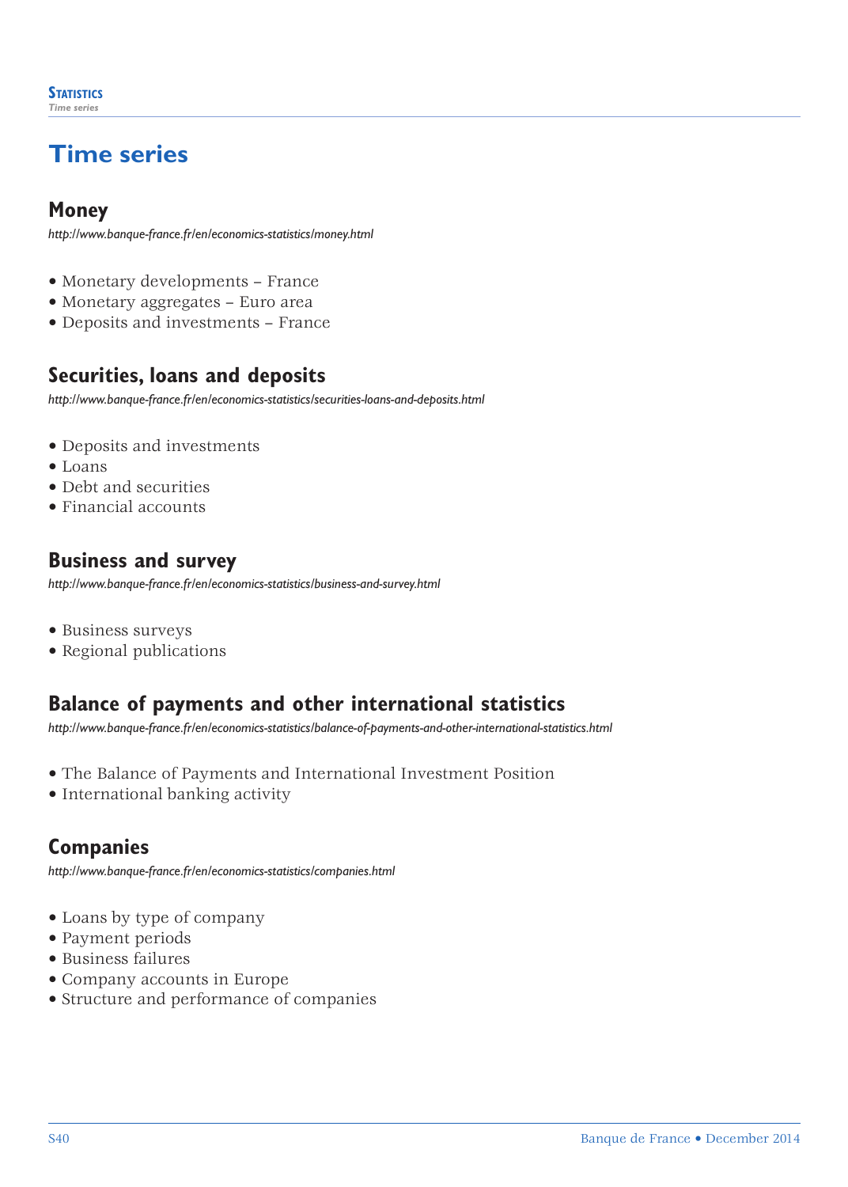# Time series

## Money

*http://www.banque-france.fr/en/economics-statistics/money.html*

- Monetary developments – France
- Monetary aggregates – Euro area
- Deposits and investments – France

## Securities, loans and deposits

*http://www.banque-france.fr/en/economics-statistics/securities-loans-and-deposits.html*

- Deposits and investments
- Loans
- Debt and securities
- Financial accounts

## Business and survey

*http://www.banque-france.fr/en/economics-statistics/business-and-survey.html*

- Business surveys
- Regional publications

## Balance of payments and other international statistics

*http://www.banque-france.fr/en/economics-statistics/balance-of-payments-and-other-international-statistics.html*

- The Balance of Payments and International Investment Position
- International banking activity

## Companies

*http://www.banque-france.fr/en/economics-statistics/companies.html*

- Loans by type of company
- Payment periods
- Business failures
- Company accounts in Europe
- Structure and performance of companies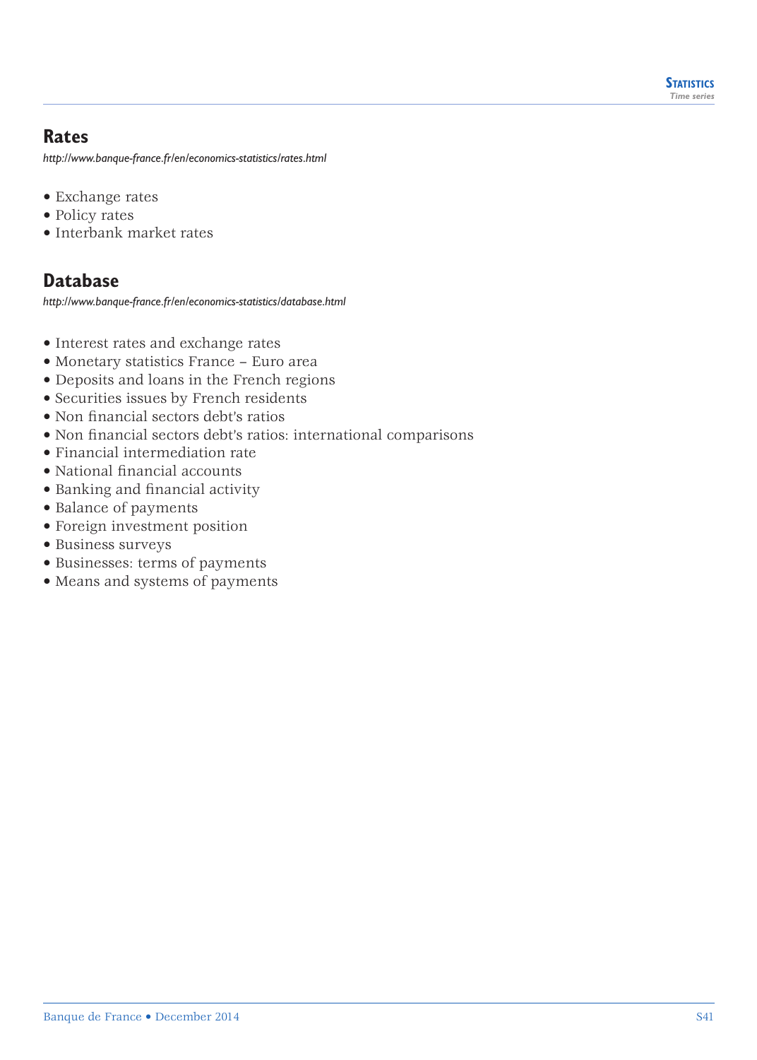## Rates

*http://www.banque-france.fr/en/economics-statistics/rates.html*

- Exchange rates
- Policy rates
- Interbank market rates

## Database

*http://www.banque-france.fr/en/economics-statistics/database.html*

- Interest rates and exchange rates
- Monetary statistics France – Euro area
- Deposits and loans in the French regions
- Securities issues by French residents
- Non financial sectors debt's ratios
- Non financial sectors debt's ratios: international comparisons
- Financial intermediation rate
- National financial accounts
- Banking and financial activity
- Balance of payments
- Foreign investment position
- Business surveys
- Businesses: terms of payments
- Means and systems of payments